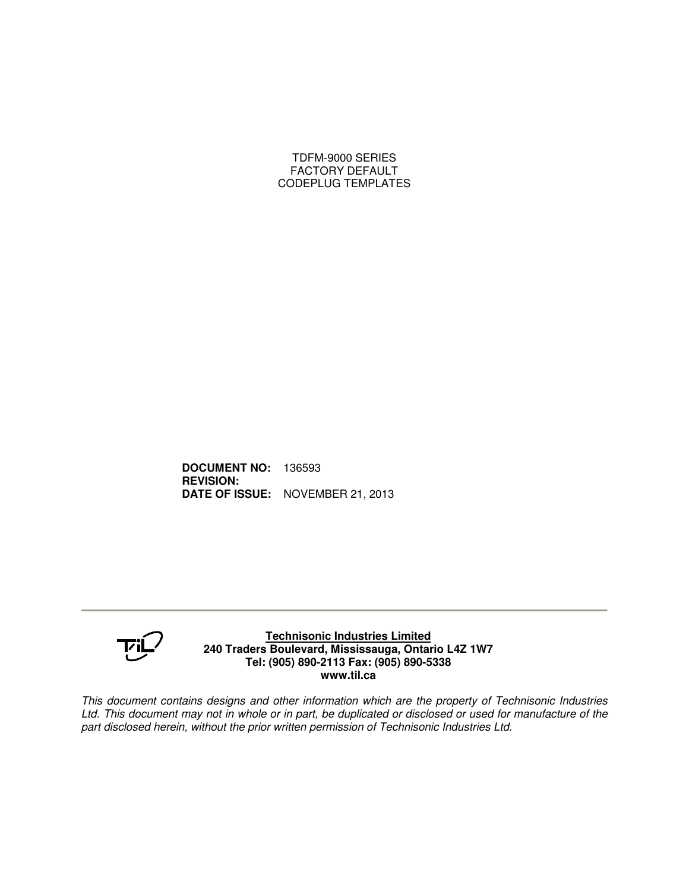# TDFM-9000 SERIES
# FACTORY DEFAULT
# CODEPLUG TEMPLATES

**DOCUMENT NO:** 136593
**REVISION:**
**DATE OF ISSUE:** NOVEMBER 21, 2013

**Technisonic Industries Limited**
**240 Traders Boulevard, Mississauga, Ontario L4Z 1W7**
**Tel: (905) 890-2113 Fax: (905) 890-5338**
**www.til.ca**

*This document contains designs and other information which are the property of Technisonic Industries Ltd. This document may not in whole or in part, be duplicated or disclosed or used for manufacture of the part disclosed herein, without the prior written permission of Technisonic Industries Ltd.*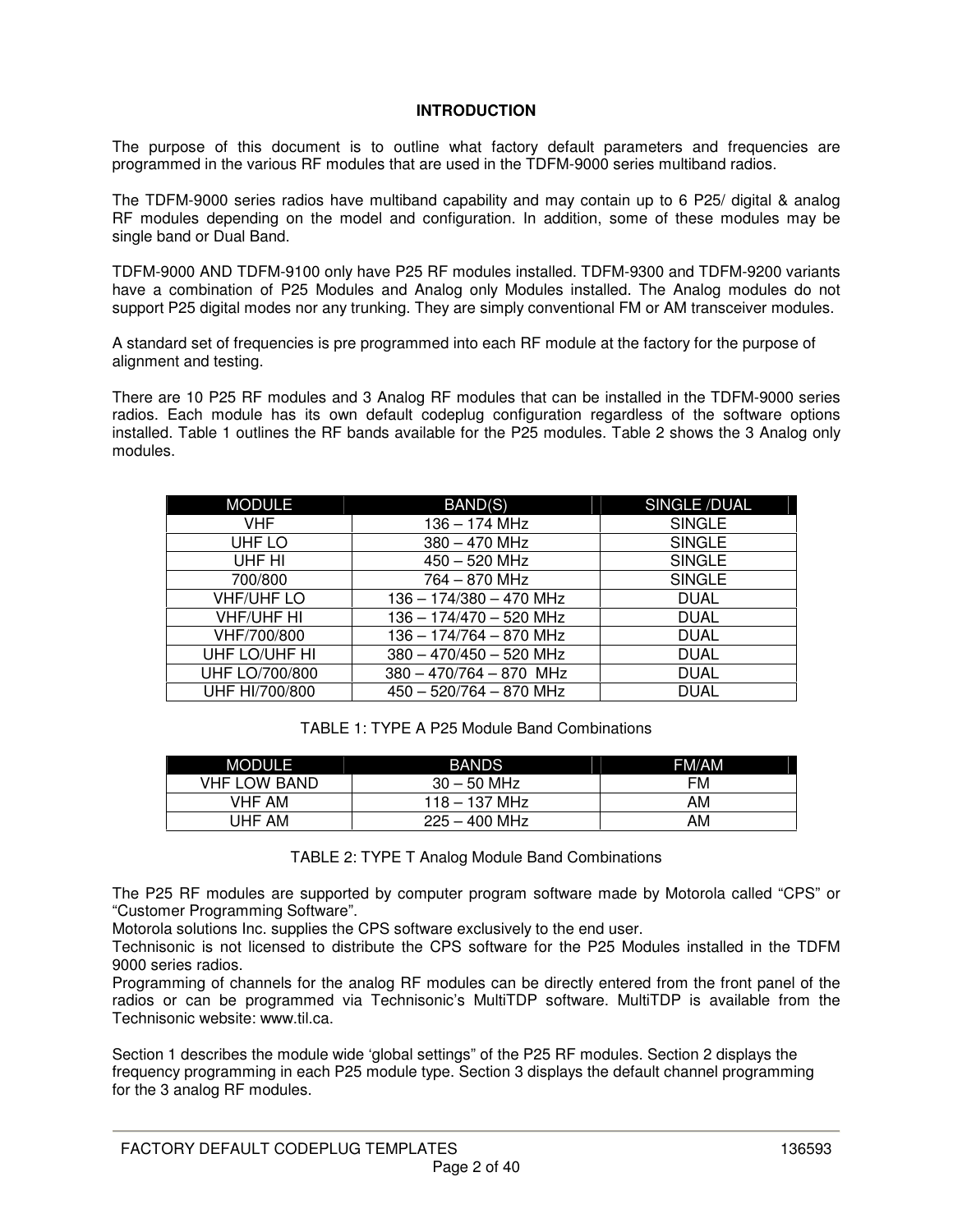# INTRODUCTION

The purpose of this document is to outline what factory default parameters and frequencies are programmed in the various RF modules that are used in the TDFM-9000 series multiband radios.

The TDFM-9000 series radios have multiband capability and may contain up to 6 P25/ digital & analog RF modules depending on the model and configuration. In addition, some of these modules may be single band or Dual Band.

TDFM-9000 AND TDFM-9100 only have P25 RF modules installed. TDFM-9300 and TDFM-9200 variants have a combination of P25 Modules and Analog only Modules installed. The Analog modules do not support P25 digital modes nor any trunking. They are simply conventional FM or AM transceiver modules.

A standard set of frequencies is pre programmed into each RF module at the factory for the purpose of alignment and testing.

There are 10 P25 RF modules and 3 Analog RF modules that can be installed in the TDFM-9000 series radios. Each module has its own default codeplug configuration regardless of the software options installed. Table 1 outlines the RF bands available for the P25 modules. Table 2 shows the 3 Analog only modules.

| MODULE | BAND(S) | SINGLE /DUAL |
|---|---|---|
| VHF | 136 – 174 MHz | SINGLE |
| UHF LO | 380 – 470 MHz | SINGLE |
| UHF HI | 450 – 520 MHz | SINGLE |
| 700/800 | 764 – 870 MHz | SINGLE |
| VHF/UHF LO | 136 – 174/380 – 470 MHz | DUAL |
| VHF/UHF HI | 136 – 174/470 – 520 MHz | DUAL |
| VHF/700/800 | 136 – 174/764 – 870 MHz | DUAL |
| UHF LO/UHF HI | 380 – 470/450 – 520 MHz | DUAL |
| UHF LO/700/800 | 380 – 470/764 – 870 MHz | DUAL |
| UHF HI/700/800 | 450 – 520/764 – 870 MHz | DUAL |

TABLE 1: TYPE A P25 Module Band Combinations

| MODULE | BANDS | FM/AM |
|---|---|---|
| VHF LOW BAND | 30 – 50 MHz | FM |
| VHF AM | 118 – 137 MHz | AM |
| UHF AM | 225 – 400 MHz | AM |

TABLE 2: TYPE T Analog Module Band Combinations

The P25 RF modules are supported by computer program software made by Motorola called “CPS” or “Customer Programming Software”.
Motorola solutions Inc. supplies the CPS software exclusively to the end user.
Technisonic is not licensed to distribute the CPS software for the P25 Modules installed in the TDFM 9000 series radios.
Programming of channels for the analog RF modules can be directly entered from the front panel of the radios or can be programmed via Technisonic’s MultiTDP software. MultiTDP is available from the Technisonic website: www.til.ca.

Section 1 describes the module wide ‘global settings” of the P25 RF modules. Section 2 displays the frequency programming in each P25 module type. Section 3 displays the default channel programming for the 3 analog RF modules.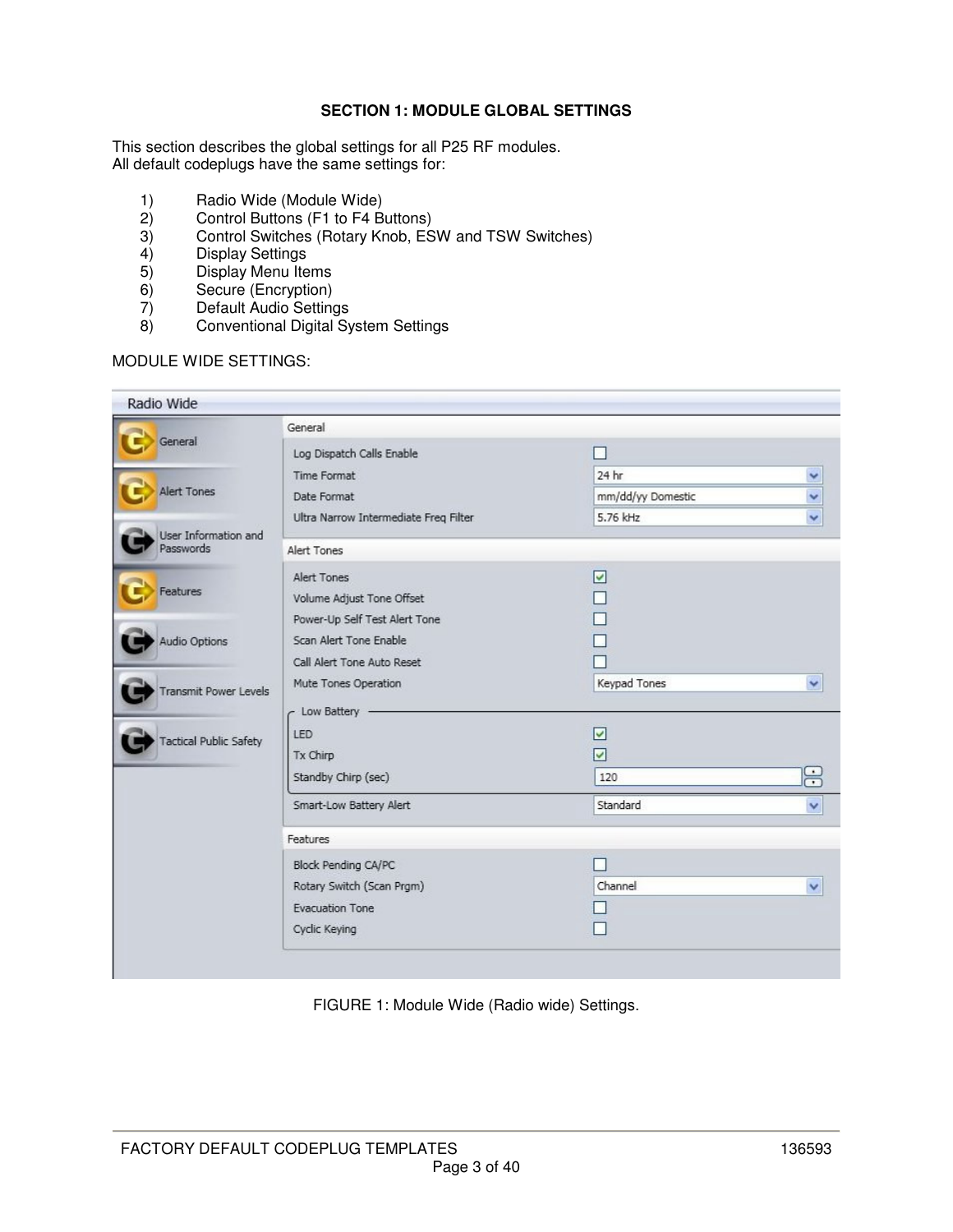**SECTION 1: MODULE GLOBAL SETTINGS**

This section describes the global settings for all P25 RF modules.
All default codeplugs have the same settings for:

1) Radio Wide (Module Wide)
2) Control Buttons (F1 to F4 Buttons)
3) Control Switches (Rotary Knob, ESW and TSW Switches)
4) Display Settings
5) Display Menu Items
6) Secure (Encryption)
7) Default Audio Settings
8) Conventional Digital System Settings

MODULE WIDE SETTINGS:

Radio Wide

Menu: General, Alert Tones, User Information and Passwords, Features, Audio Options, Transmit Power Levels, Tactical Public Safety

| Setting | Value |
| --- | --- |
| **General** | |
| Log Dispatch Calls Enable | ☐ |
| Time Format | 24 hr |
| Date Format | mm/dd/yy Domestic |
| Ultra Narrow Intermediate Freq Filter | 5.76 kHz |
| **Alert Tones** | |
| Alert Tones | ☑ |
| Volume Adjust Tone Offset | ☐ |
| Power-Up Self Test Alert Tone | ☐ |
| Scan Alert Tone Enable | ☐ |
| Call Alert Tone Auto Reset | ☐ |
| Mute Tones Operation | Keypad Tones |
| *Low Battery* | |
| LED | ☑ |
| Tx Chirp | ☑ |
| Standby Chirp (sec) | 120 |
| Smart-Low Battery Alert | Standard |
| **Features** | |
| Block Pending CA/PC | ☐ |
| Rotary Switch (Scan Prgm) | Channel |
| Evacuation Tone | ☐ |
| Cyclic Keying | ☐ |

FIGURE 1: Module Wide (Radio wide) Settings.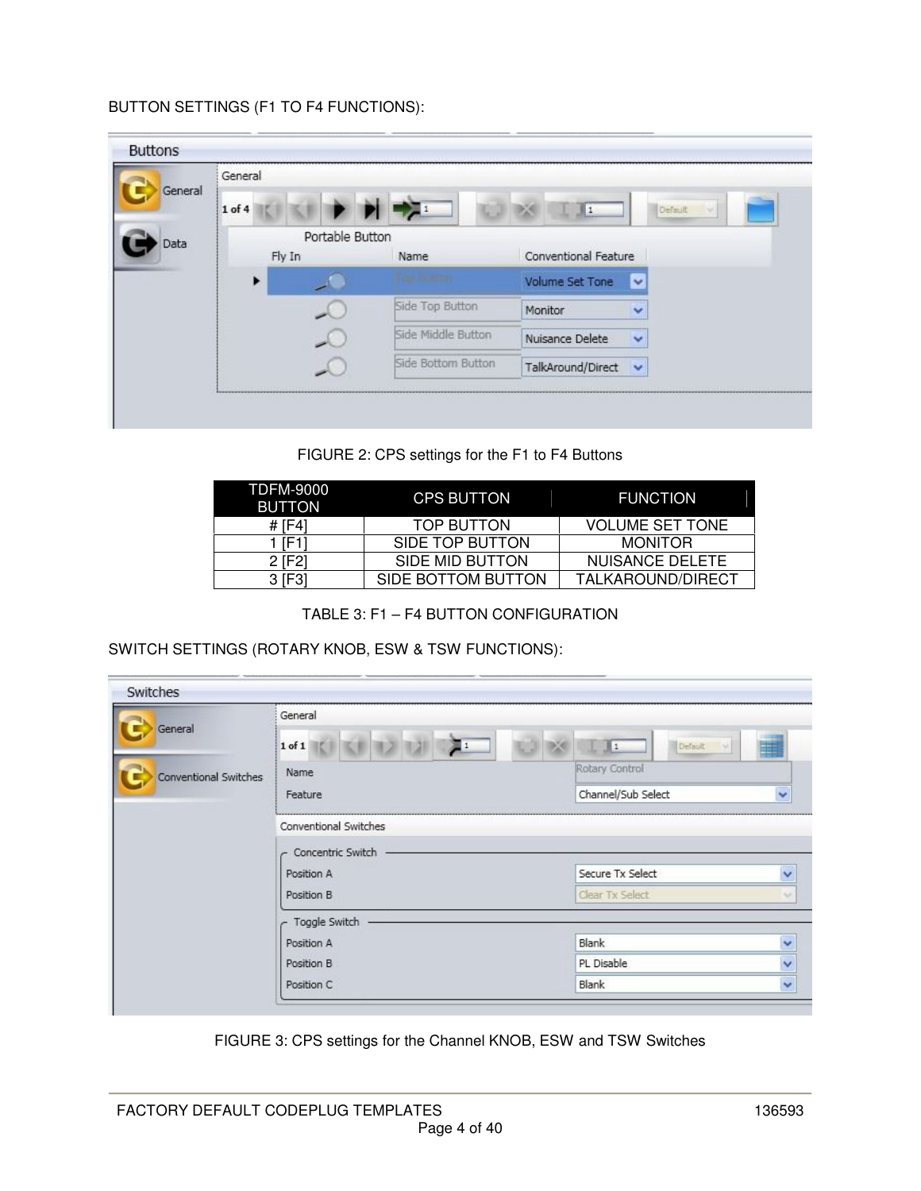BUTTON SETTINGS (F1 TO F4 FUNCTIONS):

FIGURE 2: CPS settings for the F1 to F4 Buttons

| TDFM-9000 BUTTON | CPS BUTTON | FUNCTION |
|---|---|---|
| # [F4] | TOP BUTTON | VOLUME SET TONE |
| 1 [F1] | SIDE TOP BUTTON | MONITOR |
| 2 [F2] | SIDE MID BUTTON | NUISANCE DELETE |
| 3 [F3] | SIDE BOTTOM BUTTON | TALKAROUND/DIRECT |

TABLE 3: F1 – F4 BUTTON CONFIGURATION

SWITCH SETTINGS (ROTARY KNOB, ESW & TSW FUNCTIONS):

FIGURE 3: CPS settings for the Channel KNOB, ESW and TSW Switches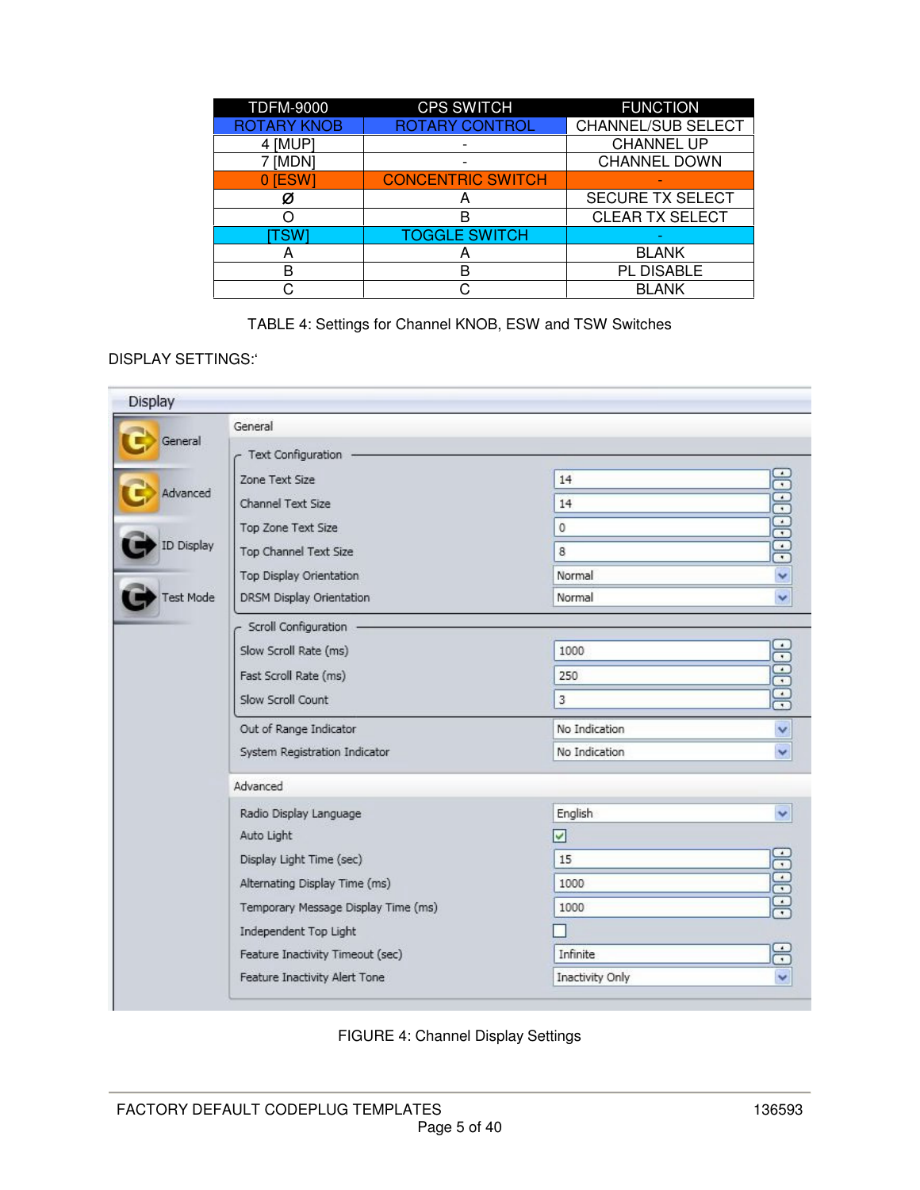| TDFM-9000 | CPS SWITCH | FUNCTION |
|---|---|---|
| ROTARY KNOB | ROTARY CONTROL | CHANNEL/SUB SELECT |
| 4 [MUP] | - | CHANNEL UP |
| 7 [MDN] | - | CHANNEL DOWN |
| 0 [ESW] | CONCENTRIC SWITCH | - |
| Ø | A | SECURE TX SELECT |
| O | B | CLEAR TX SELECT |
| [TSW] | TOGGLE SWITCH | - |
| A | A | BLANK |
| B | B | PL DISABLE |
| C | C | BLANK |

TABLE 4: Settings for Channel KNOB, ESW and TSW Switches

DISPLAY SETTINGS:‘

**Display**

- General
- Advanced
- ID Display
- Test Mode

**General**

Text Configuration

| Setting | Value |
|---|---|
| Zone Text Size | 14 |
| Channel Text Size | 14 |
| Top Zone Text Size | 0 |
| Top Channel Text Size | 8 |
| Top Display Orientation | Normal |
| DRSM Display Orientation | Normal |

Scroll Configuration

| Setting | Value |
|---|---|
| Slow Scroll Rate (ms) | 1000 |
| Fast Scroll Rate (ms) | 250 |
| Slow Scroll Count | 3 |
| Out of Range Indicator | No Indication |
| System Registration Indicator | No Indication |

**Advanced**

| Setting | Value |
|---|---|
| Radio Display Language | English |
| Auto Light | ☑ |
| Display Light Time (sec) | 15 |
| Alternating Display Time (ms) | 1000 |
| Temporary Message Display Time (ms) | 1000 |
| Independent Top Light | ☐ |
| Feature Inactivity Timeout (sec) | Infinite |
| Feature Inactivity Alert Tone | Inactivity Only |

FIGURE 4: Channel Display Settings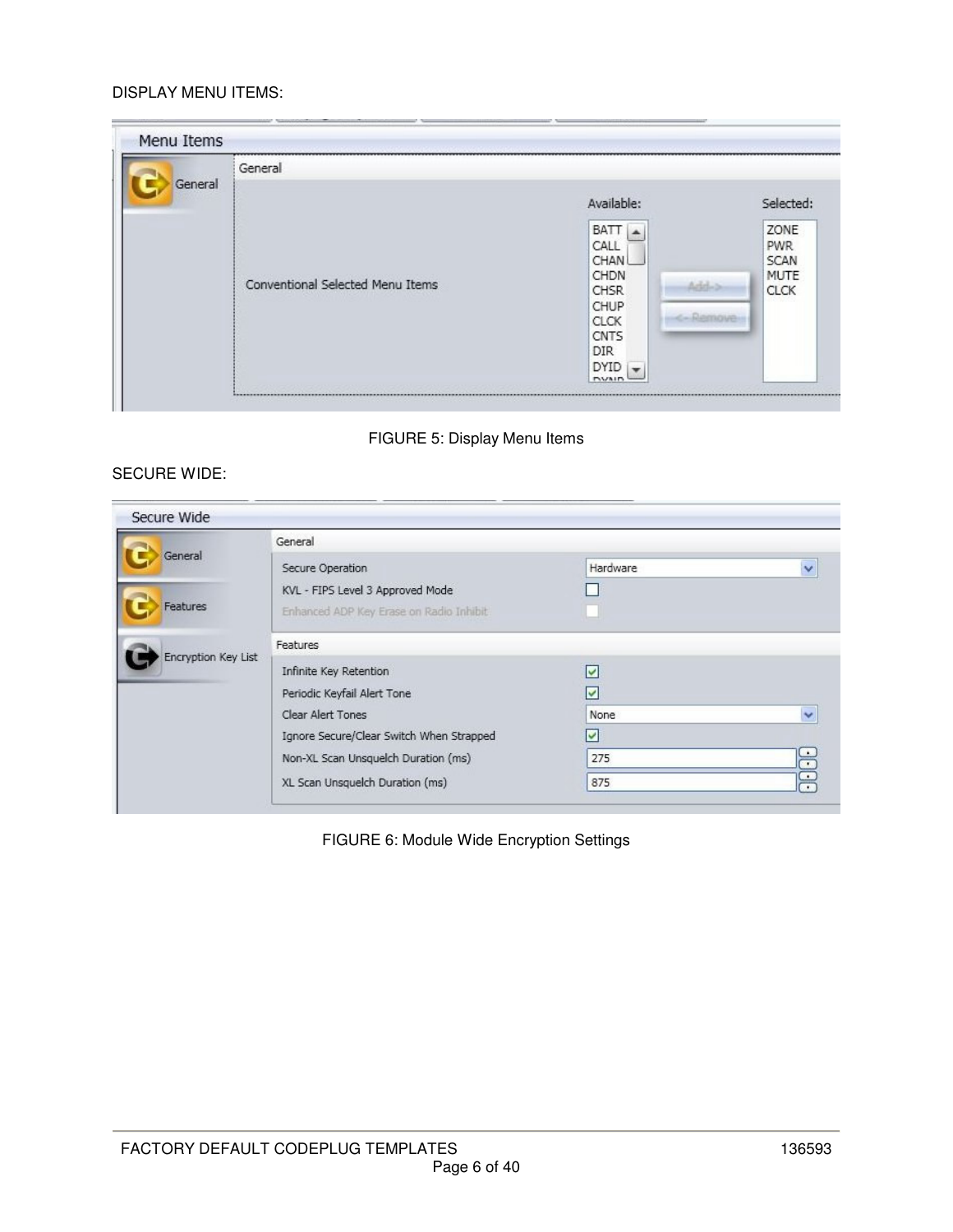DISPLAY MENU ITEMS:

FIGURE 5: Display Menu Items

SECURE WIDE:

FIGURE 6: Module Wide Encryption Settings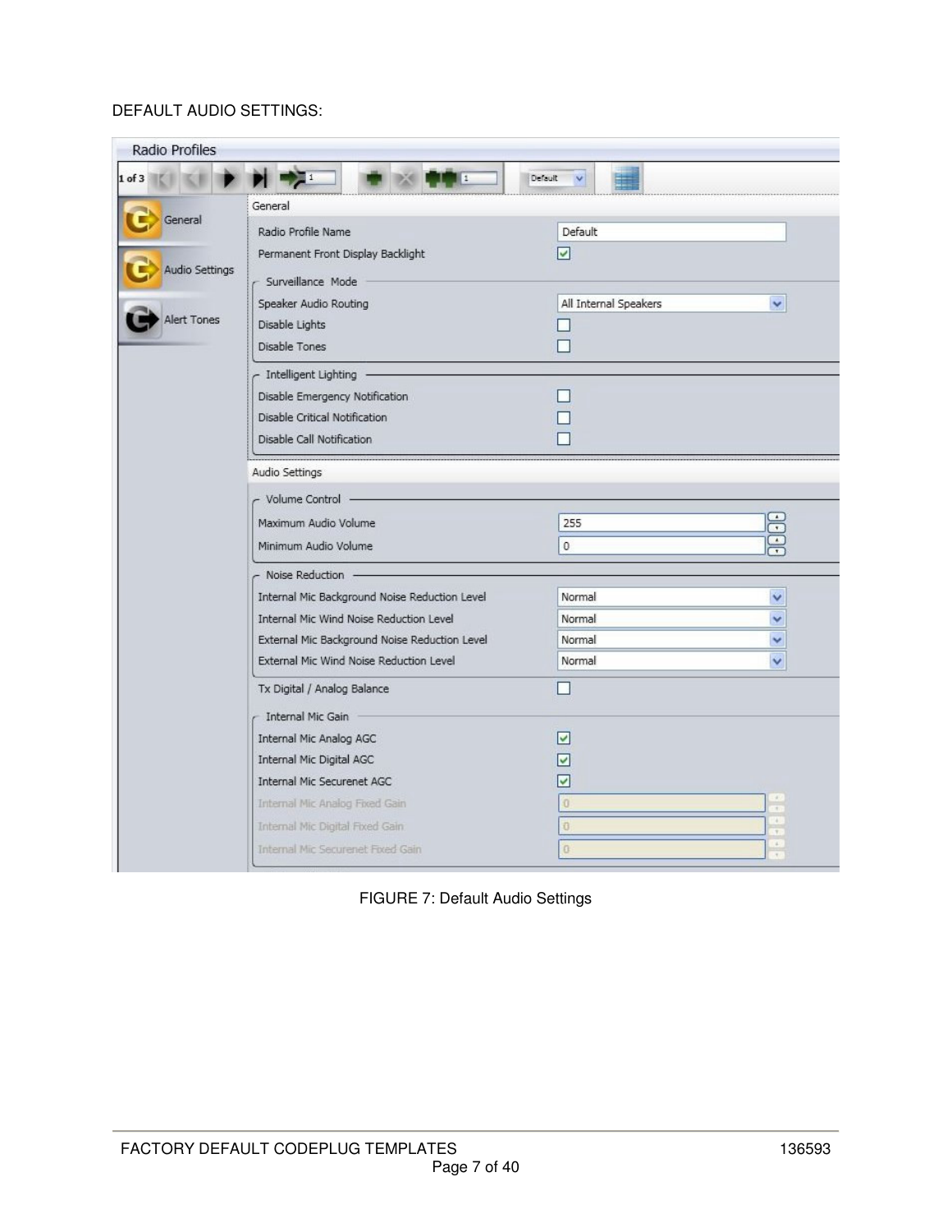DEFAULT AUDIO SETTINGS:

**Radio Profiles**

1 of 3 — Default

- General
- Audio Settings
- Alert Tones

**General**

| Setting | Value |
| --- | --- |
| Radio Profile Name | Default |
| Permanent Front Display Backlight | ☑ |

*Surveillance Mode*

| Setting | Value |
| --- | --- |
| Speaker Audio Routing | All Internal Speakers |
| Disable Lights | ☐ |
| Disable Tones | ☐ |

*Intelligent Lighting*

| Setting | Value |
| --- | --- |
| Disable Emergency Notification | ☐ |
| Disable Critical Notification | ☐ |
| Disable Call Notification | ☐ |

**Audio Settings**

*Volume Control*

| Setting | Value |
| --- | --- |
| Maximum Audio Volume | 255 |
| Minimum Audio Volume | 0 |

*Noise Reduction*

| Setting | Value |
| --- | --- |
| Internal Mic Background Noise Reduction Level | Normal |
| Internal Mic Wind Noise Reduction Level | Normal |
| External Mic Background Noise Reduction Level | Normal |
| External Mic Wind Noise Reduction Level | Normal |

| Setting | Value |
| --- | --- |
| Tx Digital / Analog Balance | ☐ |

*Internal Mic Gain*

| Setting | Value |
| --- | --- |
| Internal Mic Analog AGC | ☑ |
| Internal Mic Digital AGC | ☑ |
| Internal Mic Securenet AGC | ☑ |
| Internal Mic Analog Fixed Gain | 0 |
| Internal Mic Digital Fixed Gain | 0 |
| Internal Mic Securenet Fixed Gain | 0 |

FIGURE 7: Default Audio Settings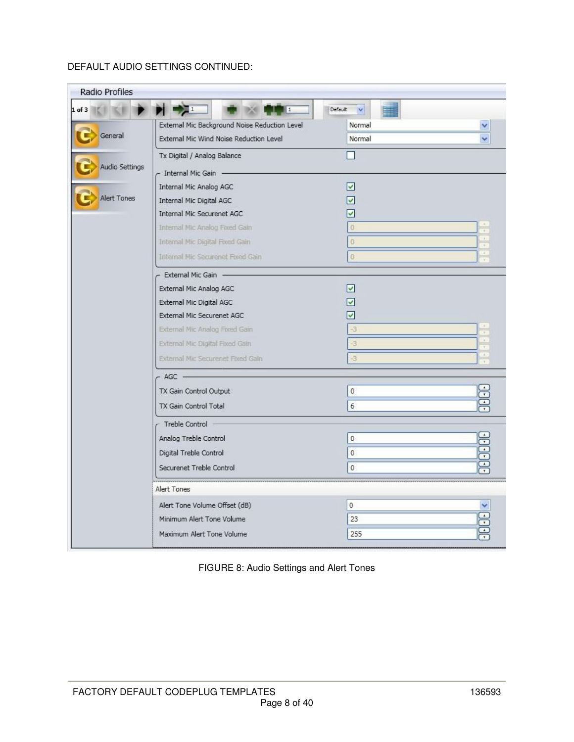DEFAULT AUDIO SETTINGS CONTINUED:

**Radio Profiles**

1 of 3 | Default

General | Audio Settings | Alert Tones

| Setting | Value |
| --- | --- |
| External Mic Background Noise Reduction Level | Normal |
| External Mic Wind Noise Reduction Level | Normal |
| Tx Digital / Analog Balance | ☐ |

**Internal Mic Gain**

| Setting | Value |
| --- | --- |
| Internal Mic Analog AGC | ☑ |
| Internal Mic Digital AGC | ☑ |
| Internal Mic Securenet AGC | ☑ |
| Internal Mic Analog Fixed Gain | 0 |
| Internal Mic Digital Fixed Gain | 0 |
| Internal Mic Securenet Fixed Gain | 0 |

**External Mic Gain**

| Setting | Value |
| --- | --- |
| External Mic Analog AGC | ☑ |
| External Mic Digital AGC | ☑ |
| External Mic Securenet AGC | ☑ |
| External Mic Analog Fixed Gain | -3 |
| External Mic Digital Fixed Gain | -3 |
| External Mic Securenet Fixed Gain | -3 |

**AGC**

| Setting | Value |
| --- | --- |
| TX Gain Control Output | 0 |
| TX Gain Control Total | 6 |

**Treble Control**

| Setting | Value |
| --- | --- |
| Analog Treble Control | 0 |
| Digital Treble Control | 0 |
| Securenet Treble Control | 0 |

**Alert Tones**

| Setting | Value |
| --- | --- |
| Alert Tone Volume Offset (dB) | 0 |
| Minimum Alert Tone Volume | 23 |
| Maximum Alert Tone Volume | 255 |

FIGURE 8: Audio Settings and Alert Tones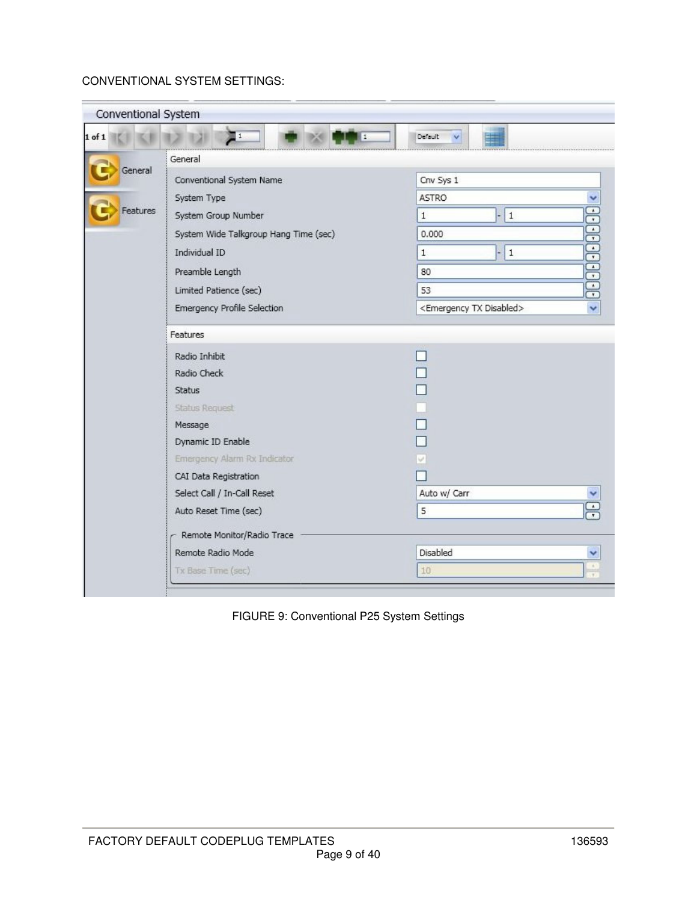CONVENTIONAL SYSTEM SETTINGS:

**Conventional System**

**General**

| Setting | Value |
| --- | --- |
| Conventional System Name | Cnv Sys 1 |
| System Type | ASTRO |
| System Group Number | 1 - 1 |
| System Wide Talkgroup Hang Time (sec) | 0.000 |
| Individual ID | 1 - 1 |
| Preamble Length | 80 |
| Limited Patience (sec) | 53 |
| Emergency Profile Selection | <Emergency TX Disabled> |

**Features**

| Setting | Value |
| --- | --- |
| Radio Inhibit | ☐ |
| Radio Check | ☐ |
| Status | ☐ |
| Status Request | ☐ |
| Message | ☐ |
| Dynamic ID Enable | ☐ |
| Emergency Alarm Rx Indicator | ☑ |
| CAI Data Registration | ☐ |
| Select Call / In-Call Reset | Auto w/ Carr |
| Auto Reset Time (sec) | 5 |

**Remote Monitor/Radio Trace**

| Setting | Value |
| --- | --- |
| Remote Radio Mode | Disabled |
| Tx Base Time (sec) | 10 |

FIGURE 9: Conventional P25 System Settings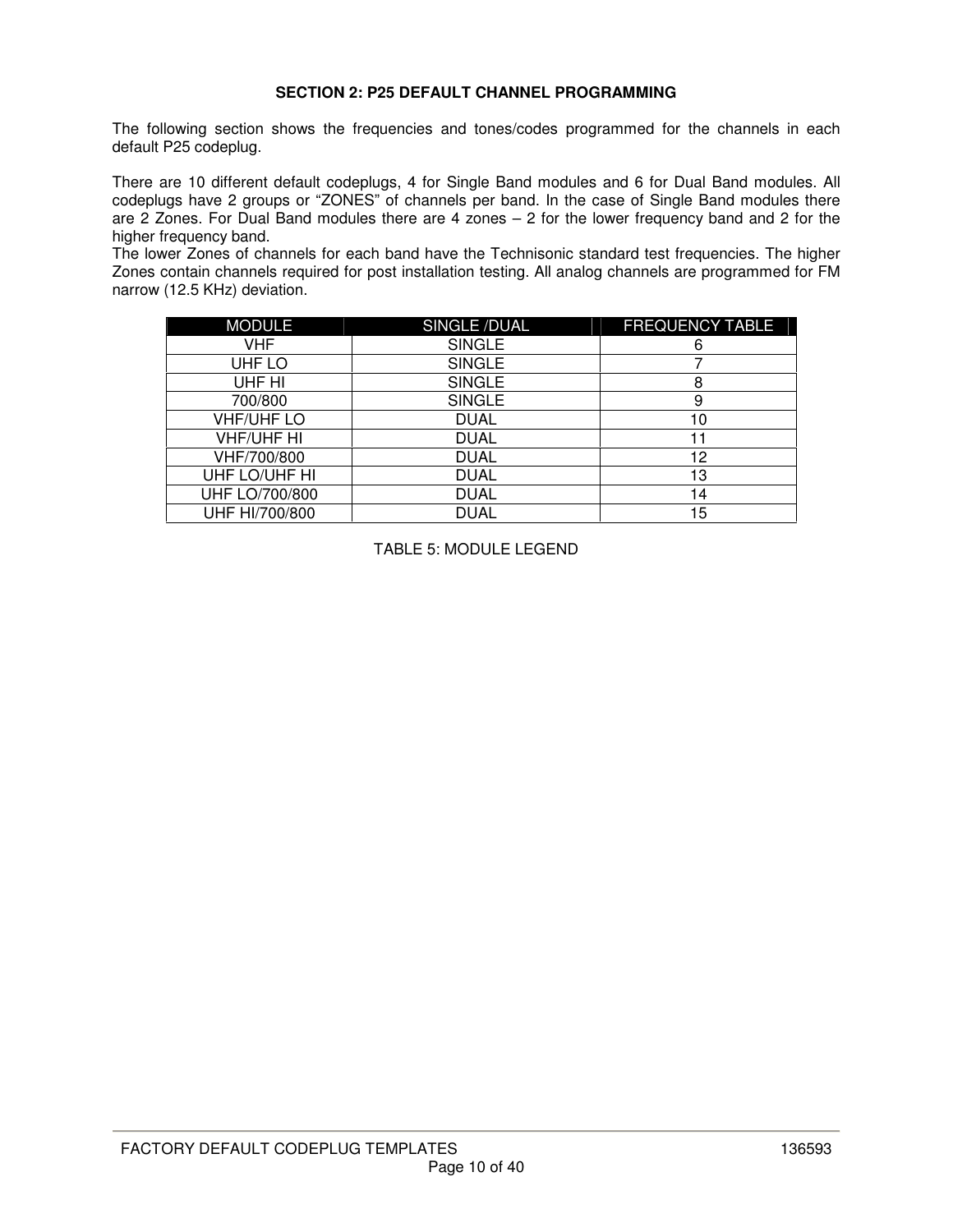## SECTION 2: P25 DEFAULT CHANNEL PROGRAMMING

The following section shows the frequencies and tones/codes programmed for the channels in each default P25 codeplug.

There are 10 different default codeplugs, 4 for Single Band modules and 6 for Dual Band modules. All codeplugs have 2 groups or "ZONES" of channels per band. In the case of Single Band modules there are 2 Zones. For Dual Band modules there are 4 zones – 2 for the lower frequency band and 2 for the higher frequency band.
The lower Zones of channels for each band have the Technisonic standard test frequencies. The higher Zones contain channels required for post installation testing. All analog channels are programmed for FM narrow (12.5 KHz) deviation.

| MODULE | SINGLE /DUAL | FREQUENCY TABLE |
|---|---|---|
| VHF | SINGLE | 6 |
| UHF LO | SINGLE | 7 |
| UHF HI | SINGLE | 8 |
| 700/800 | SINGLE | 9 |
| VHF/UHF LO | DUAL | 10 |
| VHF/UHF HI | DUAL | 11 |
| VHF/700/800 | DUAL | 12 |
| UHF LO/UHF HI | DUAL | 13 |
| UHF LO/700/800 | DUAL | 14 |
| UHF HI/700/800 | DUAL | 15 |

TABLE 5: MODULE LEGEND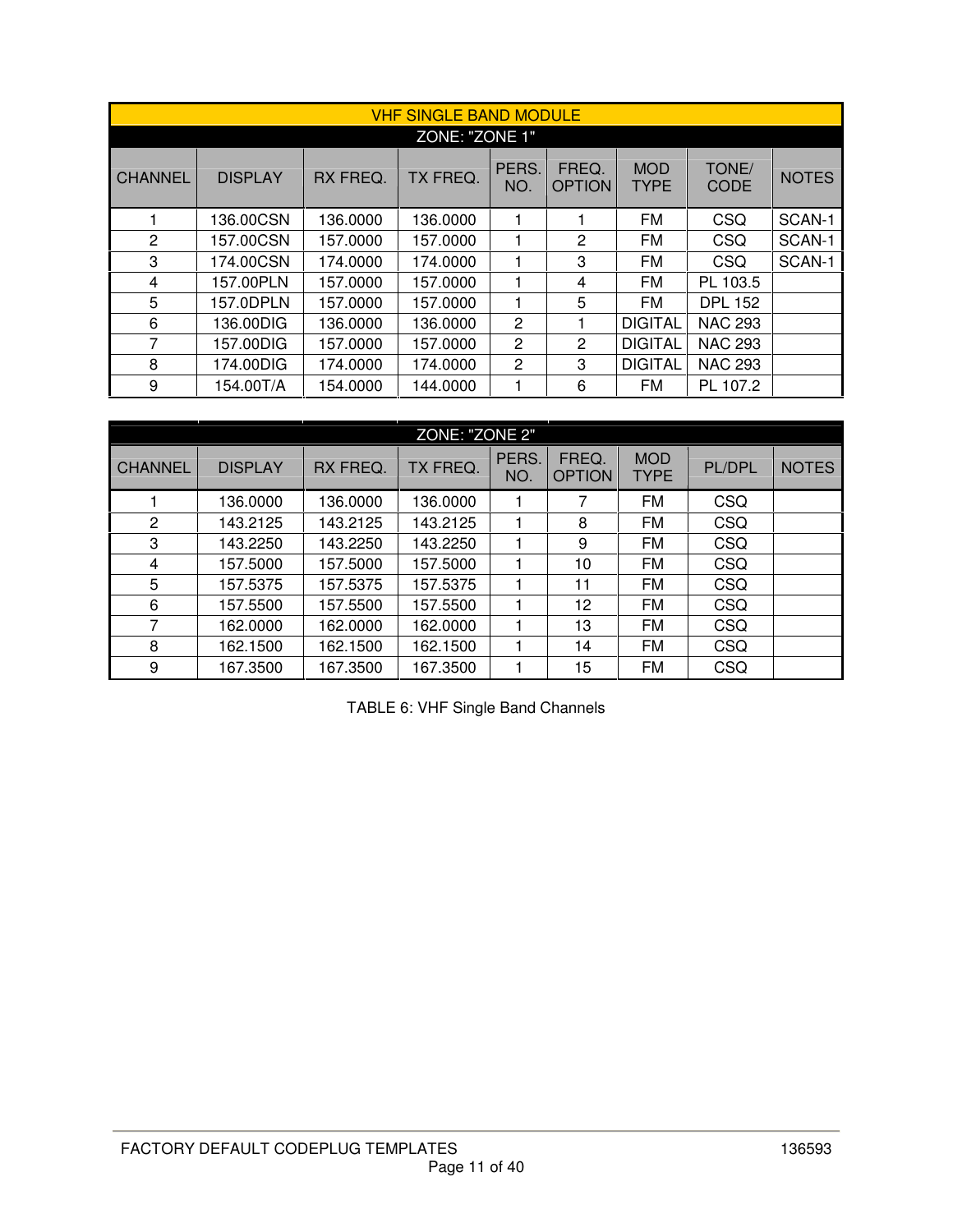| VHF SINGLE BAND MODULE | | | | | | | | |
|---|---|---|---|---|---|---|---|---|
| ZONE: "ZONE 1" | | | | | | | | |
| CHANNEL | DISPLAY | RX FREQ. | TX FREQ. | PERS. NO. | FREQ. OPTION | MOD TYPE | TONE/ CODE | NOTES |
| 1 | 136.00CSN | 136.0000 | 136.0000 | 1 | 1 | FM | CSQ | SCAN-1 |
| 2 | 157.00CSN | 157.0000 | 157.0000 | 1 | 2 | FM | CSQ | SCAN-1 |
| 3 | 174.00CSN | 174.0000 | 174.0000 | 1 | 3 | FM | CSQ | SCAN-1 |
| 4 | 157.00PLN | 157.0000 | 157.0000 | 1 | 4 | FM | PL 103.5 | |
| 5 | 157.0DPLN | 157.0000 | 157.0000 | 1 | 5 | FM | DPL 152 | |
| 6 | 136.00DIG | 136.0000 | 136.0000 | 2 | 1 | DIGITAL | NAC 293 | |
| 7 | 157.00DIG | 157.0000 | 157.0000 | 2 | 2 | DIGITAL | NAC 293 | |
| 8 | 174.00DIG | 174.0000 | 174.0000 | 2 | 3 | DIGITAL | NAC 293 | |
| 9 | 154.00T/A | 154.0000 | 144.0000 | 1 | 6 | FM | PL 107.2 | |

| ZONE: "ZONE 2" | | | | | | | | |
|---|---|---|---|---|---|---|---|---|
| CHANNEL | DISPLAY | RX FREQ. | TX FREQ. | PERS. NO. | FREQ. OPTION | MOD TYPE | PL/DPL | NOTES |
| 1 | 136.0000 | 136.0000 | 136.0000 | 1 | 7 | FM | CSQ | |
| 2 | 143.2125 | 143.2125 | 143.2125 | 1 | 8 | FM | CSQ | |
| 3 | 143.2250 | 143.2250 | 143.2250 | 1 | 9 | FM | CSQ | |
| 4 | 157.5000 | 157.5000 | 157.5000 | 1 | 10 | FM | CSQ | |
| 5 | 157.5375 | 157.5375 | 157.5375 | 1 | 11 | FM | CSQ | |
| 6 | 157.5500 | 157.5500 | 157.5500 | 1 | 12 | FM | CSQ | |
| 7 | 162.0000 | 162.0000 | 162.0000 | 1 | 13 | FM | CSQ | |
| 8 | 162.1500 | 162.1500 | 162.1500 | 1 | 14 | FM | CSQ | |
| 9 | 167.3500 | 167.3500 | 167.3500 | 1 | 15 | FM | CSQ | |

TABLE 6: VHF Single Band Channels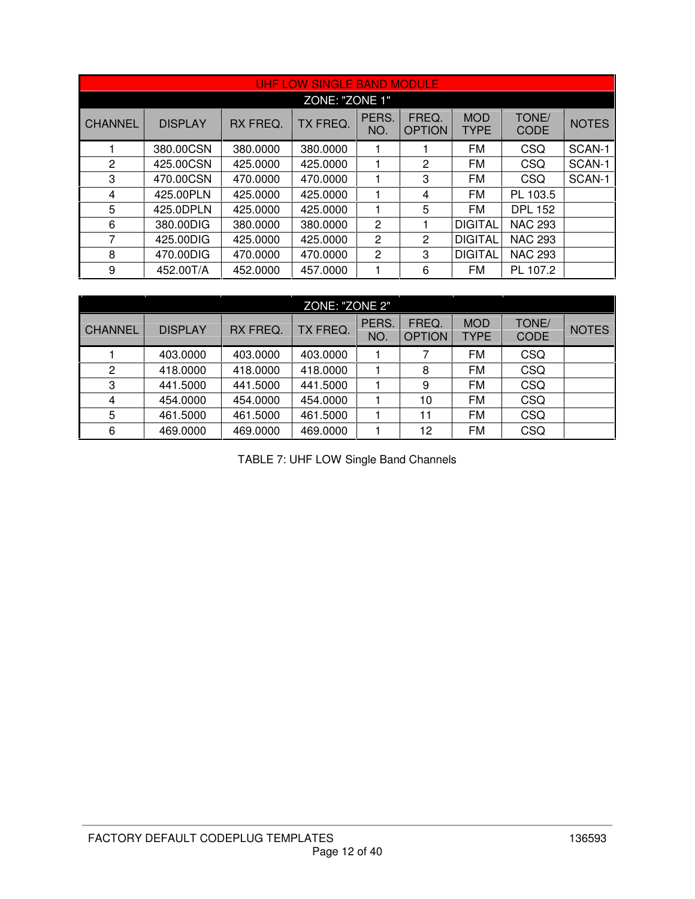| UHF LOW SINGLE BAND MODULE | | | | | | | | |
|---|---|---|---|---|---|---|---|---|
| ZONE: "ZONE 1" | | | | | | | | |
| CHANNEL | DISPLAY | RX FREQ. | TX FREQ. | PERS. NO. | FREQ. OPTION | MOD TYPE | TONE/ CODE | NOTES |
| 1 | 380.00CSN | 380.0000 | 380.0000 | 1 | 1 | FM | CSQ | SCAN-1 |
| 2 | 425.00CSN | 425.0000 | 425.0000 | 1 | 2 | FM | CSQ | SCAN-1 |
| 3 | 470.00CSN | 470.0000 | 470.0000 | 1 | 3 | FM | CSQ | SCAN-1 |
| 4 | 425.00PLN | 425.0000 | 425.0000 | 1 | 4 | FM | PL 103.5 | |
| 5 | 425.0DPLN | 425.0000 | 425.0000 | 1 | 5 | FM | DPL 152 | |
| 6 | 380.00DIG | 380.0000 | 380.0000 | 2 | 1 | DIGITAL | NAC 293 | |
| 7 | 425.00DIG | 425.0000 | 425.0000 | 2 | 2 | DIGITAL | NAC 293 | |
| 8 | 470.00DIG | 470.0000 | 470.0000 | 2 | 3 | DIGITAL | NAC 293 | |
| 9 | 452.00T/A | 452.0000 | 457.0000 | 1 | 6 | FM | PL 107.2 | |

| ZONE: "ZONE 2" | | | | | | | | |
|---|---|---|---|---|---|---|---|---|
| CHANNEL | DISPLAY | RX FREQ. | TX FREQ. | PERS. NO. | FREQ. OPTION | MOD TYPE | TONE/ CODE | NOTES |
| 1 | 403.0000 | 403.0000 | 403.0000 | 1 | 7 | FM | CSQ | |
| 2 | 418.0000 | 418.0000 | 418.0000 | 1 | 8 | FM | CSQ | |
| 3 | 441.5000 | 441.5000 | 441.5000 | 1 | 9 | FM | CSQ | |
| 4 | 454.0000 | 454.0000 | 454.0000 | 1 | 10 | FM | CSQ | |
| 5 | 461.5000 | 461.5000 | 461.5000 | 1 | 11 | FM | CSQ | |
| 6 | 469.0000 | 469.0000 | 469.0000 | 1 | 12 | FM | CSQ | |

TABLE 7: UHF LOW Single Band Channels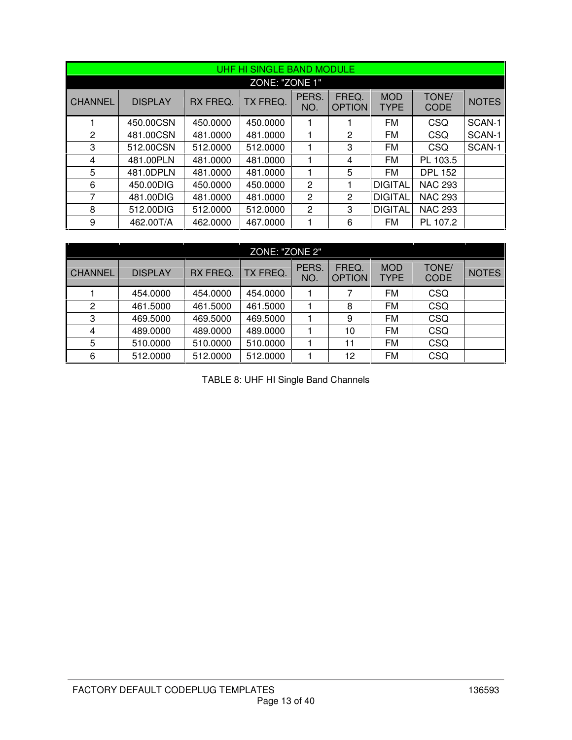| UHF HI SINGLE BAND MODULE | | | | | | | | |
|---|---|---|---|---|---|---|---|---|
| ZONE: "ZONE 1" | | | | | | | | |
| CHANNEL | DISPLAY | RX FREQ. | TX FREQ. | PERS. NO. | FREQ. OPTION | MOD TYPE | TONE/ CODE | NOTES |
| 1 | 450.00CSN | 450.0000 | 450.0000 | 1 | 1 | FM | CSQ | SCAN-1 |
| 2 | 481.00CSN | 481.0000 | 481.0000 | 1 | 2 | FM | CSQ | SCAN-1 |
| 3 | 512.00CSN | 512.0000 | 512.0000 | 1 | 3 | FM | CSQ | SCAN-1 |
| 4 | 481.00PLN | 481.0000 | 481.0000 | 1 | 4 | FM | PL 103.5 | |
| 5 | 481.0DPLN | 481.0000 | 481.0000 | 1 | 5 | FM | DPL 152 | |
| 6 | 450.00DIG | 450.0000 | 450.0000 | 2 | 1 | DIGITAL | NAC 293 | |
| 7 | 481.00DIG | 481.0000 | 481.0000 | 2 | 2 | DIGITAL | NAC 293 | |
| 8 | 512.00DIG | 512.0000 | 512.0000 | 2 | 3 | DIGITAL | NAC 293 | |
| 9 | 462.00T/A | 462.0000 | 467.0000 | 1 | 6 | FM | PL 107.2 | |

| ZONE: "ZONE 2" | | | | | | | | |
|---|---|---|---|---|---|---|---|---|
| CHANNEL | DISPLAY | RX FREQ. | TX FREQ. | PERS. NO. | FREQ. OPTION | MOD TYPE | TONE/ CODE | NOTES |
| 1 | 454.0000 | 454.0000 | 454.0000 | 1 | 7 | FM | CSQ | |
| 2 | 461.5000 | 461.5000 | 461.5000 | 1 | 8 | FM | CSQ | |
| 3 | 469.5000 | 469.5000 | 469.5000 | 1 | 9 | FM | CSQ | |
| 4 | 489.0000 | 489.0000 | 489.0000 | 1 | 10 | FM | CSQ | |
| 5 | 510.0000 | 510.0000 | 510.0000 | 1 | 11 | FM | CSQ | |
| 6 | 512.0000 | 512.0000 | 512.0000 | 1 | 12 | FM | CSQ | |

TABLE 8: UHF HI Single Band Channels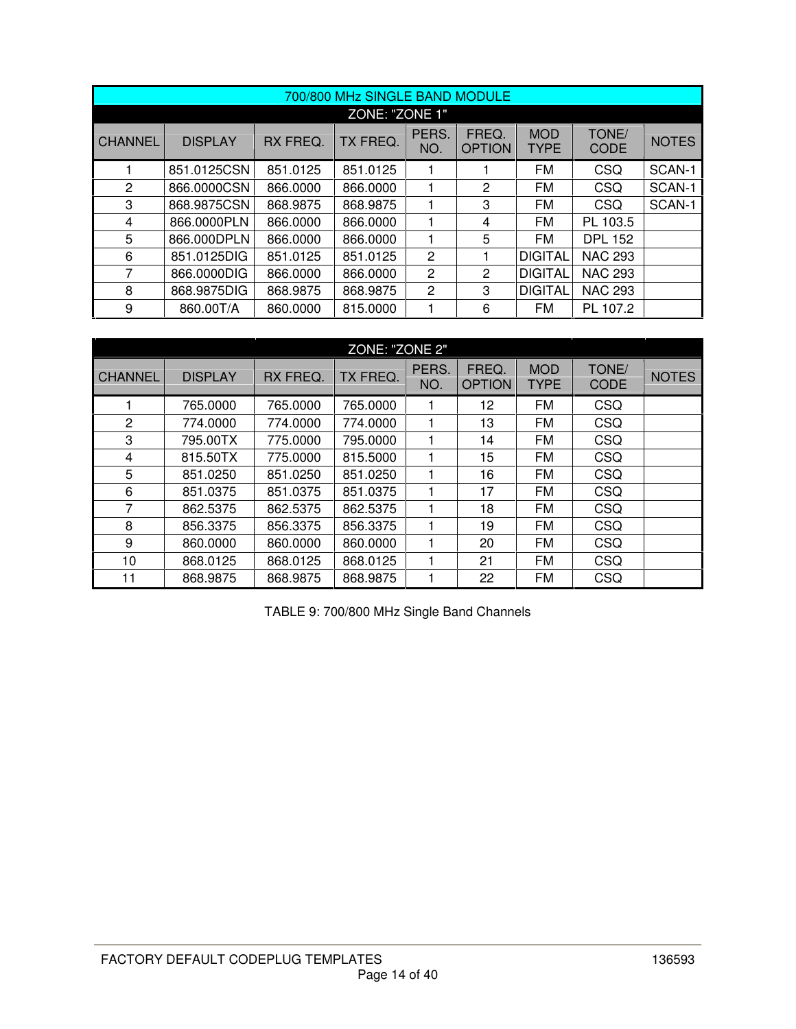| 700/800 MHz SINGLE BAND MODULE | | | | | | | | |
|---|---|---|---|---|---|---|---|---|
| ZONE: "ZONE 1" | | | | | | | | |
| CHANNEL | DISPLAY | RX FREQ. | TX FREQ. | PERS. NO. | FREQ. OPTION | MOD TYPE | TONE/ CODE | NOTES |
| 1 | 851.0125CSN | 851.0125 | 851.0125 | 1 | 1 | FM | CSQ | SCAN-1 |
| 2 | 866.0000CSN | 866.0000 | 866.0000 | 1 | 2 | FM | CSQ | SCAN-1 |
| 3 | 868.9875CSN | 868.9875 | 868.9875 | 1 | 3 | FM | CSQ | SCAN-1 |
| 4 | 866.0000PLN | 866.0000 | 866.0000 | 1 | 4 | FM | PL 103.5 | |
| 5 | 866.000DPLN | 866.0000 | 866.0000 | 1 | 5 | FM | DPL 152 | |
| 6 | 851.0125DIG | 851.0125 | 851.0125 | 2 | 1 | DIGITAL | NAC 293 | |
| 7 | 866.0000DIG | 866.0000 | 866.0000 | 2 | 2 | DIGITAL | NAC 293 | |
| 8 | 868.9875DIG | 868.9875 | 868.9875 | 2 | 3 | DIGITAL | NAC 293 | |
| 9 | 860.00T/A | 860.0000 | 815.0000 | 1 | 6 | FM | PL 107.2 | |

| ZONE: "ZONE 2" | | | | | | | | |
|---|---|---|---|---|---|---|---|---|
| CHANNEL | DISPLAY | RX FREQ. | TX FREQ. | PERS. NO. | FREQ. OPTION | MOD TYPE | TONE/ CODE | NOTES |
| 1 | 765.0000 | 765.0000 | 765.0000 | 1 | 12 | FM | CSQ | |
| 2 | 774.0000 | 774.0000 | 774.0000 | 1 | 13 | FM | CSQ | |
| 3 | 795.00TX | 775.0000 | 795.0000 | 1 | 14 | FM | CSQ | |
| 4 | 815.50TX | 775.0000 | 815.5000 | 1 | 15 | FM | CSQ | |
| 5 | 851.0250 | 851.0250 | 851.0250 | 1 | 16 | FM | CSQ | |
| 6 | 851.0375 | 851.0375 | 851.0375 | 1 | 17 | FM | CSQ | |
| 7 | 862.5375 | 862.5375 | 862.5375 | 1 | 18 | FM | CSQ | |
| 8 | 856.3375 | 856.3375 | 856.3375 | 1 | 19 | FM | CSQ | |
| 9 | 860.0000 | 860.0000 | 860.0000 | 1 | 20 | FM | CSQ | |
| 10 | 868.0125 | 868.0125 | 868.0125 | 1 | 21 | FM | CSQ | |
| 11 | 868.9875 | 868.9875 | 868.9875 | 1 | 22 | FM | CSQ | |

TABLE 9: 700/800 MHz Single Band Channels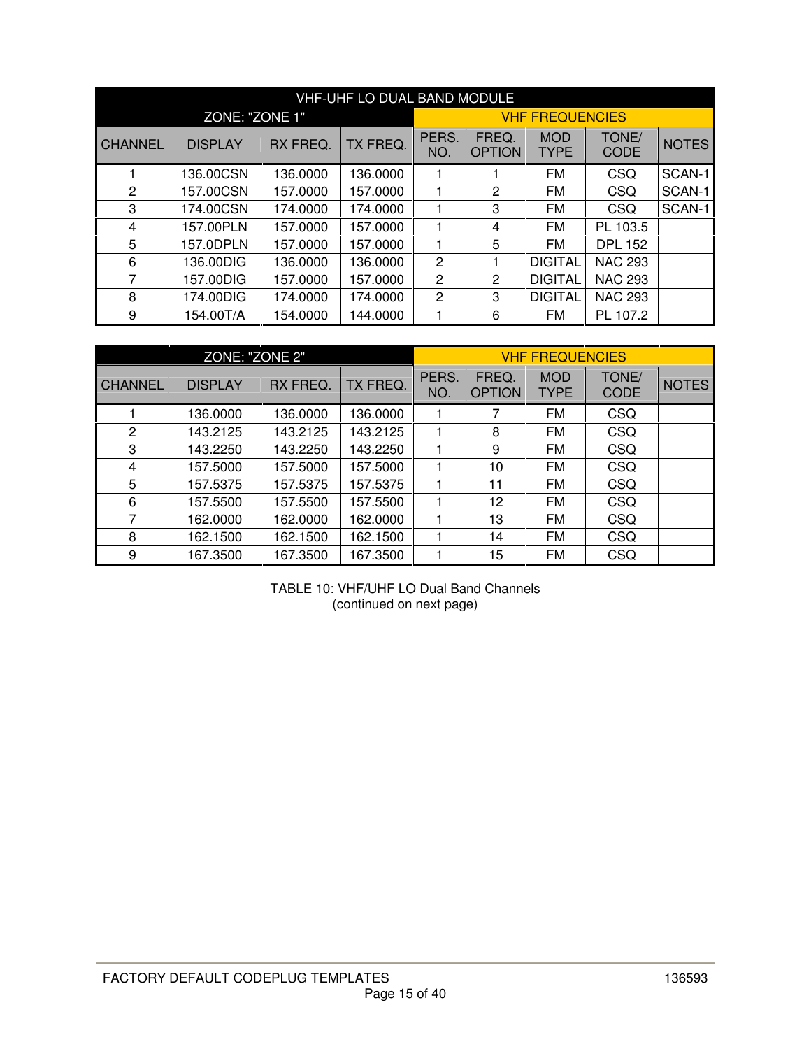| VHF-UHF LO DUAL BAND MODULE | | | | | | | | |
|---|---|---|---|---|---|---|---|---|
| ZONE: "ZONE 1" | | | | VHF FREQUENCIES | | | | |
| CHANNEL | DISPLAY | RX FREQ. | TX FREQ. | PERS. NO. | FREQ. OPTION | MOD TYPE | TONE/ CODE | NOTES |
| 1 | 136.00CSN | 136.0000 | 136.0000 | 1 | 1 | FM | CSQ | SCAN-1 |
| 2 | 157.00CSN | 157.0000 | 157.0000 | 1 | 2 | FM | CSQ | SCAN-1 |
| 3 | 174.00CSN | 174.0000 | 174.0000 | 1 | 3 | FM | CSQ | SCAN-1 |
| 4 | 157.00PLN | 157.0000 | 157.0000 | 1 | 4 | FM | PL 103.5 | |
| 5 | 157.0DPLN | 157.0000 | 157.0000 | 1 | 5 | FM | DPL 152 | |
| 6 | 136.00DIG | 136.0000 | 136.0000 | 2 | 1 | DIGITAL | NAC 293 | |
| 7 | 157.00DIG | 157.0000 | 157.0000 | 2 | 2 | DIGITAL | NAC 293 | |
| 8 | 174.00DIG | 174.0000 | 174.0000 | 2 | 3 | DIGITAL | NAC 293 | |
| 9 | 154.00T/A | 154.0000 | 144.0000 | 1 | 6 | FM | PL 107.2 | |

| ZONE: "ZONE 2" | | | | VHF FREQUENCIES | | | | |
|---|---|---|---|---|---|---|---|---|
| CHANNEL | DISPLAY | RX FREQ. | TX FREQ. | PERS. NO. | FREQ. OPTION | MOD TYPE | TONE/ CODE | NOTES |
| 1 | 136.0000 | 136.0000 | 136.0000 | 1 | 7 | FM | CSQ | |
| 2 | 143.2125 | 143.2125 | 143.2125 | 1 | 8 | FM | CSQ | |
| 3 | 143.2250 | 143.2250 | 143.2250 | 1 | 9 | FM | CSQ | |
| 4 | 157.5000 | 157.5000 | 157.5000 | 1 | 10 | FM | CSQ | |
| 5 | 157.5375 | 157.5375 | 157.5375 | 1 | 11 | FM | CSQ | |
| 6 | 157.5500 | 157.5500 | 157.5500 | 1 | 12 | FM | CSQ | |
| 7 | 162.0000 | 162.0000 | 162.0000 | 1 | 13 | FM | CSQ | |
| 8 | 162.1500 | 162.1500 | 162.1500 | 1 | 14 | FM | CSQ | |
| 9 | 167.3500 | 167.3500 | 167.3500 | 1 | 15 | FM | CSQ | |

TABLE 10: VHF/UHF LO Dual Band Channels
(continued on next page)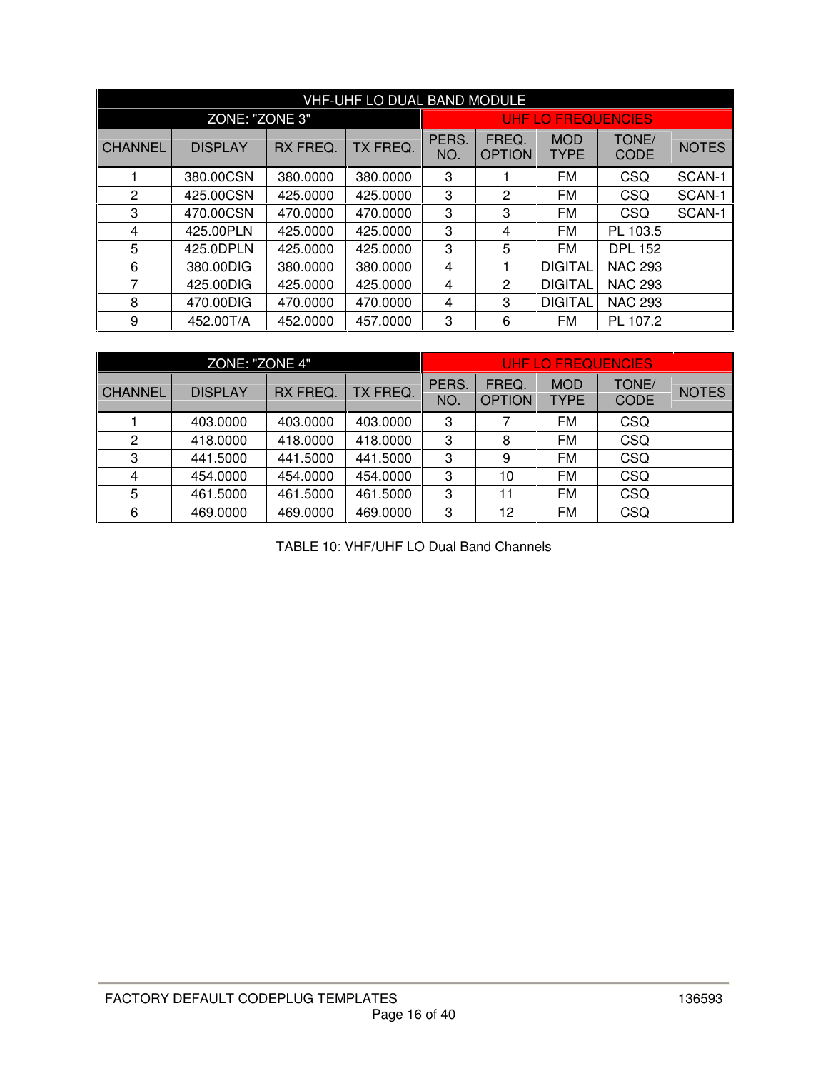| VHF-UHF LO DUAL BAND MODULE | | | | | | | | |
|---|---|---|---|---|---|---|---|---|
| ZONE: "ZONE 3" | | | | UHF LO FREQUENCIES | | | | |
| CHANNEL | DISPLAY | RX FREQ. | TX FREQ. | PERS. NO. | FREQ. OPTION | MOD TYPE | TONE/ CODE | NOTES |
| 1 | 380.00CSN | 380.0000 | 380.0000 | 3 | 1 | FM | CSQ | SCAN-1 |
| 2 | 425.00CSN | 425.0000 | 425.0000 | 3 | 2 | FM | CSQ | SCAN-1 |
| 3 | 470.00CSN | 470.0000 | 470.0000 | 3 | 3 | FM | CSQ | SCAN-1 |
| 4 | 425.00PLN | 425.0000 | 425.0000 | 3 | 4 | FM | PL 103.5 | |
| 5 | 425.0DPLN | 425.0000 | 425.0000 | 3 | 5 | FM | DPL 152 | |
| 6 | 380.00DIG | 380.0000 | 380.0000 | 4 | 1 | DIGITAL | NAC 293 | |
| 7 | 425.00DIG | 425.0000 | 425.0000 | 4 | 2 | DIGITAL | NAC 293 | |
| 8 | 470.00DIG | 470.0000 | 470.0000 | 4 | 3 | DIGITAL | NAC 293 | |
| 9 | 452.00T/A | 452.0000 | 457.0000 | 3 | 6 | FM | PL 107.2 | |

| ZONE: "ZONE 4" | | | | UHF LO FREQUENCIES | | | | |
|---|---|---|---|---|---|---|---|---|
| CHANNEL | DISPLAY | RX FREQ. | TX FREQ. | PERS. NO. | FREQ. OPTION | MOD TYPE | TONE/ CODE | NOTES |
| 1 | 403.0000 | 403.0000 | 403.0000 | 3 | 7 | FM | CSQ | |
| 2 | 418.0000 | 418.0000 | 418.0000 | 3 | 8 | FM | CSQ | |
| 3 | 441.5000 | 441.5000 | 441.5000 | 3 | 9 | FM | CSQ | |
| 4 | 454.0000 | 454.0000 | 454.0000 | 3 | 10 | FM | CSQ | |
| 5 | 461.5000 | 461.5000 | 461.5000 | 3 | 11 | FM | CSQ | |
| 6 | 469.0000 | 469.0000 | 469.0000 | 3 | 12 | FM | CSQ | |

TABLE 10: VHF/UHF LO Dual Band Channels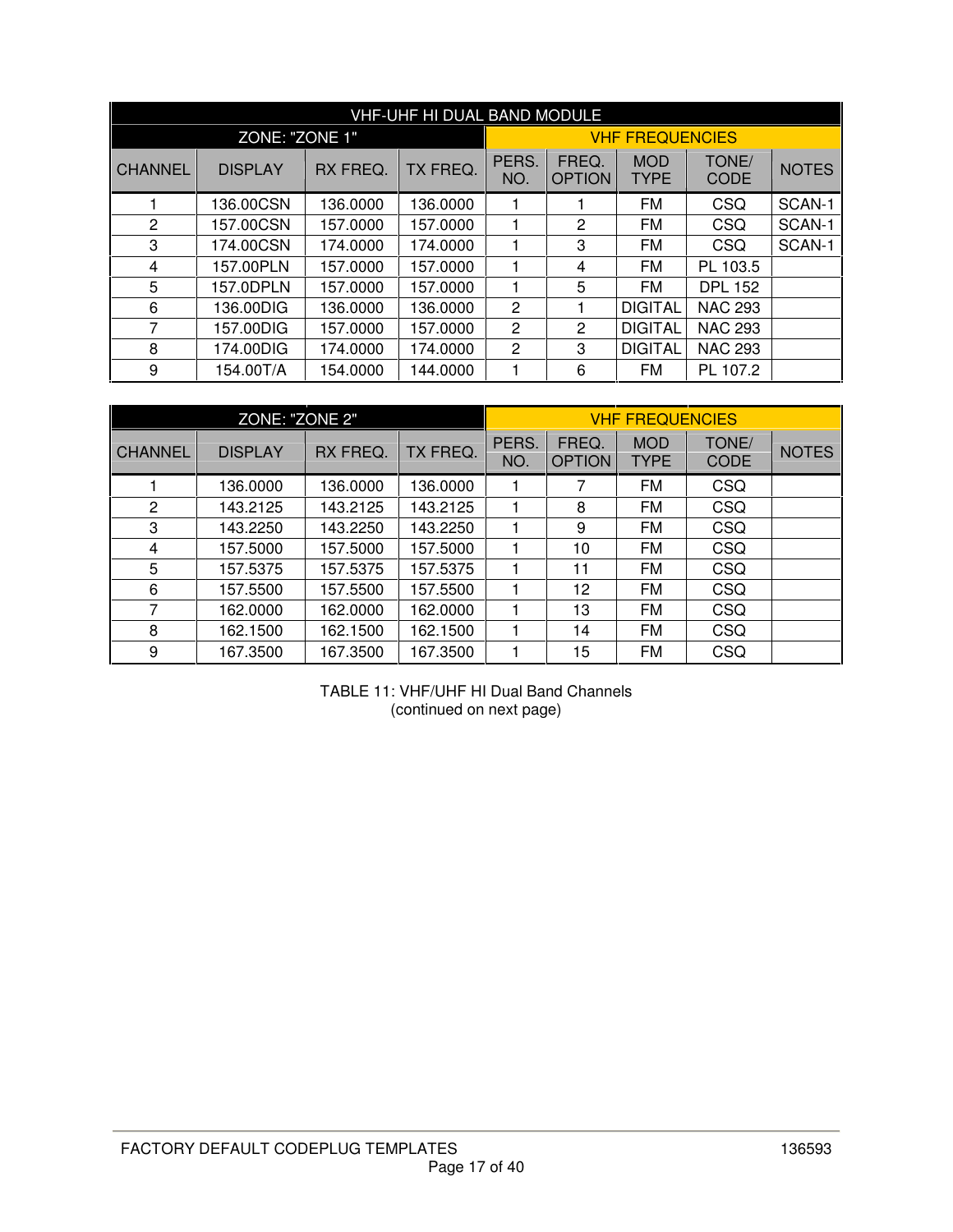| VHF-UHF HI DUAL BAND MODULE | | | | | | | | |
|---|---|---|---|---|---|---|---|---|
| ZONE: "ZONE 1" | | | | VHF FREQUENCIES | | | | |
| CHANNEL | DISPLAY | RX FREQ. | TX FREQ. | PERS. NO. | FREQ. OPTION | MOD TYPE | TONE/ CODE | NOTES |
| 1 | 136.00CSN | 136.0000 | 136.0000 | 1 | 1 | FM | CSQ | SCAN-1 |
| 2 | 157.00CSN | 157.0000 | 157.0000 | 1 | 2 | FM | CSQ | SCAN-1 |
| 3 | 174.00CSN | 174.0000 | 174.0000 | 1 | 3 | FM | CSQ | SCAN-1 |
| 4 | 157.00PLN | 157.0000 | 157.0000 | 1 | 4 | FM | PL 103.5 | |
| 5 | 157.0DPLN | 157.0000 | 157.0000 | 1 | 5 | FM | DPL 152 | |
| 6 | 136.00DIG | 136.0000 | 136.0000 | 2 | 1 | DIGITAL | NAC 293 | |
| 7 | 157.00DIG | 157.0000 | 157.0000 | 2 | 2 | DIGITAL | NAC 293 | |
| 8 | 174.00DIG | 174.0000 | 174.0000 | 2 | 3 | DIGITAL | NAC 293 | |
| 9 | 154.00T/A | 154.0000 | 144.0000 | 1 | 6 | FM | PL 107.2 | |

| ZONE: "ZONE 2" | | | | VHF FREQUENCIES | | | | |
|---|---|---|---|---|---|---|---|---|
| CHANNEL | DISPLAY | RX FREQ. | TX FREQ. | PERS. NO. | FREQ. OPTION | MOD TYPE | TONE/ CODE | NOTES |
| 1 | 136.0000 | 136.0000 | 136.0000 | 1 | 7 | FM | CSQ | |
| 2 | 143.2125 | 143.2125 | 143.2125 | 1 | 8 | FM | CSQ | |
| 3 | 143.2250 | 143.2250 | 143.2250 | 1 | 9 | FM | CSQ | |
| 4 | 157.5000 | 157.5000 | 157.5000 | 1 | 10 | FM | CSQ | |
| 5 | 157.5375 | 157.5375 | 157.5375 | 1 | 11 | FM | CSQ | |
| 6 | 157.5500 | 157.5500 | 157.5500 | 1 | 12 | FM | CSQ | |
| 7 | 162.0000 | 162.0000 | 162.0000 | 1 | 13 | FM | CSQ | |
| 8 | 162.1500 | 162.1500 | 162.1500 | 1 | 14 | FM | CSQ | |
| 9 | 167.3500 | 167.3500 | 167.3500 | 1 | 15 | FM | CSQ | |

TABLE 11: VHF/UHF HI Dual Band Channels
(continued on next page)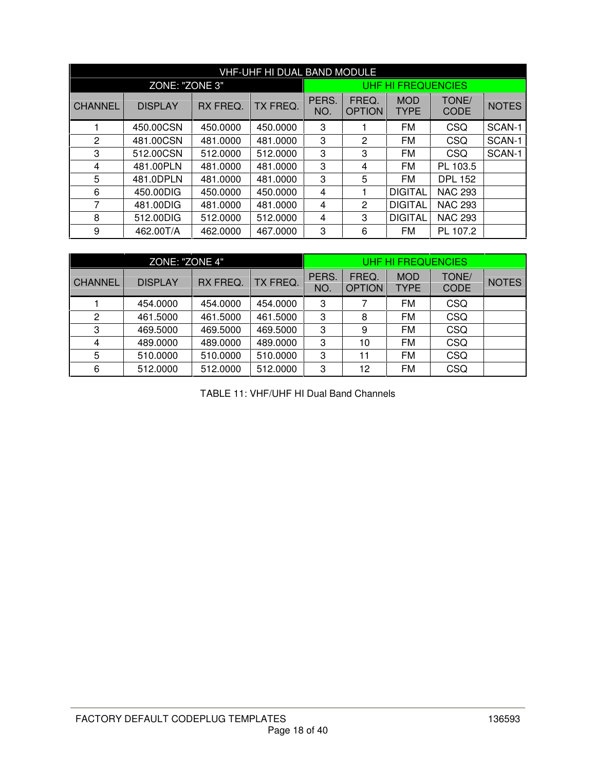| VHF-UHF HI DUAL BAND MODULE | | | | | | | | |
|---|---|---|---|---|---|---|---|---|
| ZONE: "ZONE 3" | | | | UHF HI FREQUENCIES | | | | |
| CHANNEL | DISPLAY | RX FREQ. | TX FREQ. | PERS. NO. | FREQ. OPTION | MOD TYPE | TONE/ CODE | NOTES |
| 1 | 450.00CSN | 450.0000 | 450.0000 | 3 | 1 | FM | CSQ | SCAN-1 |
| 2 | 481.00CSN | 481.0000 | 481.0000 | 3 | 2 | FM | CSQ | SCAN-1 |
| 3 | 512.00CSN | 512.0000 | 512.0000 | 3 | 3 | FM | CSQ | SCAN-1 |
| 4 | 481.00PLN | 481.0000 | 481.0000 | 3 | 4 | FM | PL 103.5 | |
| 5 | 481.0DPLN | 481.0000 | 481.0000 | 3 | 5 | FM | DPL 152 | |
| 6 | 450.00DIG | 450.0000 | 450.0000 | 4 | 1 | DIGITAL | NAC 293 | |
| 7 | 481.00DIG | 481.0000 | 481.0000 | 4 | 2 | DIGITAL | NAC 293 | |
| 8 | 512.00DIG | 512.0000 | 512.0000 | 4 | 3 | DIGITAL | NAC 293 | |
| 9 | 462.00T/A | 462.0000 | 467.0000 | 3 | 6 | FM | PL 107.2 | |

| ZONE: "ZONE 4" | | | | UHF HI FREQUENCIES | | | | |
|---|---|---|---|---|---|---|---|---|
| CHANNEL | DISPLAY | RX FREQ. | TX FREQ. | PERS. NO. | FREQ. OPTION | MOD TYPE | TONE/ CODE | NOTES |
| 1 | 454.0000 | 454.0000 | 454.0000 | 3 | 7 | FM | CSQ | |
| 2 | 461.5000 | 461.5000 | 461.5000 | 3 | 8 | FM | CSQ | |
| 3 | 469.5000 | 469.5000 | 469.5000 | 3 | 9 | FM | CSQ | |
| 4 | 489.0000 | 489.0000 | 489.0000 | 3 | 10 | FM | CSQ | |
| 5 | 510.0000 | 510.0000 | 510.0000 | 3 | 11 | FM | CSQ | |
| 6 | 512.0000 | 512.0000 | 512.0000 | 3 | 12 | FM | CSQ | |

TABLE 11: VHF/UHF HI Dual Band Channels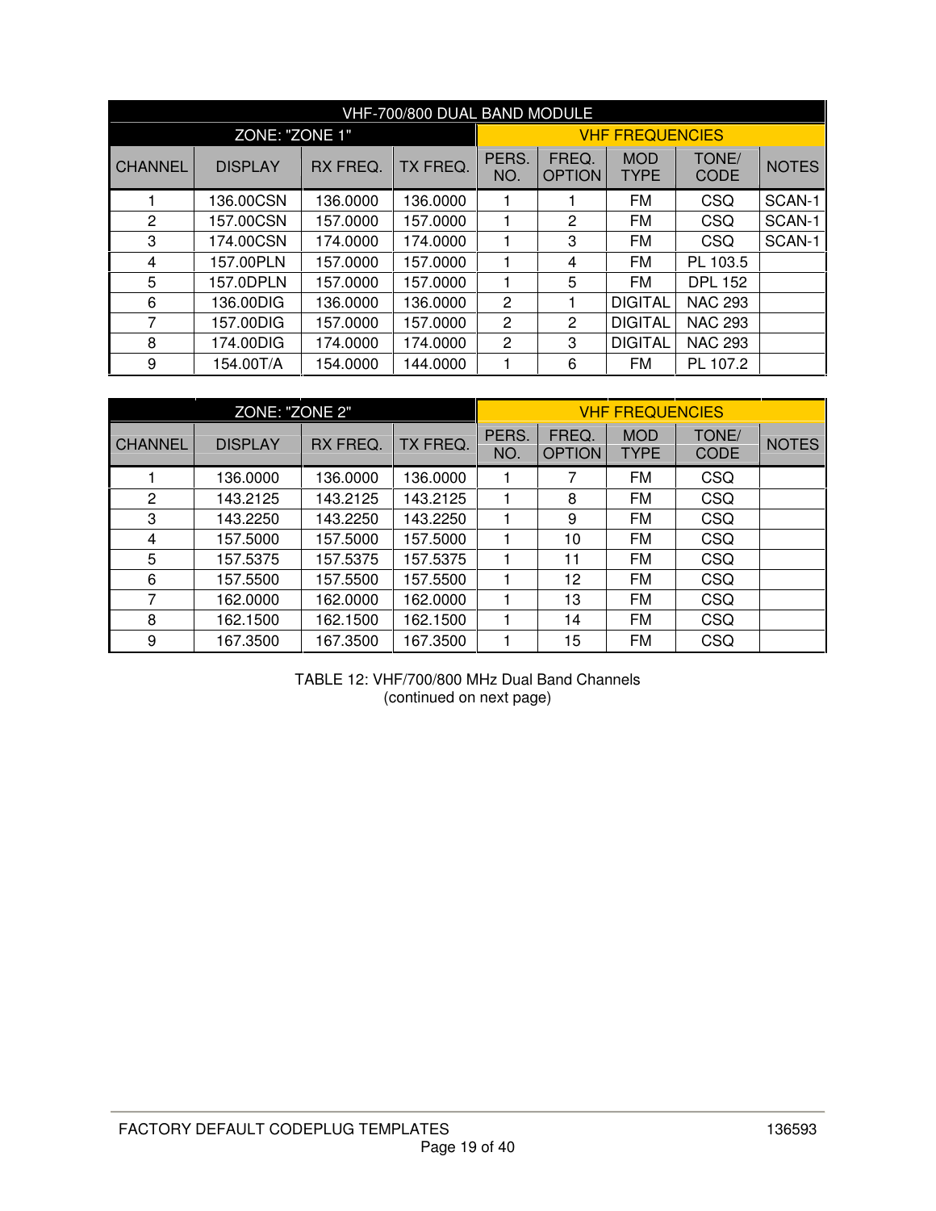| VHF-700/800 DUAL BAND MODULE | | | | | | | | |
|---|---|---|---|---|---|---|---|---|
| ZONE: "ZONE 1" | | | | VHF FREQUENCIES | | | | |
| CHANNEL | DISPLAY | RX FREQ. | TX FREQ. | PERS. NO. | FREQ. OPTION | MOD TYPE | TONE/ CODE | NOTES |
| 1 | 136.00CSN | 136.0000 | 136.0000 | 1 | 1 | FM | CSQ | SCAN-1 |
| 2 | 157.00CSN | 157.0000 | 157.0000 | 1 | 2 | FM | CSQ | SCAN-1 |
| 3 | 174.00CSN | 174.0000 | 174.0000 | 1 | 3 | FM | CSQ | SCAN-1 |
| 4 | 157.00PLN | 157.0000 | 157.0000 | 1 | 4 | FM | PL 103.5 | |
| 5 | 157.0DPLN | 157.0000 | 157.0000 | 1 | 5 | FM | DPL 152 | |
| 6 | 136.00DIG | 136.0000 | 136.0000 | 2 | 1 | DIGITAL | NAC 293 | |
| 7 | 157.00DIG | 157.0000 | 157.0000 | 2 | 2 | DIGITAL | NAC 293 | |
| 8 | 174.00DIG | 174.0000 | 174.0000 | 2 | 3 | DIGITAL | NAC 293 | |
| 9 | 154.00T/A | 154.0000 | 144.0000 | 1 | 6 | FM | PL 107.2 | |

| ZONE: "ZONE 2" | | | | VHF FREQUENCIES | | | | |
|---|---|---|---|---|---|---|---|---|
| CHANNEL | DISPLAY | RX FREQ. | TX FREQ. | PERS. NO. | FREQ. OPTION | MOD TYPE | TONE/ CODE | NOTES |
| 1 | 136.0000 | 136.0000 | 136.0000 | 1 | 7 | FM | CSQ | |
| 2 | 143.2125 | 143.2125 | 143.2125 | 1 | 8 | FM | CSQ | |
| 3 | 143.2250 | 143.2250 | 143.2250 | 1 | 9 | FM | CSQ | |
| 4 | 157.5000 | 157.5000 | 157.5000 | 1 | 10 | FM | CSQ | |
| 5 | 157.5375 | 157.5375 | 157.5375 | 1 | 11 | FM | CSQ | |
| 6 | 157.5500 | 157.5500 | 157.5500 | 1 | 12 | FM | CSQ | |
| 7 | 162.0000 | 162.0000 | 162.0000 | 1 | 13 | FM | CSQ | |
| 8 | 162.1500 | 162.1500 | 162.1500 | 1 | 14 | FM | CSQ | |
| 9 | 167.3500 | 167.3500 | 167.3500 | 1 | 15 | FM | CSQ | |

TABLE 12: VHF/700/800 MHz Dual Band Channels
(continued on next page)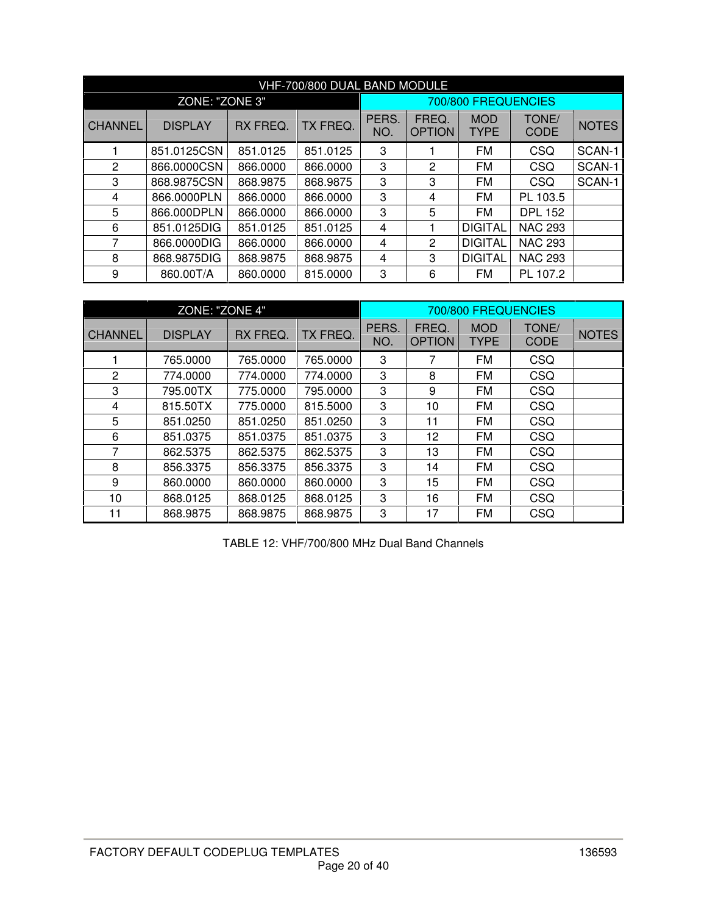| VHF-700/800 DUAL BAND MODULE | | | | | | | | |
|---|---|---|---|---|---|---|---|---|
| ZONE: "ZONE 3" | | | | 700/800 FREQUENCIES | | | | |
| CHANNEL | DISPLAY | RX FREQ. | TX FREQ. | PERS. NO. | FREQ. OPTION | MOD TYPE | TONE/ CODE | NOTES |
| 1 | 851.0125CSN | 851.0125 | 851.0125 | 3 | 1 | FM | CSQ | SCAN-1 |
| 2 | 866.0000CSN | 866.0000 | 866.0000 | 3 | 2 | FM | CSQ | SCAN-1 |
| 3 | 868.9875CSN | 868.9875 | 868.9875 | 3 | 3 | FM | CSQ | SCAN-1 |
| 4 | 866.0000PLN | 866.0000 | 866.0000 | 3 | 4 | FM | PL 103.5 | |
| 5 | 866.000DPLN | 866.0000 | 866.0000 | 3 | 5 | FM | DPL 152 | |
| 6 | 851.0125DIG | 851.0125 | 851.0125 | 4 | 1 | DIGITAL | NAC 293 | |
| 7 | 866.0000DIG | 866.0000 | 866.0000 | 4 | 2 | DIGITAL | NAC 293 | |
| 8 | 868.9875DIG | 868.9875 | 868.9875 | 4 | 3 | DIGITAL | NAC 293 | |
| 9 | 860.00T/A | 860.0000 | 815.0000 | 3 | 6 | FM | PL 107.2 | |

| ZONE: "ZONE 4" | | | | 700/800 FREQUENCIES | | | | |
|---|---|---|---|---|---|---|---|---|
| CHANNEL | DISPLAY | RX FREQ. | TX FREQ. | PERS. NO. | FREQ. OPTION | MOD TYPE | TONE/ CODE | NOTES |
| 1 | 765.0000 | 765.0000 | 765.0000 | 3 | 7 | FM | CSQ | |
| 2 | 774.0000 | 774.0000 | 774.0000 | 3 | 8 | FM | CSQ | |
| 3 | 795.00TX | 775.0000 | 795.0000 | 3 | 9 | FM | CSQ | |
| 4 | 815.50TX | 775.0000 | 815.5000 | 3 | 10 | FM | CSQ | |
| 5 | 851.0250 | 851.0250 | 851.0250 | 3 | 11 | FM | CSQ | |
| 6 | 851.0375 | 851.0375 | 851.0375 | 3 | 12 | FM | CSQ | |
| 7 | 862.5375 | 862.5375 | 862.5375 | 3 | 13 | FM | CSQ | |
| 8 | 856.3375 | 856.3375 | 856.3375 | 3 | 14 | FM | CSQ | |
| 9 | 860.0000 | 860.0000 | 860.0000 | 3 | 15 | FM | CSQ | |
| 10 | 868.0125 | 868.0125 | 868.0125 | 3 | 16 | FM | CSQ | |
| 11 | 868.9875 | 868.9875 | 868.9875 | 3 | 17 | FM | CSQ | |

TABLE 12: VHF/700/800 MHz Dual Band Channels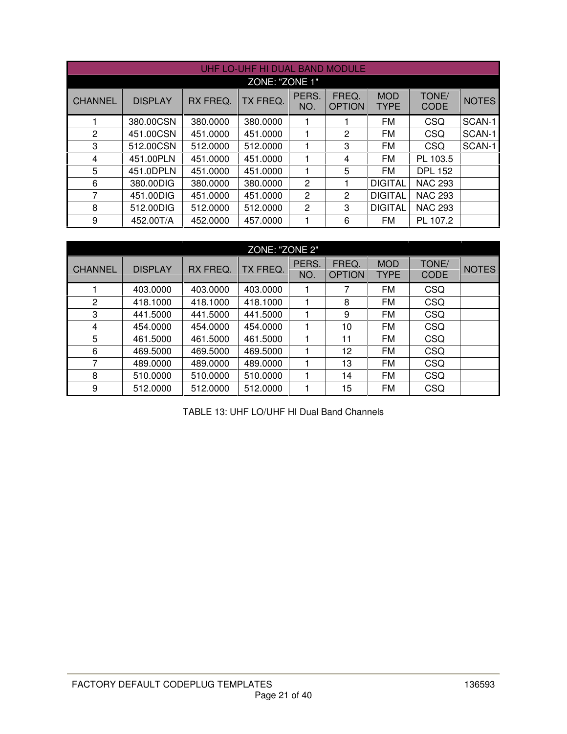| UHF LO-UHF HI DUAL BAND MODULE | | | | | | | | |
|---|---|---|---|---|---|---|---|---|
| ZONE: "ZONE 1" | | | | | | | | |
| CHANNEL | DISPLAY | RX FREQ. | TX FREQ. | PERS. NO. | FREQ. OPTION | MOD TYPE | TONE/ CODE | NOTES |
| 1 | 380.00CSN | 380.0000 | 380.0000 | 1 | 1 | FM | CSQ | SCAN-1 |
| 2 | 451.00CSN | 451.0000 | 451.0000 | 1 | 2 | FM | CSQ | SCAN-1 |
| 3 | 512.00CSN | 512.0000 | 512.0000 | 1 | 3 | FM | CSQ | SCAN-1 |
| 4 | 451.00PLN | 451.0000 | 451.0000 | 1 | 4 | FM | PL 103.5 | |
| 5 | 451.0DPLN | 451.0000 | 451.0000 | 1 | 5 | FM | DPL 152 | |
| 6 | 380.00DIG | 380.0000 | 380.0000 | 2 | 1 | DIGITAL | NAC 293 | |
| 7 | 451.00DIG | 451.0000 | 451.0000 | 2 | 2 | DIGITAL | NAC 293 | |
| 8 | 512.00DIG | 512.0000 | 512.0000 | 2 | 3 | DIGITAL | NAC 293 | |
| 9 | 452.00T/A | 452.0000 | 457.0000 | 1 | 6 | FM | PL 107.2 | |

| ZONE: "ZONE 2" | | | | | | | | |
|---|---|---|---|---|---|---|---|---|
| CHANNEL | DISPLAY | RX FREQ. | TX FREQ. | PERS. NO. | FREQ. OPTION | MOD TYPE | TONE/ CODE | NOTES |
| 1 | 403.0000 | 403.0000 | 403.0000 | 1 | 7 | FM | CSQ | |
| 2 | 418.1000 | 418.1000 | 418.1000 | 1 | 8 | FM | CSQ | |
| 3 | 441.5000 | 441.5000 | 441.5000 | 1 | 9 | FM | CSQ | |
| 4 | 454.0000 | 454.0000 | 454.0000 | 1 | 10 | FM | CSQ | |
| 5 | 461.5000 | 461.5000 | 461.5000 | 1 | 11 | FM | CSQ | |
| 6 | 469.5000 | 469.5000 | 469.5000 | 1 | 12 | FM | CSQ | |
| 7 | 489.0000 | 489.0000 | 489.0000 | 1 | 13 | FM | CSQ | |
| 8 | 510.0000 | 510.0000 | 510.0000 | 1 | 14 | FM | CSQ | |
| 9 | 512.0000 | 512.0000 | 512.0000 | 1 | 15 | FM | CSQ | |

TABLE 13: UHF LO/UHF HI Dual Band Channels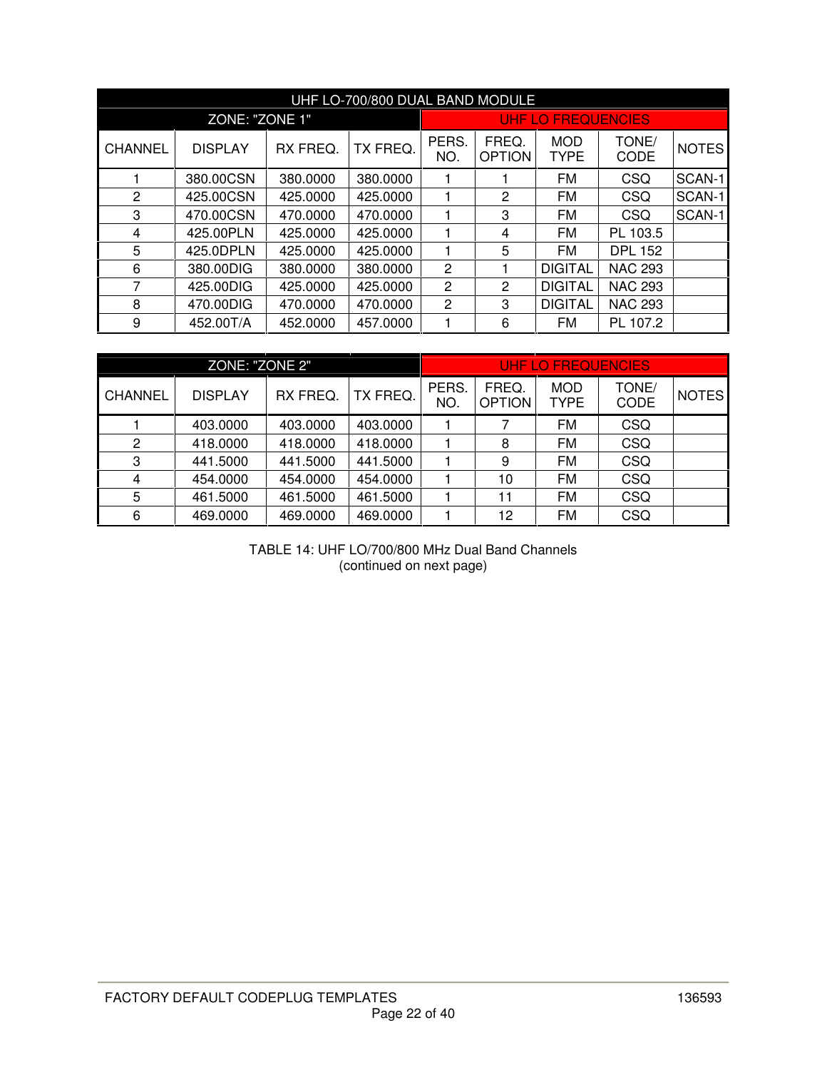| UHF LO-700/800 DUAL BAND MODULE | | | | | | | | |
|---|---|---|---|---|---|---|---|---|
| ZONE: "ZONE 1" | | | | UHF LO FREQUENCIES | | | | |
| CHANNEL | DISPLAY | RX FREQ. | TX FREQ. | PERS. NO. | FREQ. OPTION | MOD TYPE | TONE/ CODE | NOTES |
| 1 | 380.00CSN | 380.0000 | 380.0000 | 1 | 1 | FM | CSQ | SCAN-1 |
| 2 | 425.00CSN | 425.0000 | 425.0000 | 1 | 2 | FM | CSQ | SCAN-1 |
| 3 | 470.00CSN | 470.0000 | 470.0000 | 1 | 3 | FM | CSQ | SCAN-1 |
| 4 | 425.00PLN | 425.0000 | 425.0000 | 1 | 4 | FM | PL 103.5 | |
| 5 | 425.0DPLN | 425.0000 | 425.0000 | 1 | 5 | FM | DPL 152 | |
| 6 | 380.00DIG | 380.0000 | 380.0000 | 2 | 1 | DIGITAL | NAC 293 | |
| 7 | 425.00DIG | 425.0000 | 425.0000 | 2 | 2 | DIGITAL | NAC 293 | |
| 8 | 470.00DIG | 470.0000 | 470.0000 | 2 | 3 | DIGITAL | NAC 293 | |
| 9 | 452.00T/A | 452.0000 | 457.0000 | 1 | 6 | FM | PL 107.2 | |

| ZONE: "ZONE 2" | | | | UHF LO FREQUENCIES | | | | |
|---|---|---|---|---|---|---|---|---|
| CHANNEL | DISPLAY | RX FREQ. | TX FREQ. | PERS. NO. | FREQ. OPTION | MOD TYPE | TONE/ CODE | NOTES |
| 1 | 403.0000 | 403.0000 | 403.0000 | 1 | 7 | FM | CSQ | |
| 2 | 418.0000 | 418.0000 | 418.0000 | 1 | 8 | FM | CSQ | |
| 3 | 441.5000 | 441.5000 | 441.5000 | 1 | 9 | FM | CSQ | |
| 4 | 454.0000 | 454.0000 | 454.0000 | 1 | 10 | FM | CSQ | |
| 5 | 461.5000 | 461.5000 | 461.5000 | 1 | 11 | FM | CSQ | |
| 6 | 469.0000 | 469.0000 | 469.0000 | 1 | 12 | FM | CSQ | |

TABLE 14: UHF LO/700/800 MHz Dual Band Channels
(continued on next page)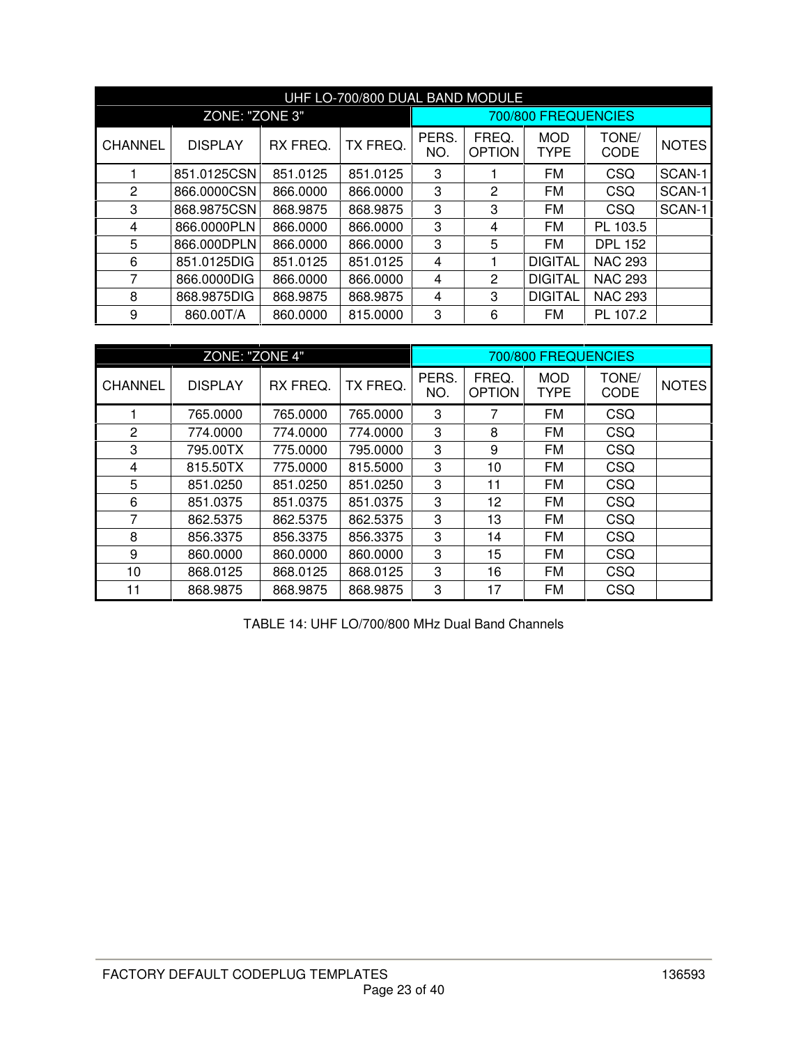| UHF LO-700/800 DUAL BAND MODULE | | | | | | | | |
|---|---|---|---|---|---|---|---|---|
| ZONE: "ZONE 3" | | | | 700/800 FREQUENCIES | | | | |
| CHANNEL | DISPLAY | RX FREQ. | TX FREQ. | PERS. NO. | FREQ. OPTION | MOD TYPE | TONE/ CODE | NOTES |
| 1 | 851.0125CSN | 851.0125 | 851.0125 | 3 | 1 | FM | CSQ | SCAN-1 |
| 2 | 866.0000CSN | 866.0000 | 866.0000 | 3 | 2 | FM | CSQ | SCAN-1 |
| 3 | 868.9875CSN | 868.9875 | 868.9875 | 3 | 3 | FM | CSQ | SCAN-1 |
| 4 | 866.0000PLN | 866.0000 | 866.0000 | 3 | 4 | FM | PL 103.5 | |
| 5 | 866.000DPLN | 866.0000 | 866.0000 | 3 | 5 | FM | DPL 152 | |
| 6 | 851.0125DIG | 851.0125 | 851.0125 | 4 | 1 | DIGITAL | NAC 293 | |
| 7 | 866.0000DIG | 866.0000 | 866.0000 | 4 | 2 | DIGITAL | NAC 293 | |
| 8 | 868.9875DIG | 868.9875 | 868.9875 | 4 | 3 | DIGITAL | NAC 293 | |
| 9 | 860.00T/A | 860.0000 | 815.0000 | 3 | 6 | FM | PL 107.2 | |

| ZONE: "ZONE 4" | | | | 700/800 FREQUENCIES | | | | |
|---|---|---|---|---|---|---|---|---|
| CHANNEL | DISPLAY | RX FREQ. | TX FREQ. | PERS. NO. | FREQ. OPTION | MOD TYPE | TONE/ CODE | NOTES |
| 1 | 765.0000 | 765.0000 | 765.0000 | 3 | 7 | FM | CSQ | |
| 2 | 774.0000 | 774.0000 | 774.0000 | 3 | 8 | FM | CSQ | |
| 3 | 795.00TX | 775.0000 | 795.0000 | 3 | 9 | FM | CSQ | |
| 4 | 815.50TX | 775.0000 | 815.5000 | 3 | 10 | FM | CSQ | |
| 5 | 851.0250 | 851.0250 | 851.0250 | 3 | 11 | FM | CSQ | |
| 6 | 851.0375 | 851.0375 | 851.0375 | 3 | 12 | FM | CSQ | |
| 7 | 862.5375 | 862.5375 | 862.5375 | 3 | 13 | FM | CSQ | |
| 8 | 856.3375 | 856.3375 | 856.3375 | 3 | 14 | FM | CSQ | |
| 9 | 860.0000 | 860.0000 | 860.0000 | 3 | 15 | FM | CSQ | |
| 10 | 868.0125 | 868.0125 | 868.0125 | 3 | 16 | FM | CSQ | |
| 11 | 868.9875 | 868.9875 | 868.9875 | 3 | 17 | FM | CSQ | |

TABLE 14: UHF LO/700/800 MHz Dual Band Channels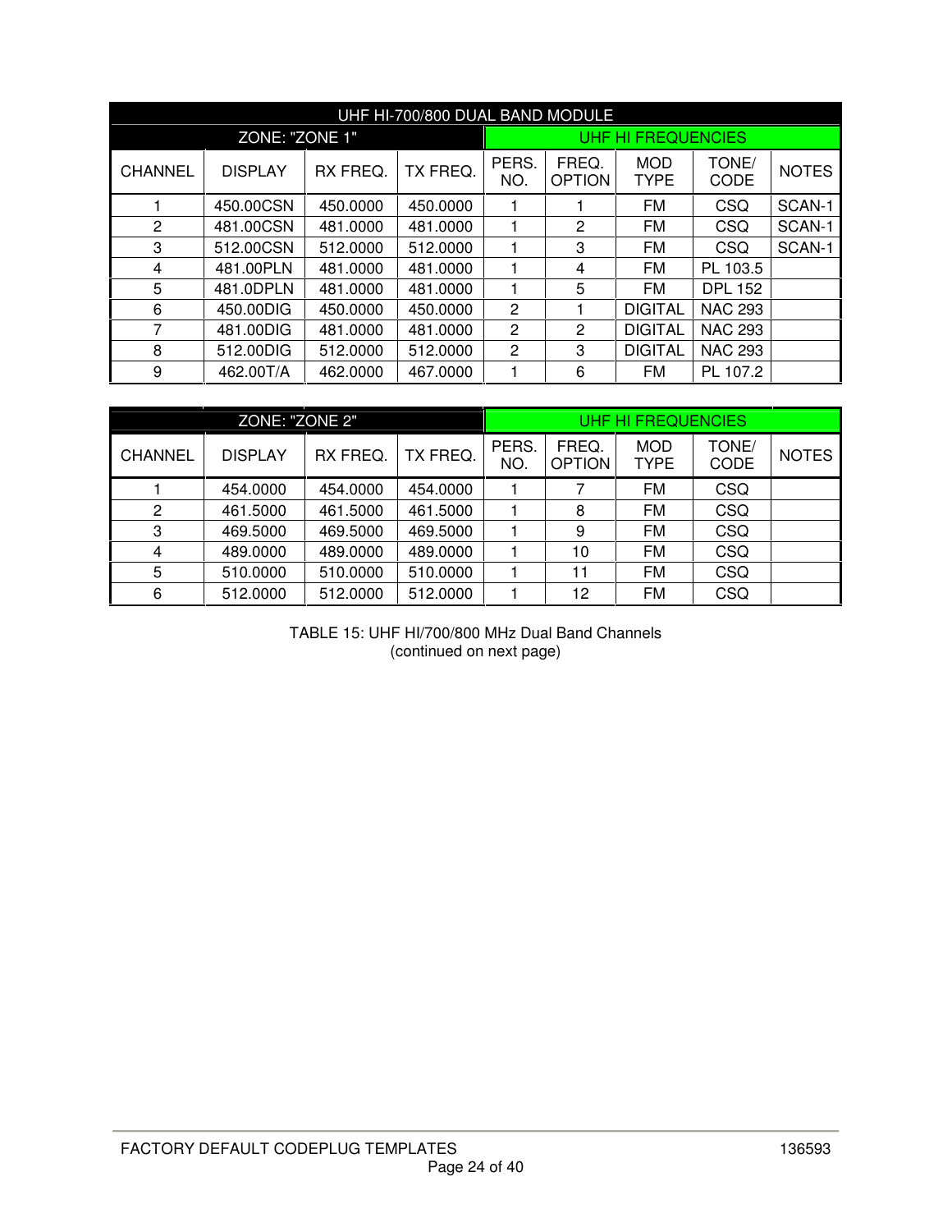| UHF HI-700/800 DUAL BAND MODULE | | | | | | | | |
|---|---|---|---|---|---|---|---|---|
| ZONE: "ZONE 1" | | | | UHF HI FREQUENCIES | | | | |
| CHANNEL | DISPLAY | RX FREQ. | TX FREQ. | PERS. NO. | FREQ. OPTION | MOD TYPE | TONE/ CODE | NOTES |
| 1 | 450.00CSN | 450.0000 | 450.0000 | 1 | 1 | FM | CSQ | SCAN-1 |
| 2 | 481.00CSN | 481.0000 | 481.0000 | 1 | 2 | FM | CSQ | SCAN-1 |
| 3 | 512.00CSN | 512.0000 | 512.0000 | 1 | 3 | FM | CSQ | SCAN-1 |
| 4 | 481.00PLN | 481.0000 | 481.0000 | 1 | 4 | FM | PL 103.5 | |
| 5 | 481.0DPLN | 481.0000 | 481.0000 | 1 | 5 | FM | DPL 152 | |
| 6 | 450.00DIG | 450.0000 | 450.0000 | 2 | 1 | DIGITAL | NAC 293 | |
| 7 | 481.00DIG | 481.0000 | 481.0000 | 2 | 2 | DIGITAL | NAC 293 | |
| 8 | 512.00DIG | 512.0000 | 512.0000 | 2 | 3 | DIGITAL | NAC 293 | |
| 9 | 462.00T/A | 462.0000 | 467.0000 | 1 | 6 | FM | PL 107.2 | |

| ZONE: "ZONE 2" | | | | UHF HI FREQUENCIES | | | | |
|---|---|---|---|---|---|---|---|---|
| CHANNEL | DISPLAY | RX FREQ. | TX FREQ. | PERS. NO. | FREQ. OPTION | MOD TYPE | TONE/ CODE | NOTES |
| 1 | 454.0000 | 454.0000 | 454.0000 | 1 | 7 | FM | CSQ | |
| 2 | 461.5000 | 461.5000 | 461.5000 | 1 | 8 | FM | CSQ | |
| 3 | 469.5000 | 469.5000 | 469.5000 | 1 | 9 | FM | CSQ | |
| 4 | 489.0000 | 489.0000 | 489.0000 | 1 | 10 | FM | CSQ | |
| 5 | 510.0000 | 510.0000 | 510.0000 | 1 | 11 | FM | CSQ | |
| 6 | 512.0000 | 512.0000 | 512.0000 | 1 | 12 | FM | CSQ | |

TABLE 15: UHF HI/700/800 MHz Dual Band Channels
(continued on next page)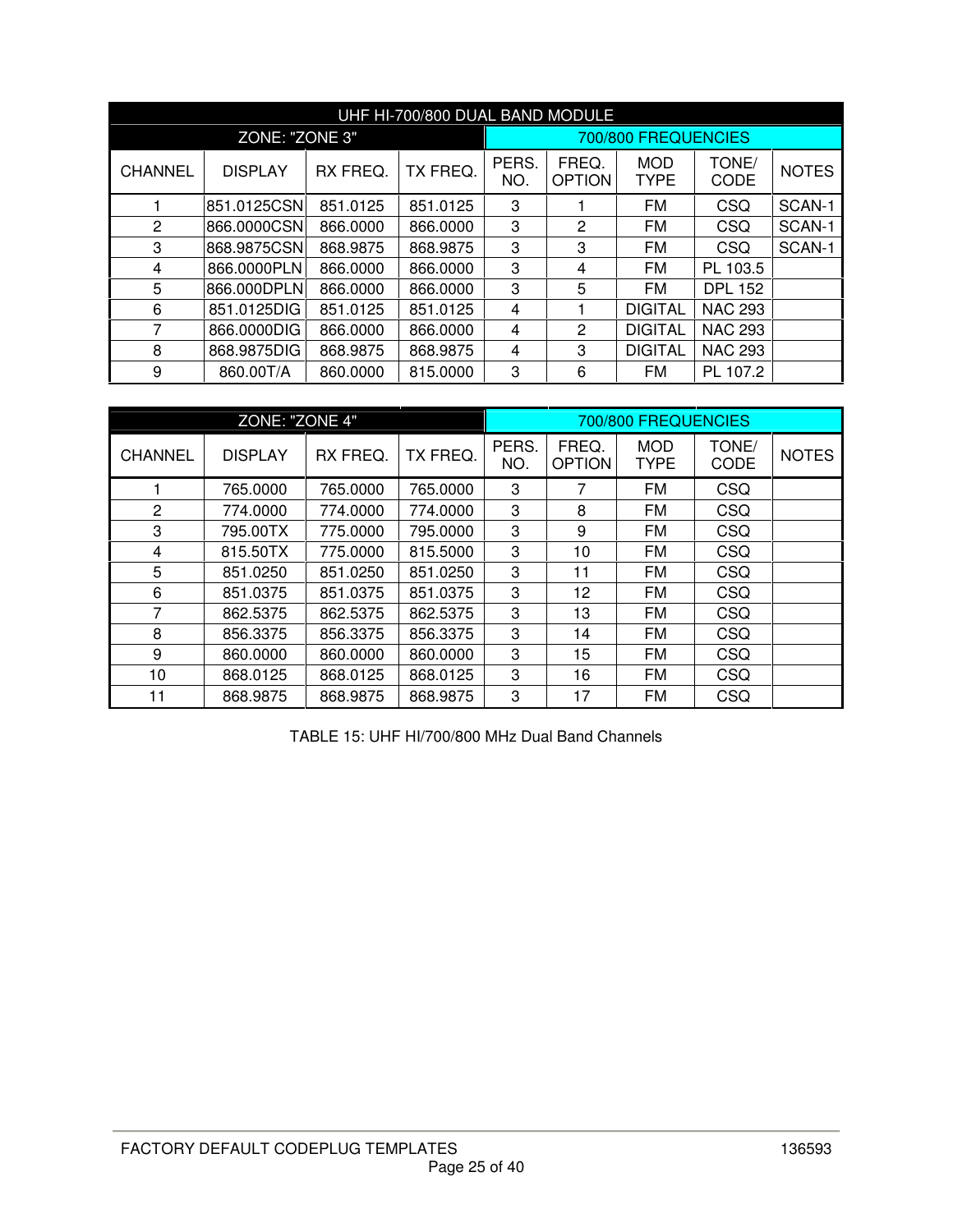| UHF HI-700/800 DUAL BAND MODULE | | | | | | | | |
|---|---|---|---|---|---|---|---|---|
| ZONE: "ZONE 3" | | | | 700/800 FREQUENCIES | | | | |
| CHANNEL | DISPLAY | RX FREQ. | TX FREQ. | PERS. NO. | FREQ. OPTION | MOD TYPE | TONE/ CODE | NOTES |
| 1 | 851.0125CSN | 851.0125 | 851.0125 | 3 | 1 | FM | CSQ | SCAN-1 |
| 2 | 866.0000CSN | 866.0000 | 866.0000 | 3 | 2 | FM | CSQ | SCAN-1 |
| 3 | 868.9875CSN | 868.9875 | 868.9875 | 3 | 3 | FM | CSQ | SCAN-1 |
| 4 | 866.0000PLN | 866.0000 | 866.0000 | 3 | 4 | FM | PL 103.5 | |
| 5 | 866.000DPLN | 866.0000 | 866.0000 | 3 | 5 | FM | DPL 152 | |
| 6 | 851.0125DIG | 851.0125 | 851.0125 | 4 | 1 | DIGITAL | NAC 293 | |
| 7 | 866.0000DIG | 866.0000 | 866.0000 | 4 | 2 | DIGITAL | NAC 293 | |
| 8 | 868.9875DIG | 868.9875 | 868.9875 | 4 | 3 | DIGITAL | NAC 293 | |
| 9 | 860.00T/A | 860.0000 | 815.0000 | 3 | 6 | FM | PL 107.2 | |

| ZONE: "ZONE 4" | | | | 700/800 FREQUENCIES | | | | |
|---|---|---|---|---|---|---|---|---|
| CHANNEL | DISPLAY | RX FREQ. | TX FREQ. | PERS. NO. | FREQ. OPTION | MOD TYPE | TONE/ CODE | NOTES |
| 1 | 765.0000 | 765.0000 | 765.0000 | 3 | 7 | FM | CSQ | |
| 2 | 774.0000 | 774.0000 | 774.0000 | 3 | 8 | FM | CSQ | |
| 3 | 795.00TX | 775.0000 | 795.0000 | 3 | 9 | FM | CSQ | |
| 4 | 815.50TX | 775.0000 | 815.5000 | 3 | 10 | FM | CSQ | |
| 5 | 851.0250 | 851.0250 | 851.0250 | 3 | 11 | FM | CSQ | |
| 6 | 851.0375 | 851.0375 | 851.0375 | 3 | 12 | FM | CSQ | |
| 7 | 862.5375 | 862.5375 | 862.5375 | 3 | 13 | FM | CSQ | |
| 8 | 856.3375 | 856.3375 | 856.3375 | 3 | 14 | FM | CSQ | |
| 9 | 860.0000 | 860.0000 | 860.0000 | 3 | 15 | FM | CSQ | |
| 10 | 868.0125 | 868.0125 | 868.0125 | 3 | 16 | FM | CSQ | |
| 11 | 868.9875 | 868.9875 | 868.9875 | 3 | 17 | FM | CSQ | |

TABLE 15: UHF HI/700/800 MHz Dual Band Channels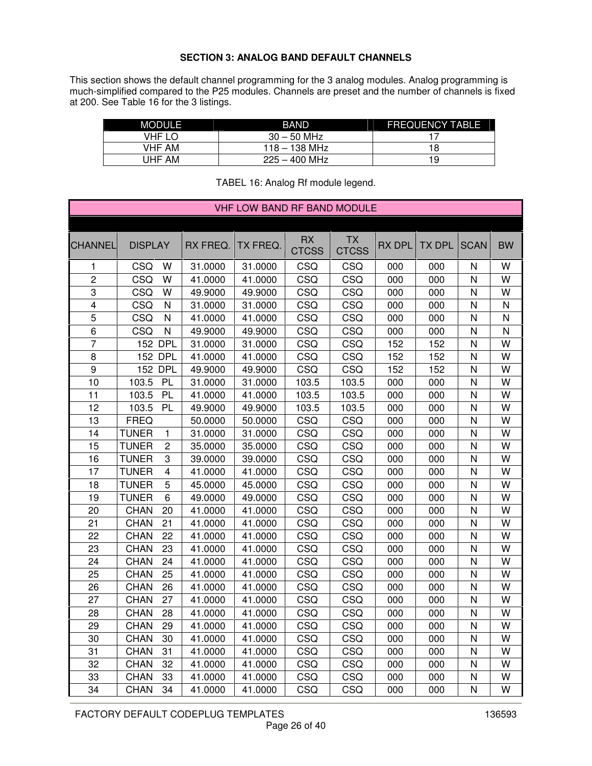### SECTION 3: ANALOG BAND DEFAULT CHANNELS

This section shows the default channel programming for the 3 analog modules. Analog programming is much-simplified compared to the P25 modules. Channels are preset and the number of channels is fixed at 200. See Table 16 for the 3 listings.

| MODULE | BAND | FREQUENCY TABLE |
|---|---|---|
| VHF LO | 30 – 50 MHz | 17 |
| VHF AM | 118 – 138 MHz | 18 |
| UHF AM | 225 – 400 MHz | 19 |

TABEL 16: Analog Rf module legend.

| VHF LOW BAND RF BAND MODULE | | | | | | | | | |
|---|---|---|---|---|---|---|---|---|---|
| CHANNEL | DISPLAY | RX FREQ. | TX FREQ. | RX CTCSS | TX CTCSS | RX DPL | TX DPL | SCAN | BW |
| 1 | CSQ W | 31.0000 | 31.0000 | CSQ | CSQ | 000 | 000 | N | W |
| 2 | CSQ W | 41.0000 | 41.0000 | CSQ | CSQ | 000 | 000 | N | W |
| 3 | CSQ W | 49.9000 | 49.9000 | CSQ | CSQ | 000 | 000 | N | W |
| 4 | CSQ N | 31.0000 | 31.0000 | CSQ | CSQ | 000 | 000 | N | N |
| 5 | CSQ N | 41.0000 | 41.0000 | CSQ | CSQ | 000 | 000 | N | N |
| 6 | CSQ N | 49.9000 | 49.9000 | CSQ | CSQ | 000 | 000 | N | N |
| 7 | 152 DPL | 31.0000 | 31.0000 | CSQ | CSQ | 152 | 152 | N | W |
| 8 | 152 DPL | 41.0000 | 41.0000 | CSQ | CSQ | 152 | 152 | N | W |
| 9 | 152 DPL | 49.9000 | 49.9000 | CSQ | CSQ | 152 | 152 | N | W |
| 10 | 103.5 PL | 31.0000 | 31.0000 | 103.5 | 103.5 | 000 | 000 | N | W |
| 11 | 103.5 PL | 41.0000 | 41.0000 | 103.5 | 103.5 | 000 | 000 | N | W |
| 12 | 103.5 PL | 49.9000 | 49.9000 | 103.5 | 103.5 | 000 | 000 | N | W |
| 13 | FREQ | 50.0000 | 50.0000 | CSQ | CSQ | 000 | 000 | N | W |
| 14 | TUNER 1 | 31.0000 | 31.0000 | CSQ | CSQ | 000 | 000 | N | W |
| 15 | TUNER 2 | 35.0000 | 35.0000 | CSQ | CSQ | 000 | 000 | N | W |
| 16 | TUNER 3 | 39.0000 | 39.0000 | CSQ | CSQ | 000 | 000 | N | W |
| 17 | TUNER 4 | 41.0000 | 41.0000 | CSQ | CSQ | 000 | 000 | N | W |
| 18 | TUNER 5 | 45.0000 | 45.0000 | CSQ | CSQ | 000 | 000 | N | W |
| 19 | TUNER 6 | 49.0000 | 49.0000 | CSQ | CSQ | 000 | 000 | N | W |
| 20 | CHAN 20 | 41.0000 | 41.0000 | CSQ | CSQ | 000 | 000 | N | W |
| 21 | CHAN 21 | 41.0000 | 41.0000 | CSQ | CSQ | 000 | 000 | N | W |
| 22 | CHAN 22 | 41.0000 | 41.0000 | CSQ | CSQ | 000 | 000 | N | W |
| 23 | CHAN 23 | 41.0000 | 41.0000 | CSQ | CSQ | 000 | 000 | N | W |
| 24 | CHAN 24 | 41.0000 | 41.0000 | CSQ | CSQ | 000 | 000 | N | W |
| 25 | CHAN 25 | 41.0000 | 41.0000 | CSQ | CSQ | 000 | 000 | N | W |
| 26 | CHAN 26 | 41.0000 | 41.0000 | CSQ | CSQ | 000 | 000 | N | W |
| 27 | CHAN 27 | 41.0000 | 41.0000 | CSQ | CSQ | 000 | 000 | N | W |
| 28 | CHAN 28 | 41.0000 | 41.0000 | CSQ | CSQ | 000 | 000 | N | W |
| 29 | CHAN 29 | 41.0000 | 41.0000 | CSQ | CSQ | 000 | 000 | N | W |
| 30 | CHAN 30 | 41.0000 | 41.0000 | CSQ | CSQ | 000 | 000 | N | W |
| 31 | CHAN 31 | 41.0000 | 41.0000 | CSQ | CSQ | 000 | 000 | N | W |
| 32 | CHAN 32 | 41.0000 | 41.0000 | CSQ | CSQ | 000 | 000 | N | W |
| 33 | CHAN 33 | 41.0000 | 41.0000 | CSQ | CSQ | 000 | 000 | N | W |
| 34 | CHAN 34 | 41.0000 | 41.0000 | CSQ | CSQ | 000 | 000 | N | W |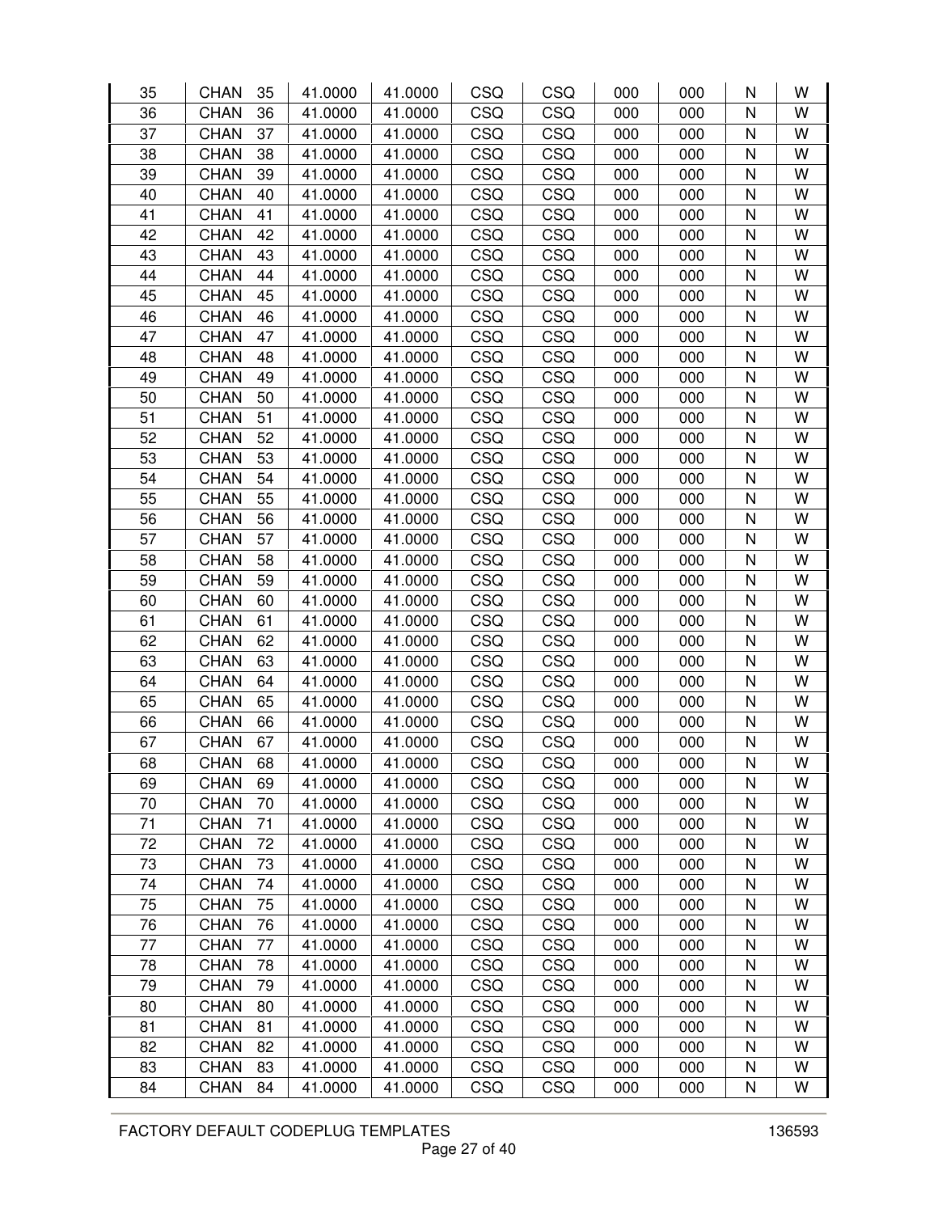| | | | | | | | | | | |
|---|---|---|---|---|---|---|---|---|---|---|
| 35 | CHAN | 35 | 41.0000 | 41.0000 | CSQ | CSQ | 000 | 000 | N | W |
| 36 | CHAN | 36 | 41.0000 | 41.0000 | CSQ | CSQ | 000 | 000 | N | W |
| 37 | CHAN | 37 | 41.0000 | 41.0000 | CSQ | CSQ | 000 | 000 | N | W |
| 38 | CHAN | 38 | 41.0000 | 41.0000 | CSQ | CSQ | 000 | 000 | N | W |
| 39 | CHAN | 39 | 41.0000 | 41.0000 | CSQ | CSQ | 000 | 000 | N | W |
| 40 | CHAN | 40 | 41.0000 | 41.0000 | CSQ | CSQ | 000 | 000 | N | W |
| 41 | CHAN | 41 | 41.0000 | 41.0000 | CSQ | CSQ | 000 | 000 | N | W |
| 42 | CHAN | 42 | 41.0000 | 41.0000 | CSQ | CSQ | 000 | 000 | N | W |
| 43 | CHAN | 43 | 41.0000 | 41.0000 | CSQ | CSQ | 000 | 000 | N | W |
| 44 | CHAN | 44 | 41.0000 | 41.0000 | CSQ | CSQ | 000 | 000 | N | W |
| 45 | CHAN | 45 | 41.0000 | 41.0000 | CSQ | CSQ | 000 | 000 | N | W |
| 46 | CHAN | 46 | 41.0000 | 41.0000 | CSQ | CSQ | 000 | 000 | N | W |
| 47 | CHAN | 47 | 41.0000 | 41.0000 | CSQ | CSQ | 000 | 000 | N | W |
| 48 | CHAN | 48 | 41.0000 | 41.0000 | CSQ | CSQ | 000 | 000 | N | W |
| 49 | CHAN | 49 | 41.0000 | 41.0000 | CSQ | CSQ | 000 | 000 | N | W |
| 50 | CHAN | 50 | 41.0000 | 41.0000 | CSQ | CSQ | 000 | 000 | N | W |
| 51 | CHAN | 51 | 41.0000 | 41.0000 | CSQ | CSQ | 000 | 000 | N | W |
| 52 | CHAN | 52 | 41.0000 | 41.0000 | CSQ | CSQ | 000 | 000 | N | W |
| 53 | CHAN | 53 | 41.0000 | 41.0000 | CSQ | CSQ | 000 | 000 | N | W |
| 54 | CHAN | 54 | 41.0000 | 41.0000 | CSQ | CSQ | 000 | 000 | N | W |
| 55 | CHAN | 55 | 41.0000 | 41.0000 | CSQ | CSQ | 000 | 000 | N | W |
| 56 | CHAN | 56 | 41.0000 | 41.0000 | CSQ | CSQ | 000 | 000 | N | W |
| 57 | CHAN | 57 | 41.0000 | 41.0000 | CSQ | CSQ | 000 | 000 | N | W |
| 58 | CHAN | 58 | 41.0000 | 41.0000 | CSQ | CSQ | 000 | 000 | N | W |
| 59 | CHAN | 59 | 41.0000 | 41.0000 | CSQ | CSQ | 000 | 000 | N | W |
| 60 | CHAN | 60 | 41.0000 | 41.0000 | CSQ | CSQ | 000 | 000 | N | W |
| 61 | CHAN | 61 | 41.0000 | 41.0000 | CSQ | CSQ | 000 | 000 | N | W |
| 62 | CHAN | 62 | 41.0000 | 41.0000 | CSQ | CSQ | 000 | 000 | N | W |
| 63 | CHAN | 63 | 41.0000 | 41.0000 | CSQ | CSQ | 000 | 000 | N | W |
| 64 | CHAN | 64 | 41.0000 | 41.0000 | CSQ | CSQ | 000 | 000 | N | W |
| 65 | CHAN | 65 | 41.0000 | 41.0000 | CSQ | CSQ | 000 | 000 | N | W |
| 66 | CHAN | 66 | 41.0000 | 41.0000 | CSQ | CSQ | 000 | 000 | N | W |
| 67 | CHAN | 67 | 41.0000 | 41.0000 | CSQ | CSQ | 000 | 000 | N | W |
| 68 | CHAN | 68 | 41.0000 | 41.0000 | CSQ | CSQ | 000 | 000 | N | W |
| 69 | CHAN | 69 | 41.0000 | 41.0000 | CSQ | CSQ | 000 | 000 | N | W |
| 70 | CHAN | 70 | 41.0000 | 41.0000 | CSQ | CSQ | 000 | 000 | N | W |
| 71 | CHAN | 71 | 41.0000 | 41.0000 | CSQ | CSQ | 000 | 000 | N | W |
| 72 | CHAN | 72 | 41.0000 | 41.0000 | CSQ | CSQ | 000 | 000 | N | W |
| 73 | CHAN | 73 | 41.0000 | 41.0000 | CSQ | CSQ | 000 | 000 | N | W |
| 74 | CHAN | 74 | 41.0000 | 41.0000 | CSQ | CSQ | 000 | 000 | N | W |
| 75 | CHAN | 75 | 41.0000 | 41.0000 | CSQ | CSQ | 000 | 000 | N | W |
| 76 | CHAN | 76 | 41.0000 | 41.0000 | CSQ | CSQ | 000 | 000 | N | W |
| 77 | CHAN | 77 | 41.0000 | 41.0000 | CSQ | CSQ | 000 | 000 | N | W |
| 78 | CHAN | 78 | 41.0000 | 41.0000 | CSQ | CSQ | 000 | 000 | N | W |
| 79 | CHAN | 79 | 41.0000 | 41.0000 | CSQ | CSQ | 000 | 000 | N | W |
| 80 | CHAN | 80 | 41.0000 | 41.0000 | CSQ | CSQ | 000 | 000 | N | W |
| 81 | CHAN | 81 | 41.0000 | 41.0000 | CSQ | CSQ | 000 | 000 | N | W |
| 82 | CHAN | 82 | 41.0000 | 41.0000 | CSQ | CSQ | 000 | 000 | N | W |
| 83 | CHAN | 83 | 41.0000 | 41.0000 | CSQ | CSQ | 000 | 000 | N | W |
| 84 | CHAN | 84 | 41.0000 | 41.0000 | CSQ | CSQ | 000 | 000 | N | W |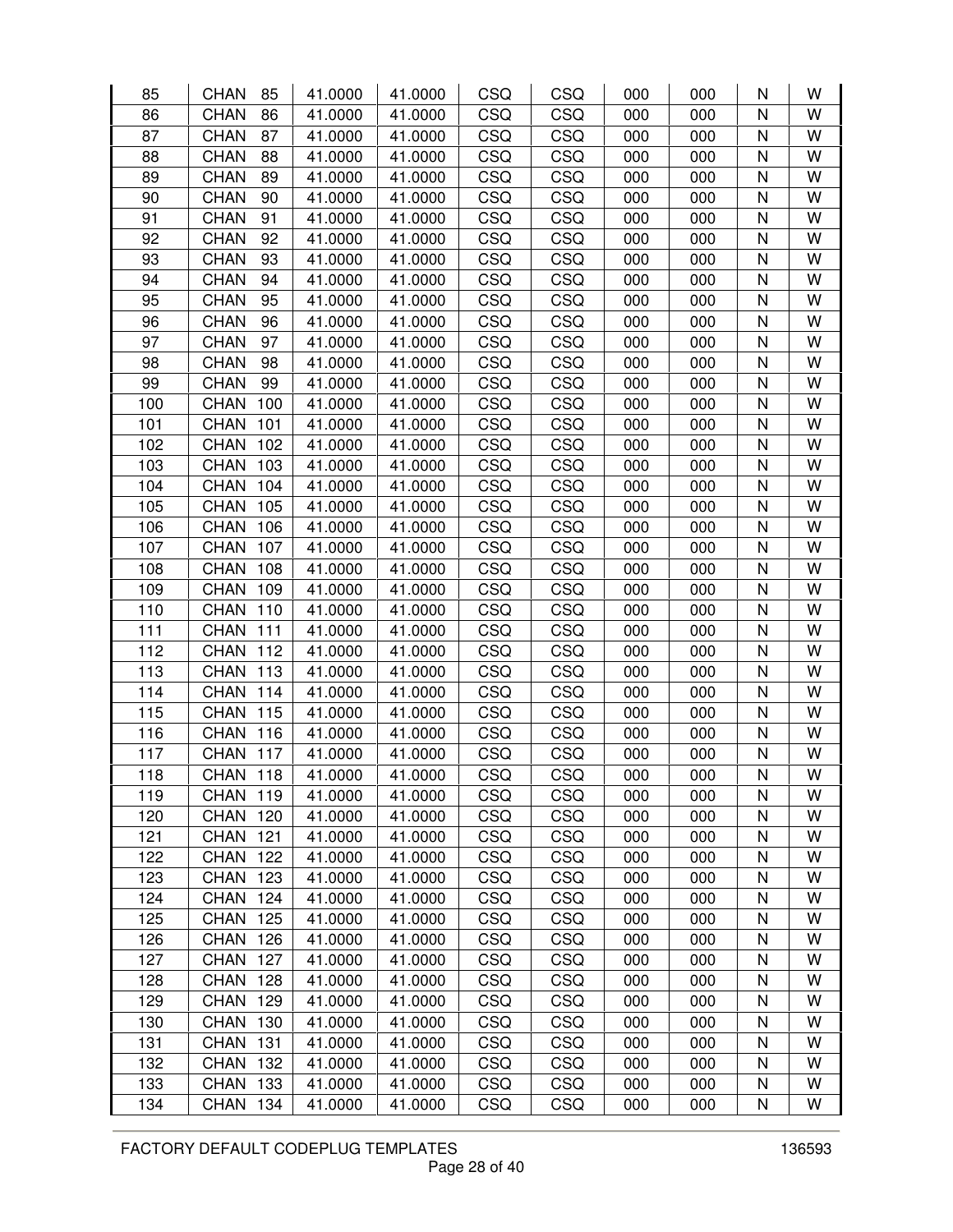| | | | | | | | | | |
|---|---|---|---|---|---|---|---|---|---|
| 85 | CHAN 85 | 41.0000 | 41.0000 | CSQ | CSQ | 000 | 000 | N | W |
| 86 | CHAN 86 | 41.0000 | 41.0000 | CSQ | CSQ | 000 | 000 | N | W |
| 87 | CHAN 87 | 41.0000 | 41.0000 | CSQ | CSQ | 000 | 000 | N | W |
| 88 | CHAN 88 | 41.0000 | 41.0000 | CSQ | CSQ | 000 | 000 | N | W |
| 89 | CHAN 89 | 41.0000 | 41.0000 | CSQ | CSQ | 000 | 000 | N | W |
| 90 | CHAN 90 | 41.0000 | 41.0000 | CSQ | CSQ | 000 | 000 | N | W |
| 91 | CHAN 91 | 41.0000 | 41.0000 | CSQ | CSQ | 000 | 000 | N | W |
| 92 | CHAN 92 | 41.0000 | 41.0000 | CSQ | CSQ | 000 | 000 | N | W |
| 93 | CHAN 93 | 41.0000 | 41.0000 | CSQ | CSQ | 000 | 000 | N | W |
| 94 | CHAN 94 | 41.0000 | 41.0000 | CSQ | CSQ | 000 | 000 | N | W |
| 95 | CHAN 95 | 41.0000 | 41.0000 | CSQ | CSQ | 000 | 000 | N | W |
| 96 | CHAN 96 | 41.0000 | 41.0000 | CSQ | CSQ | 000 | 000 | N | W |
| 97 | CHAN 97 | 41.0000 | 41.0000 | CSQ | CSQ | 000 | 000 | N | W |
| 98 | CHAN 98 | 41.0000 | 41.0000 | CSQ | CSQ | 000 | 000 | N | W |
| 99 | CHAN 99 | 41.0000 | 41.0000 | CSQ | CSQ | 000 | 000 | N | W |
| 100 | CHAN 100 | 41.0000 | 41.0000 | CSQ | CSQ | 000 | 000 | N | W |
| 101 | CHAN 101 | 41.0000 | 41.0000 | CSQ | CSQ | 000 | 000 | N | W |
| 102 | CHAN 102 | 41.0000 | 41.0000 | CSQ | CSQ | 000 | 000 | N | W |
| 103 | CHAN 103 | 41.0000 | 41.0000 | CSQ | CSQ | 000 | 000 | N | W |
| 104 | CHAN 104 | 41.0000 | 41.0000 | CSQ | CSQ | 000 | 000 | N | W |
| 105 | CHAN 105 | 41.0000 | 41.0000 | CSQ | CSQ | 000 | 000 | N | W |
| 106 | CHAN 106 | 41.0000 | 41.0000 | CSQ | CSQ | 000 | 000 | N | W |
| 107 | CHAN 107 | 41.0000 | 41.0000 | CSQ | CSQ | 000 | 000 | N | W |
| 108 | CHAN 108 | 41.0000 | 41.0000 | CSQ | CSQ | 000 | 000 | N | W |
| 109 | CHAN 109 | 41.0000 | 41.0000 | CSQ | CSQ | 000 | 000 | N | W |
| 110 | CHAN 110 | 41.0000 | 41.0000 | CSQ | CSQ | 000 | 000 | N | W |
| 111 | CHAN 111 | 41.0000 | 41.0000 | CSQ | CSQ | 000 | 000 | N | W |
| 112 | CHAN 112 | 41.0000 | 41.0000 | CSQ | CSQ | 000 | 000 | N | W |
| 113 | CHAN 113 | 41.0000 | 41.0000 | CSQ | CSQ | 000 | 000 | N | W |
| 114 | CHAN 114 | 41.0000 | 41.0000 | CSQ | CSQ | 000 | 000 | N | W |
| 115 | CHAN 115 | 41.0000 | 41.0000 | CSQ | CSQ | 000 | 000 | N | W |
| 116 | CHAN 116 | 41.0000 | 41.0000 | CSQ | CSQ | 000 | 000 | N | W |
| 117 | CHAN 117 | 41.0000 | 41.0000 | CSQ | CSQ | 000 | 000 | N | W |
| 118 | CHAN 118 | 41.0000 | 41.0000 | CSQ | CSQ | 000 | 000 | N | W |
| 119 | CHAN 119 | 41.0000 | 41.0000 | CSQ | CSQ | 000 | 000 | N | W |
| 120 | CHAN 120 | 41.0000 | 41.0000 | CSQ | CSQ | 000 | 000 | N | W |
| 121 | CHAN 121 | 41.0000 | 41.0000 | CSQ | CSQ | 000 | 000 | N | W |
| 122 | CHAN 122 | 41.0000 | 41.0000 | CSQ | CSQ | 000 | 000 | N | W |
| 123 | CHAN 123 | 41.0000 | 41.0000 | CSQ | CSQ | 000 | 000 | N | W |
| 124 | CHAN 124 | 41.0000 | 41.0000 | CSQ | CSQ | 000 | 000 | N | W |
| 125 | CHAN 125 | 41.0000 | 41.0000 | CSQ | CSQ | 000 | 000 | N | W |
| 126 | CHAN 126 | 41.0000 | 41.0000 | CSQ | CSQ | 000 | 000 | N | W |
| 127 | CHAN 127 | 41.0000 | 41.0000 | CSQ | CSQ | 000 | 000 | N | W |
| 128 | CHAN 128 | 41.0000 | 41.0000 | CSQ | CSQ | 000 | 000 | N | W |
| 129 | CHAN 129 | 41.0000 | 41.0000 | CSQ | CSQ | 000 | 000 | N | W |
| 130 | CHAN 130 | 41.0000 | 41.0000 | CSQ | CSQ | 000 | 000 | N | W |
| 131 | CHAN 131 | 41.0000 | 41.0000 | CSQ | CSQ | 000 | 000 | N | W |
| 132 | CHAN 132 | 41.0000 | 41.0000 | CSQ | CSQ | 000 | 000 | N | W |
| 133 | CHAN 133 | 41.0000 | 41.0000 | CSQ | CSQ | 000 | 000 | N | W |
| 134 | CHAN 134 | 41.0000 | 41.0000 | CSQ | CSQ | 000 | 000 | N | W |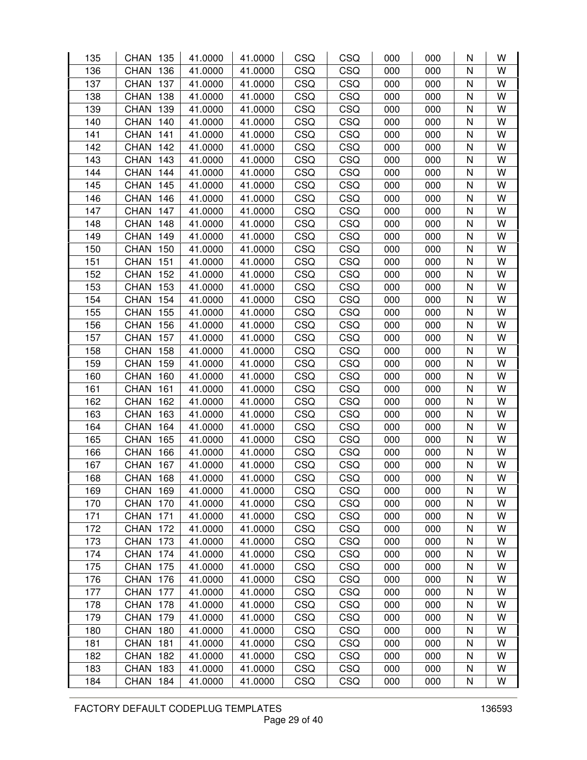| 135 | CHAN 135 | 41.0000 | 41.0000 | CSQ | CSQ | 000 | 000 | N | W |
|---|---|---|---|---|---|---|---|---|---|
| 136 | CHAN 136 | 41.0000 | 41.0000 | CSQ | CSQ | 000 | 000 | N | W |
| 137 | CHAN 137 | 41.0000 | 41.0000 | CSQ | CSQ | 000 | 000 | N | W |
| 138 | CHAN 138 | 41.0000 | 41.0000 | CSQ | CSQ | 000 | 000 | N | W |
| 139 | CHAN 139 | 41.0000 | 41.0000 | CSQ | CSQ | 000 | 000 | N | W |
| 140 | CHAN 140 | 41.0000 | 41.0000 | CSQ | CSQ | 000 | 000 | N | W |
| 141 | CHAN 141 | 41.0000 | 41.0000 | CSQ | CSQ | 000 | 000 | N | W |
| 142 | CHAN 142 | 41.0000 | 41.0000 | CSQ | CSQ | 000 | 000 | N | W |
| 143 | CHAN 143 | 41.0000 | 41.0000 | CSQ | CSQ | 000 | 000 | N | W |
| 144 | CHAN 144 | 41.0000 | 41.0000 | CSQ | CSQ | 000 | 000 | N | W |
| 145 | CHAN 145 | 41.0000 | 41.0000 | CSQ | CSQ | 000 | 000 | N | W |
| 146 | CHAN 146 | 41.0000 | 41.0000 | CSQ | CSQ | 000 | 000 | N | W |
| 147 | CHAN 147 | 41.0000 | 41.0000 | CSQ | CSQ | 000 | 000 | N | W |
| 148 | CHAN 148 | 41.0000 | 41.0000 | CSQ | CSQ | 000 | 000 | N | W |
| 149 | CHAN 149 | 41.0000 | 41.0000 | CSQ | CSQ | 000 | 000 | N | W |
| 150 | CHAN 150 | 41.0000 | 41.0000 | CSQ | CSQ | 000 | 000 | N | W |
| 151 | CHAN 151 | 41.0000 | 41.0000 | CSQ | CSQ | 000 | 000 | N | W |
| 152 | CHAN 152 | 41.0000 | 41.0000 | CSQ | CSQ | 000 | 000 | N | W |
| 153 | CHAN 153 | 41.0000 | 41.0000 | CSQ | CSQ | 000 | 000 | N | W |
| 154 | CHAN 154 | 41.0000 | 41.0000 | CSQ | CSQ | 000 | 000 | N | W |
| 155 | CHAN 155 | 41.0000 | 41.0000 | CSQ | CSQ | 000 | 000 | N | W |
| 156 | CHAN 156 | 41.0000 | 41.0000 | CSQ | CSQ | 000 | 000 | N | W |
| 157 | CHAN 157 | 41.0000 | 41.0000 | CSQ | CSQ | 000 | 000 | N | W |
| 158 | CHAN 158 | 41.0000 | 41.0000 | CSQ | CSQ | 000 | 000 | N | W |
| 159 | CHAN 159 | 41.0000 | 41.0000 | CSQ | CSQ | 000 | 000 | N | W |
| 160 | CHAN 160 | 41.0000 | 41.0000 | CSQ | CSQ | 000 | 000 | N | W |
| 161 | CHAN 161 | 41.0000 | 41.0000 | CSQ | CSQ | 000 | 000 | N | W |
| 162 | CHAN 162 | 41.0000 | 41.0000 | CSQ | CSQ | 000 | 000 | N | W |
| 163 | CHAN 163 | 41.0000 | 41.0000 | CSQ | CSQ | 000 | 000 | N | W |
| 164 | CHAN 164 | 41.0000 | 41.0000 | CSQ | CSQ | 000 | 000 | N | W |
| 165 | CHAN 165 | 41.0000 | 41.0000 | CSQ | CSQ | 000 | 000 | N | W |
| 166 | CHAN 166 | 41.0000 | 41.0000 | CSQ | CSQ | 000 | 000 | N | W |
| 167 | CHAN 167 | 41.0000 | 41.0000 | CSQ | CSQ | 000 | 000 | N | W |
| 168 | CHAN 168 | 41.0000 | 41.0000 | CSQ | CSQ | 000 | 000 | N | W |
| 169 | CHAN 169 | 41.0000 | 41.0000 | CSQ | CSQ | 000 | 000 | N | W |
| 170 | CHAN 170 | 41.0000 | 41.0000 | CSQ | CSQ | 000 | 000 | N | W |
| 171 | CHAN 171 | 41.0000 | 41.0000 | CSQ | CSQ | 000 | 000 | N | W |
| 172 | CHAN 172 | 41.0000 | 41.0000 | CSQ | CSQ | 000 | 000 | N | W |
| 173 | CHAN 173 | 41.0000 | 41.0000 | CSQ | CSQ | 000 | 000 | N | W |
| 174 | CHAN 174 | 41.0000 | 41.0000 | CSQ | CSQ | 000 | 000 | N | W |
| 175 | CHAN 175 | 41.0000 | 41.0000 | CSQ | CSQ | 000 | 000 | N | W |
| 176 | CHAN 176 | 41.0000 | 41.0000 | CSQ | CSQ | 000 | 000 | N | W |
| 177 | CHAN 177 | 41.0000 | 41.0000 | CSQ | CSQ | 000 | 000 | N | W |
| 178 | CHAN 178 | 41.0000 | 41.0000 | CSQ | CSQ | 000 | 000 | N | W |
| 179 | CHAN 179 | 41.0000 | 41.0000 | CSQ | CSQ | 000 | 000 | N | W |
| 180 | CHAN 180 | 41.0000 | 41.0000 | CSQ | CSQ | 000 | 000 | N | W |
| 181 | CHAN 181 | 41.0000 | 41.0000 | CSQ | CSQ | 000 | 000 | N | W |
| 182 | CHAN 182 | 41.0000 | 41.0000 | CSQ | CSQ | 000 | 000 | N | W |
| 183 | CHAN 183 | 41.0000 | 41.0000 | CSQ | CSQ | 000 | 000 | N | W |
| 184 | CHAN 184 | 41.0000 | 41.0000 | CSQ | CSQ | 000 | 000 | N | W |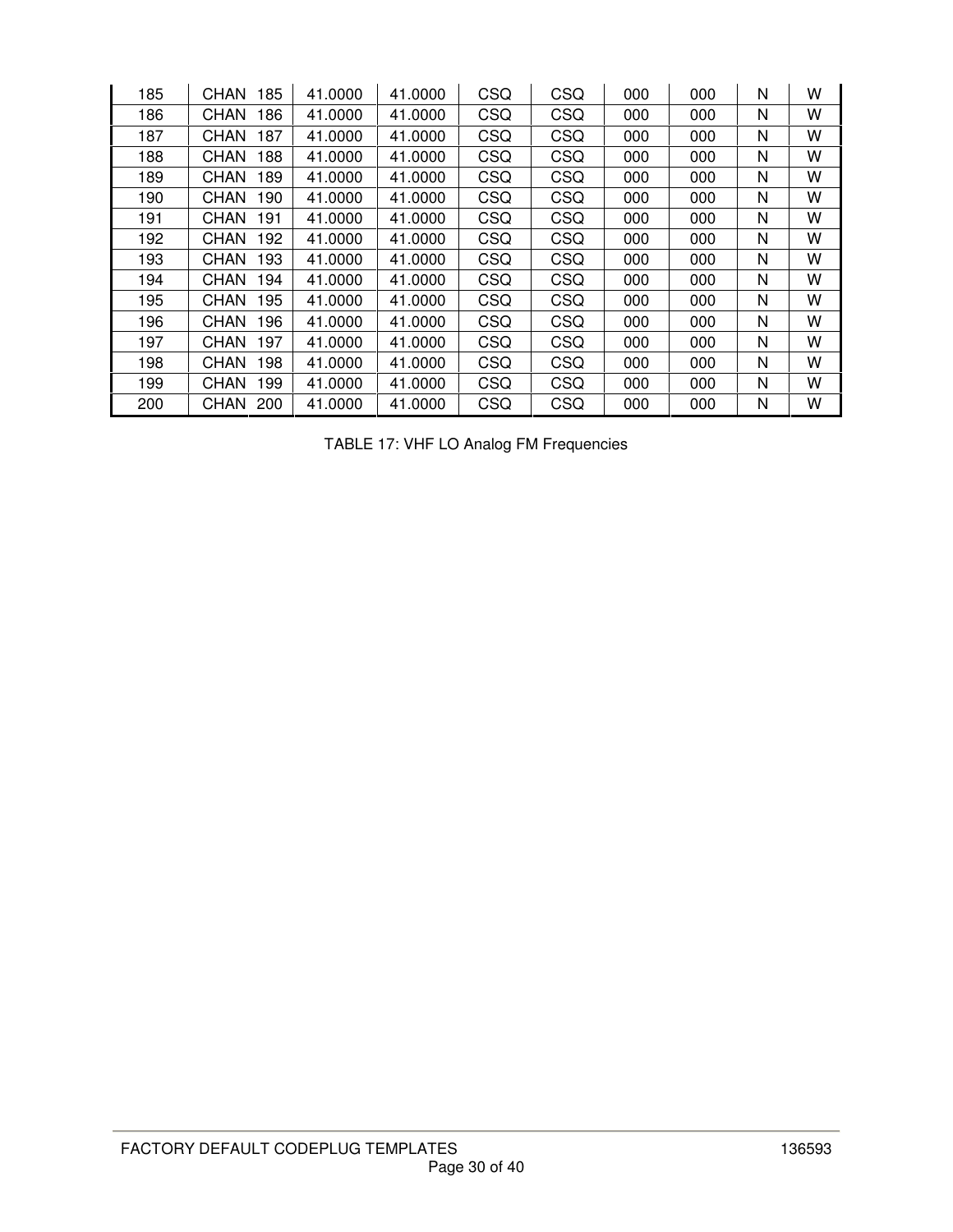| 185 | CHAN 185 | 41.0000 | 41.0000 | CSQ | CSQ | 000 | 000 | N | W |
|---|---|---|---|---|---|---|---|---|---|
| 186 | CHAN 186 | 41.0000 | 41.0000 | CSQ | CSQ | 000 | 000 | N | W |
| 187 | CHAN 187 | 41.0000 | 41.0000 | CSQ | CSQ | 000 | 000 | N | W |
| 188 | CHAN 188 | 41.0000 | 41.0000 | CSQ | CSQ | 000 | 000 | N | W |
| 189 | CHAN 189 | 41.0000 | 41.0000 | CSQ | CSQ | 000 | 000 | N | W |
| 190 | CHAN 190 | 41.0000 | 41.0000 | CSQ | CSQ | 000 | 000 | N | W |
| 191 | CHAN 191 | 41.0000 | 41.0000 | CSQ | CSQ | 000 | 000 | N | W |
| 192 | CHAN 192 | 41.0000 | 41.0000 | CSQ | CSQ | 000 | 000 | N | W |
| 193 | CHAN 193 | 41.0000 | 41.0000 | CSQ | CSQ | 000 | 000 | N | W |
| 194 | CHAN 194 | 41.0000 | 41.0000 | CSQ | CSQ | 000 | 000 | N | W |
| 195 | CHAN 195 | 41.0000 | 41.0000 | CSQ | CSQ | 000 | 000 | N | W |
| 196 | CHAN 196 | 41.0000 | 41.0000 | CSQ | CSQ | 000 | 000 | N | W |
| 197 | CHAN 197 | 41.0000 | 41.0000 | CSQ | CSQ | 000 | 000 | N | W |
| 198 | CHAN 198 | 41.0000 | 41.0000 | CSQ | CSQ | 000 | 000 | N | W |
| 199 | CHAN 199 | 41.0000 | 41.0000 | CSQ | CSQ | 000 | 000 | N | W |
| 200 | CHAN 200 | 41.0000 | 41.0000 | CSQ | CSQ | 000 | 000 | N | W |

TABLE 17: VHF LO Analog FM Frequencies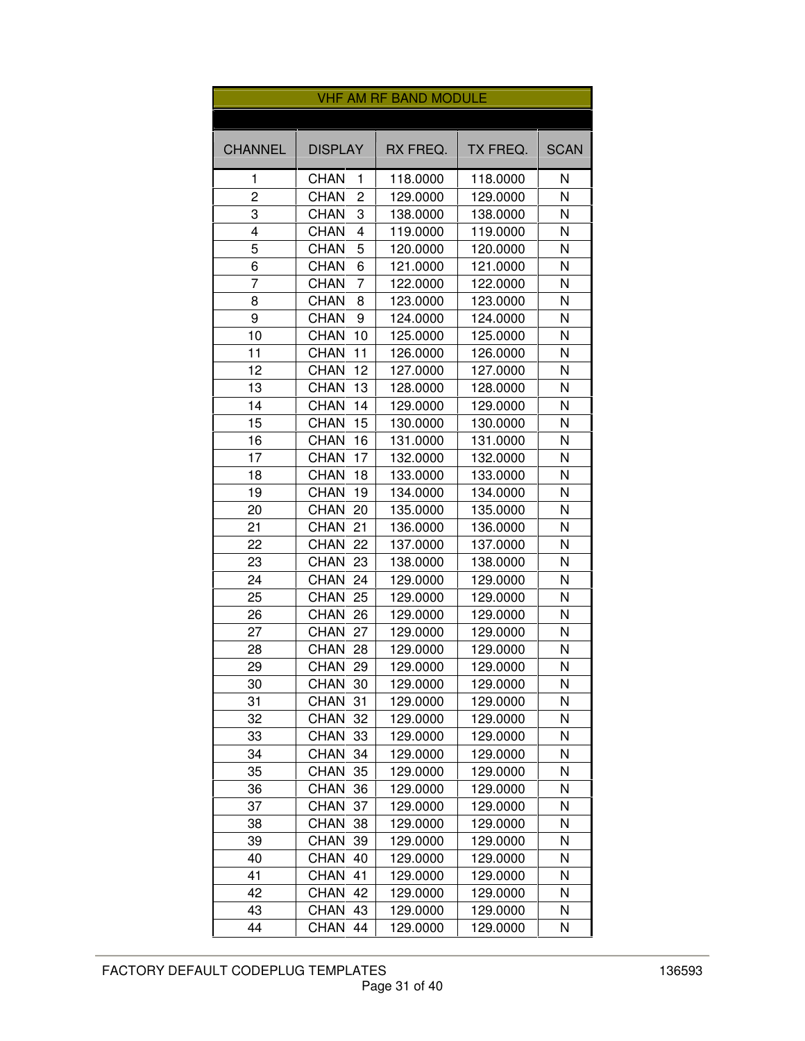| VHF AM RF BAND MODULE | | | | |
|---|---|---|---|---|
| | | | | |
| CHANNEL | DISPLAY | RX FREQ. | TX FREQ. | SCAN |
| 1 | CHAN 1 | 118.0000 | 118.0000 | N |
| 2 | CHAN 2 | 129.0000 | 129.0000 | N |
| 3 | CHAN 3 | 138.0000 | 138.0000 | N |
| 4 | CHAN 4 | 119.0000 | 119.0000 | N |
| 5 | CHAN 5 | 120.0000 | 120.0000 | N |
| 6 | CHAN 6 | 121.0000 | 121.0000 | N |
| 7 | CHAN 7 | 122.0000 | 122.0000 | N |
| 8 | CHAN 8 | 123.0000 | 123.0000 | N |
| 9 | CHAN 9 | 124.0000 | 124.0000 | N |
| 10 | CHAN 10 | 125.0000 | 125.0000 | N |
| 11 | CHAN 11 | 126.0000 | 126.0000 | N |
| 12 | CHAN 12 | 127.0000 | 127.0000 | N |
| 13 | CHAN 13 | 128.0000 | 128.0000 | N |
| 14 | CHAN 14 | 129.0000 | 129.0000 | N |
| 15 | CHAN 15 | 130.0000 | 130.0000 | N |
| 16 | CHAN 16 | 131.0000 | 131.0000 | N |
| 17 | CHAN 17 | 132.0000 | 132.0000 | N |
| 18 | CHAN 18 | 133.0000 | 133.0000 | N |
| 19 | CHAN 19 | 134.0000 | 134.0000 | N |
| 20 | CHAN 20 | 135.0000 | 135.0000 | N |
| 21 | CHAN 21 | 136.0000 | 136.0000 | N |
| 22 | CHAN 22 | 137.0000 | 137.0000 | N |
| 23 | CHAN 23 | 138.0000 | 138.0000 | N |
| 24 | CHAN 24 | 129.0000 | 129.0000 | N |
| 25 | CHAN 25 | 129.0000 | 129.0000 | N |
| 26 | CHAN 26 | 129.0000 | 129.0000 | N |
| 27 | CHAN 27 | 129.0000 | 129.0000 | N |
| 28 | CHAN 28 | 129.0000 | 129.0000 | N |
| 29 | CHAN 29 | 129.0000 | 129.0000 | N |
| 30 | CHAN 30 | 129.0000 | 129.0000 | N |
| 31 | CHAN 31 | 129.0000 | 129.0000 | N |
| 32 | CHAN 32 | 129.0000 | 129.0000 | N |
| 33 | CHAN 33 | 129.0000 | 129.0000 | N |
| 34 | CHAN 34 | 129.0000 | 129.0000 | N |
| 35 | CHAN 35 | 129.0000 | 129.0000 | N |
| 36 | CHAN 36 | 129.0000 | 129.0000 | N |
| 37 | CHAN 37 | 129.0000 | 129.0000 | N |
| 38 | CHAN 38 | 129.0000 | 129.0000 | N |
| 39 | CHAN 39 | 129.0000 | 129.0000 | N |
| 40 | CHAN 40 | 129.0000 | 129.0000 | N |
| 41 | CHAN 41 | 129.0000 | 129.0000 | N |
| 42 | CHAN 42 | 129.0000 | 129.0000 | N |
| 43 | CHAN 43 | 129.0000 | 129.0000 | N |
| 44 | CHAN 44 | 129.0000 | 129.0000 | N |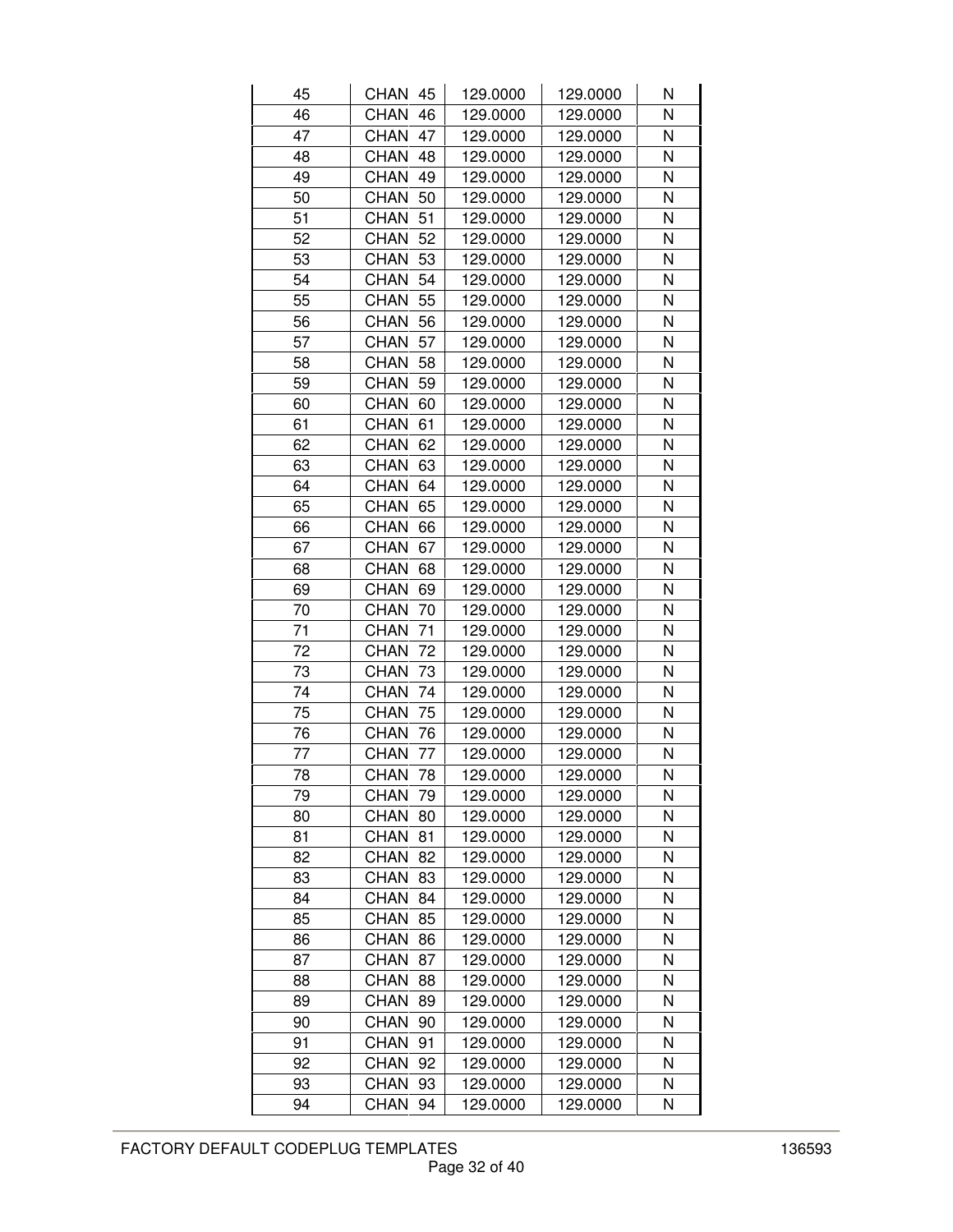| 45 | CHAN 45 | 129.0000 | 129.0000 | N |
|---|---|---|---|---|
| 46 | CHAN 46 | 129.0000 | 129.0000 | N |
| 47 | CHAN 47 | 129.0000 | 129.0000 | N |
| 48 | CHAN 48 | 129.0000 | 129.0000 | N |
| 49 | CHAN 49 | 129.0000 | 129.0000 | N |
| 50 | CHAN 50 | 129.0000 | 129.0000 | N |
| 51 | CHAN 51 | 129.0000 | 129.0000 | N |
| 52 | CHAN 52 | 129.0000 | 129.0000 | N |
| 53 | CHAN 53 | 129.0000 | 129.0000 | N |
| 54 | CHAN 54 | 129.0000 | 129.0000 | N |
| 55 | CHAN 55 | 129.0000 | 129.0000 | N |
| 56 | CHAN 56 | 129.0000 | 129.0000 | N |
| 57 | CHAN 57 | 129.0000 | 129.0000 | N |
| 58 | CHAN 58 | 129.0000 | 129.0000 | N |
| 59 | CHAN 59 | 129.0000 | 129.0000 | N |
| 60 | CHAN 60 | 129.0000 | 129.0000 | N |
| 61 | CHAN 61 | 129.0000 | 129.0000 | N |
| 62 | CHAN 62 | 129.0000 | 129.0000 | N |
| 63 | CHAN 63 | 129.0000 | 129.0000 | N |
| 64 | CHAN 64 | 129.0000 | 129.0000 | N |
| 65 | CHAN 65 | 129.0000 | 129.0000 | N |
| 66 | CHAN 66 | 129.0000 | 129.0000 | N |
| 67 | CHAN 67 | 129.0000 | 129.0000 | N |
| 68 | CHAN 68 | 129.0000 | 129.0000 | N |
| 69 | CHAN 69 | 129.0000 | 129.0000 | N |
| 70 | CHAN 70 | 129.0000 | 129.0000 | N |
| 71 | CHAN 71 | 129.0000 | 129.0000 | N |
| 72 | CHAN 72 | 129.0000 | 129.0000 | N |
| 73 | CHAN 73 | 129.0000 | 129.0000 | N |
| 74 | CHAN 74 | 129.0000 | 129.0000 | N |
| 75 | CHAN 75 | 129.0000 | 129.0000 | N |
| 76 | CHAN 76 | 129.0000 | 129.0000 | N |
| 77 | CHAN 77 | 129.0000 | 129.0000 | N |
| 78 | CHAN 78 | 129.0000 | 129.0000 | N |
| 79 | CHAN 79 | 129.0000 | 129.0000 | N |
| 80 | CHAN 80 | 129.0000 | 129.0000 | N |
| 81 | CHAN 81 | 129.0000 | 129.0000 | N |
| 82 | CHAN 82 | 129.0000 | 129.0000 | N |
| 83 | CHAN 83 | 129.0000 | 129.0000 | N |
| 84 | CHAN 84 | 129.0000 | 129.0000 | N |
| 85 | CHAN 85 | 129.0000 | 129.0000 | N |
| 86 | CHAN 86 | 129.0000 | 129.0000 | N |
| 87 | CHAN 87 | 129.0000 | 129.0000 | N |
| 88 | CHAN 88 | 129.0000 | 129.0000 | N |
| 89 | CHAN 89 | 129.0000 | 129.0000 | N |
| 90 | CHAN 90 | 129.0000 | 129.0000 | N |
| 91 | CHAN 91 | 129.0000 | 129.0000 | N |
| 92 | CHAN 92 | 129.0000 | 129.0000 | N |
| 93 | CHAN 93 | 129.0000 | 129.0000 | N |
| 94 | CHAN 94 | 129.0000 | 129.0000 | N |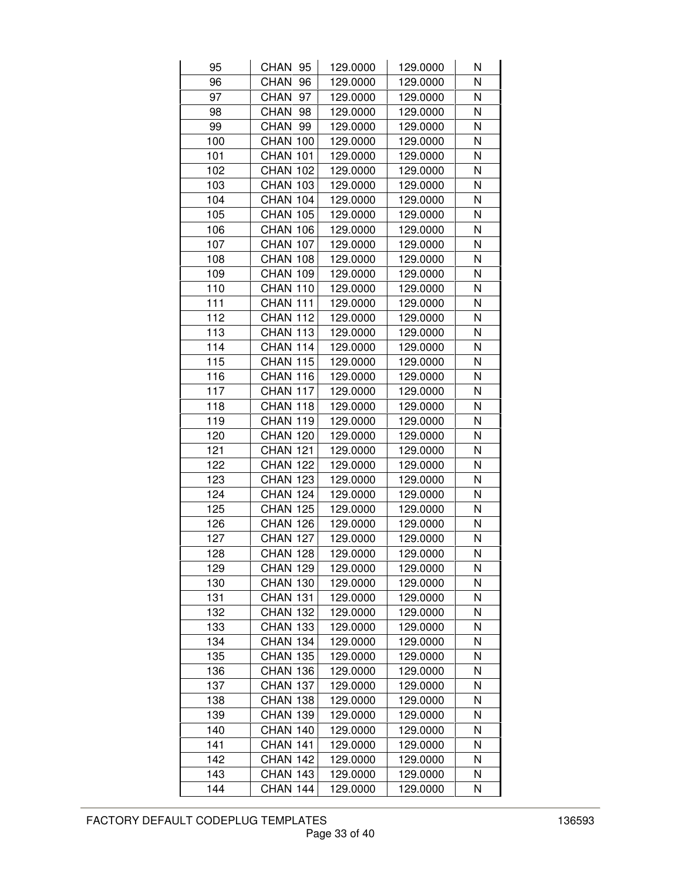| | | | | |
|---|---|---|---|---|
| 95 | CHAN 95 | 129.0000 | 129.0000 | N |
| 96 | CHAN 96 | 129.0000 | 129.0000 | N |
| 97 | CHAN 97 | 129.0000 | 129.0000 | N |
| 98 | CHAN 98 | 129.0000 | 129.0000 | N |
| 99 | CHAN 99 | 129.0000 | 129.0000 | N |
| 100 | CHAN 100 | 129.0000 | 129.0000 | N |
| 101 | CHAN 101 | 129.0000 | 129.0000 | N |
| 102 | CHAN 102 | 129.0000 | 129.0000 | N |
| 103 | CHAN 103 | 129.0000 | 129.0000 | N |
| 104 | CHAN 104 | 129.0000 | 129.0000 | N |
| 105 | CHAN 105 | 129.0000 | 129.0000 | N |
| 106 | CHAN 106 | 129.0000 | 129.0000 | N |
| 107 | CHAN 107 | 129.0000 | 129.0000 | N |
| 108 | CHAN 108 | 129.0000 | 129.0000 | N |
| 109 | CHAN 109 | 129.0000 | 129.0000 | N |
| 110 | CHAN 110 | 129.0000 | 129.0000 | N |
| 111 | CHAN 111 | 129.0000 | 129.0000 | N |
| 112 | CHAN 112 | 129.0000 | 129.0000 | N |
| 113 | CHAN 113 | 129.0000 | 129.0000 | N |
| 114 | CHAN 114 | 129.0000 | 129.0000 | N |
| 115 | CHAN 115 | 129.0000 | 129.0000 | N |
| 116 | CHAN 116 | 129.0000 | 129.0000 | N |
| 117 | CHAN 117 | 129.0000 | 129.0000 | N |
| 118 | CHAN 118 | 129.0000 | 129.0000 | N |
| 119 | CHAN 119 | 129.0000 | 129.0000 | N |
| 120 | CHAN 120 | 129.0000 | 129.0000 | N |
| 121 | CHAN 121 | 129.0000 | 129.0000 | N |
| 122 | CHAN 122 | 129.0000 | 129.0000 | N |
| 123 | CHAN 123 | 129.0000 | 129.0000 | N |
| 124 | CHAN 124 | 129.0000 | 129.0000 | N |
| 125 | CHAN 125 | 129.0000 | 129.0000 | N |
| 126 | CHAN 126 | 129.0000 | 129.0000 | N |
| 127 | CHAN 127 | 129.0000 | 129.0000 | N |
| 128 | CHAN 128 | 129.0000 | 129.0000 | N |
| 129 | CHAN 129 | 129.0000 | 129.0000 | N |
| 130 | CHAN 130 | 129.0000 | 129.0000 | N |
| 131 | CHAN 131 | 129.0000 | 129.0000 | N |
| 132 | CHAN 132 | 129.0000 | 129.0000 | N |
| 133 | CHAN 133 | 129.0000 | 129.0000 | N |
| 134 | CHAN 134 | 129.0000 | 129.0000 | N |
| 135 | CHAN 135 | 129.0000 | 129.0000 | N |
| 136 | CHAN 136 | 129.0000 | 129.0000 | N |
| 137 | CHAN 137 | 129.0000 | 129.0000 | N |
| 138 | CHAN 138 | 129.0000 | 129.0000 | N |
| 139 | CHAN 139 | 129.0000 | 129.0000 | N |
| 140 | CHAN 140 | 129.0000 | 129.0000 | N |
| 141 | CHAN 141 | 129.0000 | 129.0000 | N |
| 142 | CHAN 142 | 129.0000 | 129.0000 | N |
| 143 | CHAN 143 | 129.0000 | 129.0000 | N |
| 144 | CHAN 144 | 129.0000 | 129.0000 | N |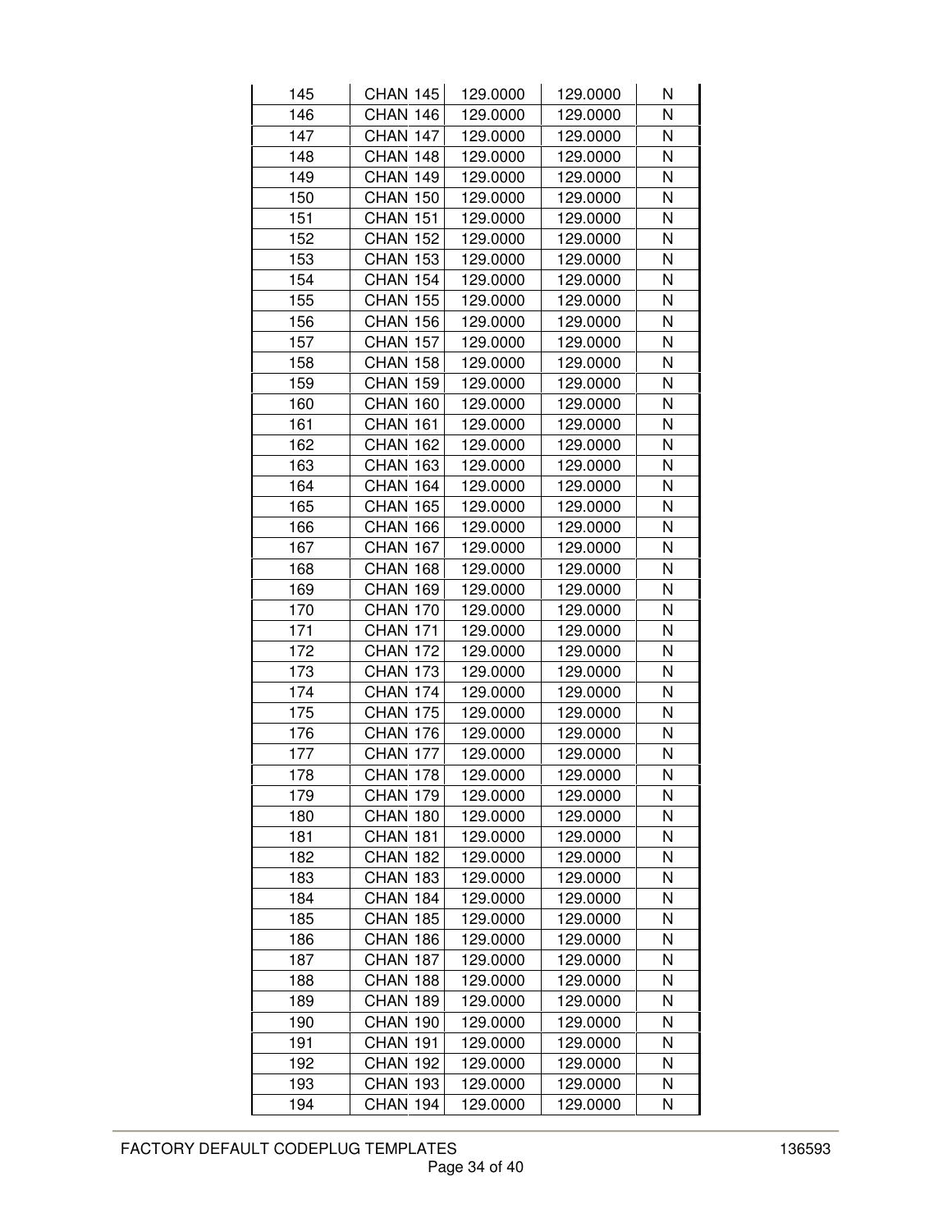| 145 | CHAN 145 | 129.0000 | 129.0000 | N |
|---|---|---|---|---|
| 146 | CHAN 146 | 129.0000 | 129.0000 | N |
| 147 | CHAN 147 | 129.0000 | 129.0000 | N |
| 148 | CHAN 148 | 129.0000 | 129.0000 | N |
| 149 | CHAN 149 | 129.0000 | 129.0000 | N |
| 150 | CHAN 150 | 129.0000 | 129.0000 | N |
| 151 | CHAN 151 | 129.0000 | 129.0000 | N |
| 152 | CHAN 152 | 129.0000 | 129.0000 | N |
| 153 | CHAN 153 | 129.0000 | 129.0000 | N |
| 154 | CHAN 154 | 129.0000 | 129.0000 | N |
| 155 | CHAN 155 | 129.0000 | 129.0000 | N |
| 156 | CHAN 156 | 129.0000 | 129.0000 | N |
| 157 | CHAN 157 | 129.0000 | 129.0000 | N |
| 158 | CHAN 158 | 129.0000 | 129.0000 | N |
| 159 | CHAN 159 | 129.0000 | 129.0000 | N |
| 160 | CHAN 160 | 129.0000 | 129.0000 | N |
| 161 | CHAN 161 | 129.0000 | 129.0000 | N |
| 162 | CHAN 162 | 129.0000 | 129.0000 | N |
| 163 | CHAN 163 | 129.0000 | 129.0000 | N |
| 164 | CHAN 164 | 129.0000 | 129.0000 | N |
| 165 | CHAN 165 | 129.0000 | 129.0000 | N |
| 166 | CHAN 166 | 129.0000 | 129.0000 | N |
| 167 | CHAN 167 | 129.0000 | 129.0000 | N |
| 168 | CHAN 168 | 129.0000 | 129.0000 | N |
| 169 | CHAN 169 | 129.0000 | 129.0000 | N |
| 170 | CHAN 170 | 129.0000 | 129.0000 | N |
| 171 | CHAN 171 | 129.0000 | 129.0000 | N |
| 172 | CHAN 172 | 129.0000 | 129.0000 | N |
| 173 | CHAN 173 | 129.0000 | 129.0000 | N |
| 174 | CHAN 174 | 129.0000 | 129.0000 | N |
| 175 | CHAN 175 | 129.0000 | 129.0000 | N |
| 176 | CHAN 176 | 129.0000 | 129.0000 | N |
| 177 | CHAN 177 | 129.0000 | 129.0000 | N |
| 178 | CHAN 178 | 129.0000 | 129.0000 | N |
| 179 | CHAN 179 | 129.0000 | 129.0000 | N |
| 180 | CHAN 180 | 129.0000 | 129.0000 | N |
| 181 | CHAN 181 | 129.0000 | 129.0000 | N |
| 182 | CHAN 182 | 129.0000 | 129.0000 | N |
| 183 | CHAN 183 | 129.0000 | 129.0000 | N |
| 184 | CHAN 184 | 129.0000 | 129.0000 | N |
| 185 | CHAN 185 | 129.0000 | 129.0000 | N |
| 186 | CHAN 186 | 129.0000 | 129.0000 | N |
| 187 | CHAN 187 | 129.0000 | 129.0000 | N |
| 188 | CHAN 188 | 129.0000 | 129.0000 | N |
| 189 | CHAN 189 | 129.0000 | 129.0000 | N |
| 190 | CHAN 190 | 129.0000 | 129.0000 | N |
| 191 | CHAN 191 | 129.0000 | 129.0000 | N |
| 192 | CHAN 192 | 129.0000 | 129.0000 | N |
| 193 | CHAN 193 | 129.0000 | 129.0000 | N |
| 194 | CHAN 194 | 129.0000 | 129.0000 | N |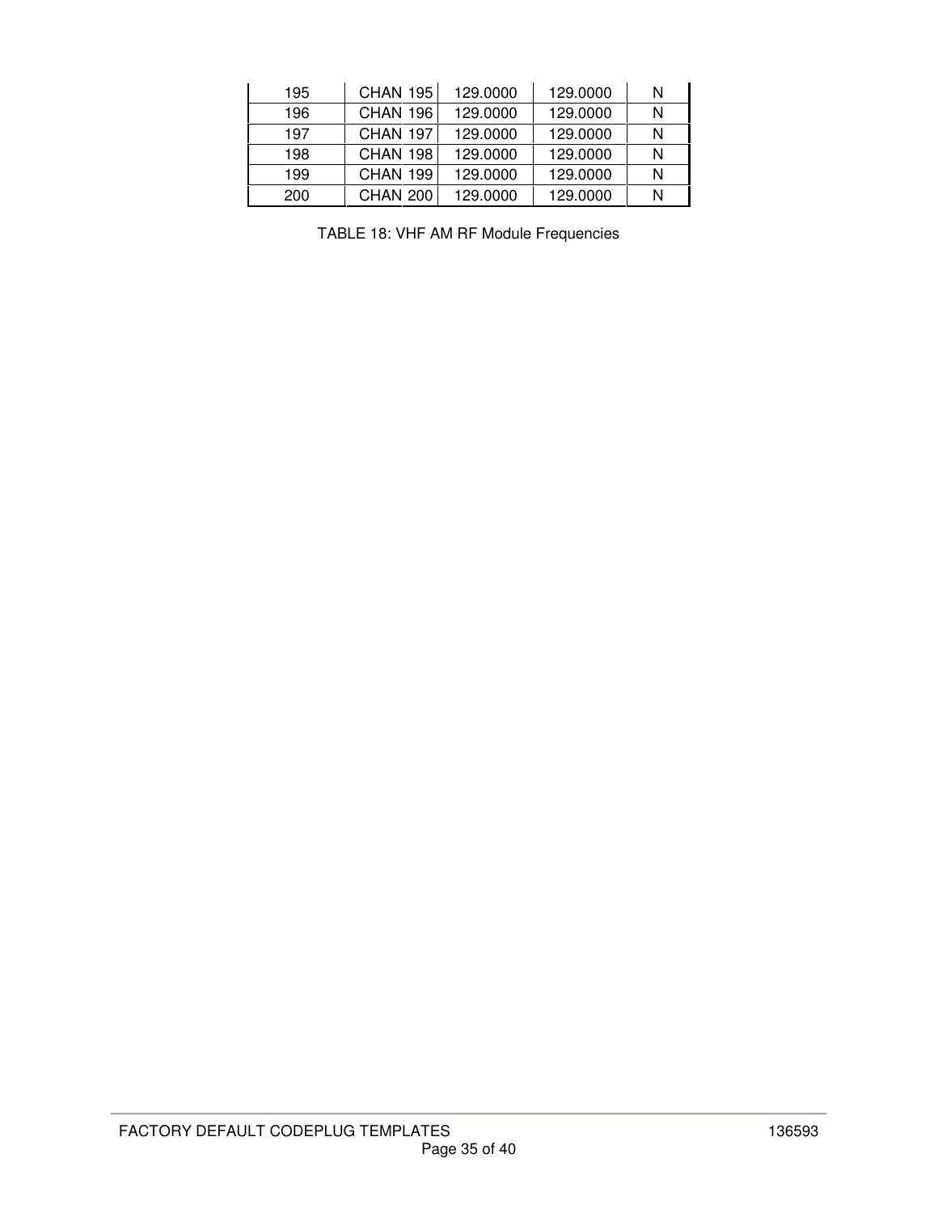| | | | | |
|---|---|---|---|---|
| 195 | CHAN 195 | 129.0000 | 129.0000 | N |
| 196 | CHAN 196 | 129.0000 | 129.0000 | N |
| 197 | CHAN 197 | 129.0000 | 129.0000 | N |
| 198 | CHAN 198 | 129.0000 | 129.0000 | N |
| 199 | CHAN 199 | 129.0000 | 129.0000 | N |
| 200 | CHAN 200 | 129.0000 | 129.0000 | N |

TABLE 18: VHF AM RF Module Frequencies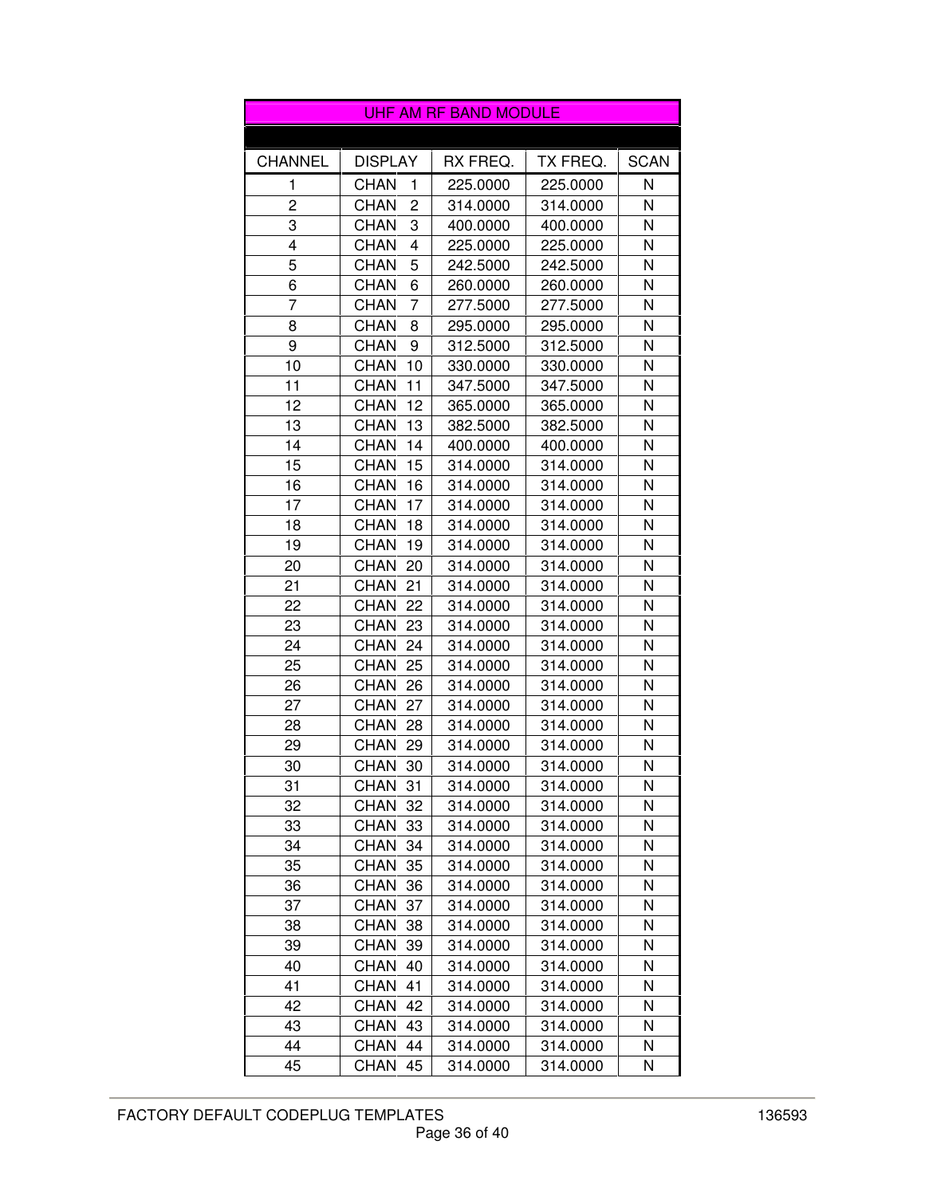| UHF AM RF BAND MODULE | | | | |
|---|---|---|---|---|
| CHANNEL | DISPLAY | RX FREQ. | TX FREQ. | SCAN |
| 1 | CHAN 1 | 225.0000 | 225.0000 | N |
| 2 | CHAN 2 | 314.0000 | 314.0000 | N |
| 3 | CHAN 3 | 400.0000 | 400.0000 | N |
| 4 | CHAN 4 | 225.0000 | 225.0000 | N |
| 5 | CHAN 5 | 242.5000 | 242.5000 | N |
| 6 | CHAN 6 | 260.0000 | 260.0000 | N |
| 7 | CHAN 7 | 277.5000 | 277.5000 | N |
| 8 | CHAN 8 | 295.0000 | 295.0000 | N |
| 9 | CHAN 9 | 312.5000 | 312.5000 | N |
| 10 | CHAN 10 | 330.0000 | 330.0000 | N |
| 11 | CHAN 11 | 347.5000 | 347.5000 | N |
| 12 | CHAN 12 | 365.0000 | 365.0000 | N |
| 13 | CHAN 13 | 382.5000 | 382.5000 | N |
| 14 | CHAN 14 | 400.0000 | 400.0000 | N |
| 15 | CHAN 15 | 314.0000 | 314.0000 | N |
| 16 | CHAN 16 | 314.0000 | 314.0000 | N |
| 17 | CHAN 17 | 314.0000 | 314.0000 | N |
| 18 | CHAN 18 | 314.0000 | 314.0000 | N |
| 19 | CHAN 19 | 314.0000 | 314.0000 | N |
| 20 | CHAN 20 | 314.0000 | 314.0000 | N |
| 21 | CHAN 21 | 314.0000 | 314.0000 | N |
| 22 | CHAN 22 | 314.0000 | 314.0000 | N |
| 23 | CHAN 23 | 314.0000 | 314.0000 | N |
| 24 | CHAN 24 | 314.0000 | 314.0000 | N |
| 25 | CHAN 25 | 314.0000 | 314.0000 | N |
| 26 | CHAN 26 | 314.0000 | 314.0000 | N |
| 27 | CHAN 27 | 314.0000 | 314.0000 | N |
| 28 | CHAN 28 | 314.0000 | 314.0000 | N |
| 29 | CHAN 29 | 314.0000 | 314.0000 | N |
| 30 | CHAN 30 | 314.0000 | 314.0000 | N |
| 31 | CHAN 31 | 314.0000 | 314.0000 | N |
| 32 | CHAN 32 | 314.0000 | 314.0000 | N |
| 33 | CHAN 33 | 314.0000 | 314.0000 | N |
| 34 | CHAN 34 | 314.0000 | 314.0000 | N |
| 35 | CHAN 35 | 314.0000 | 314.0000 | N |
| 36 | CHAN 36 | 314.0000 | 314.0000 | N |
| 37 | CHAN 37 | 314.0000 | 314.0000 | N |
| 38 | CHAN 38 | 314.0000 | 314.0000 | N |
| 39 | CHAN 39 | 314.0000 | 314.0000 | N |
| 40 | CHAN 40 | 314.0000 | 314.0000 | N |
| 41 | CHAN 41 | 314.0000 | 314.0000 | N |
| 42 | CHAN 42 | 314.0000 | 314.0000 | N |
| 43 | CHAN 43 | 314.0000 | 314.0000 | N |
| 44 | CHAN 44 | 314.0000 | 314.0000 | N |
| 45 | CHAN 45 | 314.0000 | 314.0000 | N |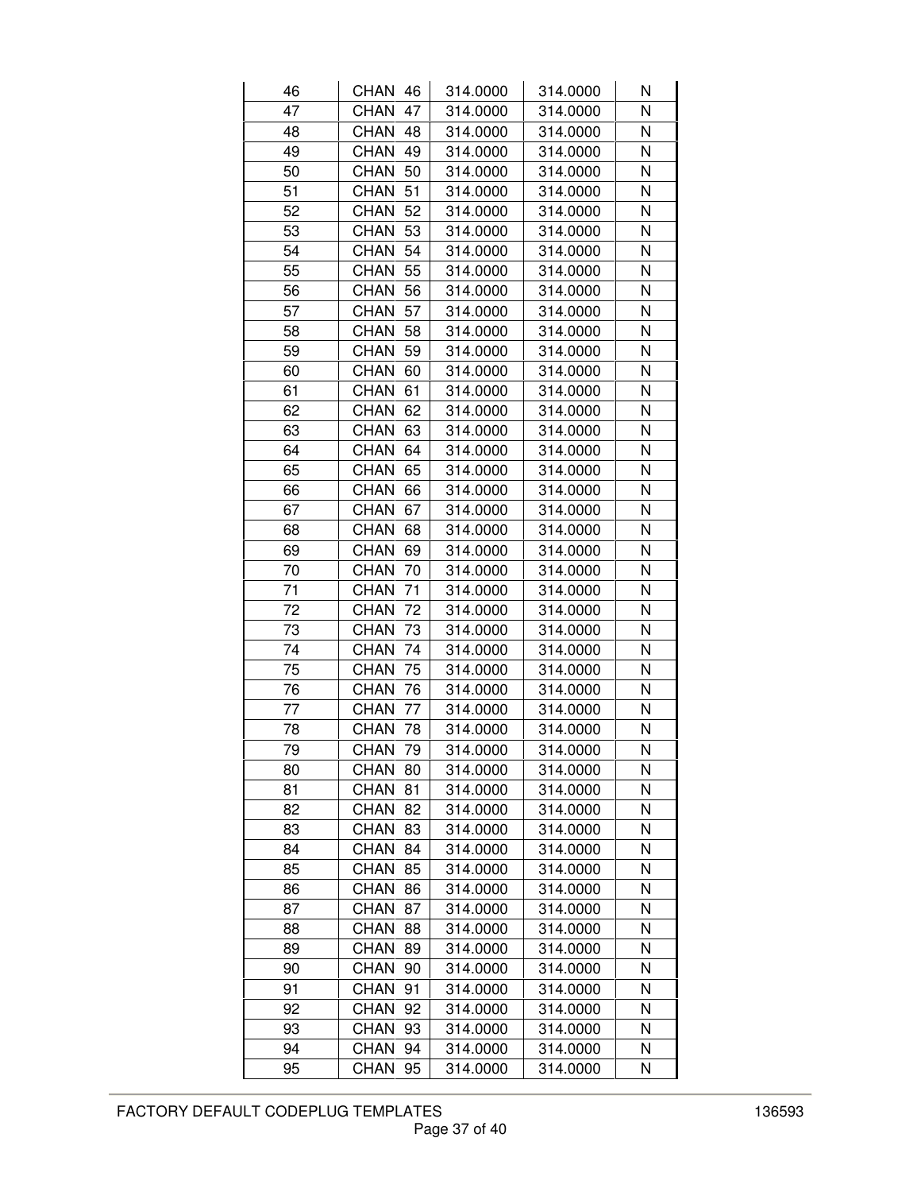| | | | | |
|---|---|---|---|---|
| 46 | CHAN 46 | 314.0000 | 314.0000 | N |
| 47 | CHAN 47 | 314.0000 | 314.0000 | N |
| 48 | CHAN 48 | 314.0000 | 314.0000 | N |
| 49 | CHAN 49 | 314.0000 | 314.0000 | N |
| 50 | CHAN 50 | 314.0000 | 314.0000 | N |
| 51 | CHAN 51 | 314.0000 | 314.0000 | N |
| 52 | CHAN 52 | 314.0000 | 314.0000 | N |
| 53 | CHAN 53 | 314.0000 | 314.0000 | N |
| 54 | CHAN 54 | 314.0000 | 314.0000 | N |
| 55 | CHAN 55 | 314.0000 | 314.0000 | N |
| 56 | CHAN 56 | 314.0000 | 314.0000 | N |
| 57 | CHAN 57 | 314.0000 | 314.0000 | N |
| 58 | CHAN 58 | 314.0000 | 314.0000 | N |
| 59 | CHAN 59 | 314.0000 | 314.0000 | N |
| 60 | CHAN 60 | 314.0000 | 314.0000 | N |
| 61 | CHAN 61 | 314.0000 | 314.0000 | N |
| 62 | CHAN 62 | 314.0000 | 314.0000 | N |
| 63 | CHAN 63 | 314.0000 | 314.0000 | N |
| 64 | CHAN 64 | 314.0000 | 314.0000 | N |
| 65 | CHAN 65 | 314.0000 | 314.0000 | N |
| 66 | CHAN 66 | 314.0000 | 314.0000 | N |
| 67 | CHAN 67 | 314.0000 | 314.0000 | N |
| 68 | CHAN 68 | 314.0000 | 314.0000 | N |
| 69 | CHAN 69 | 314.0000 | 314.0000 | N |
| 70 | CHAN 70 | 314.0000 | 314.0000 | N |
| 71 | CHAN 71 | 314.0000 | 314.0000 | N |
| 72 | CHAN 72 | 314.0000 | 314.0000 | N |
| 73 | CHAN 73 | 314.0000 | 314.0000 | N |
| 74 | CHAN 74 | 314.0000 | 314.0000 | N |
| 75 | CHAN 75 | 314.0000 | 314.0000 | N |
| 76 | CHAN 76 | 314.0000 | 314.0000 | N |
| 77 | CHAN 77 | 314.0000 | 314.0000 | N |
| 78 | CHAN 78 | 314.0000 | 314.0000 | N |
| 79 | CHAN 79 | 314.0000 | 314.0000 | N |
| 80 | CHAN 80 | 314.0000 | 314.0000 | N |
| 81 | CHAN 81 | 314.0000 | 314.0000 | N |
| 82 | CHAN 82 | 314.0000 | 314.0000 | N |
| 83 | CHAN 83 | 314.0000 | 314.0000 | N |
| 84 | CHAN 84 | 314.0000 | 314.0000 | N |
| 85 | CHAN 85 | 314.0000 | 314.0000 | N |
| 86 | CHAN 86 | 314.0000 | 314.0000 | N |
| 87 | CHAN 87 | 314.0000 | 314.0000 | N |
| 88 | CHAN 88 | 314.0000 | 314.0000 | N |
| 89 | CHAN 89 | 314.0000 | 314.0000 | N |
| 90 | CHAN 90 | 314.0000 | 314.0000 | N |
| 91 | CHAN 91 | 314.0000 | 314.0000 | N |
| 92 | CHAN 92 | 314.0000 | 314.0000 | N |
| 93 | CHAN 93 | 314.0000 | 314.0000 | N |
| 94 | CHAN 94 | 314.0000 | 314.0000 | N |
| 95 | CHAN 95 | 314.0000 | 314.0000 | N |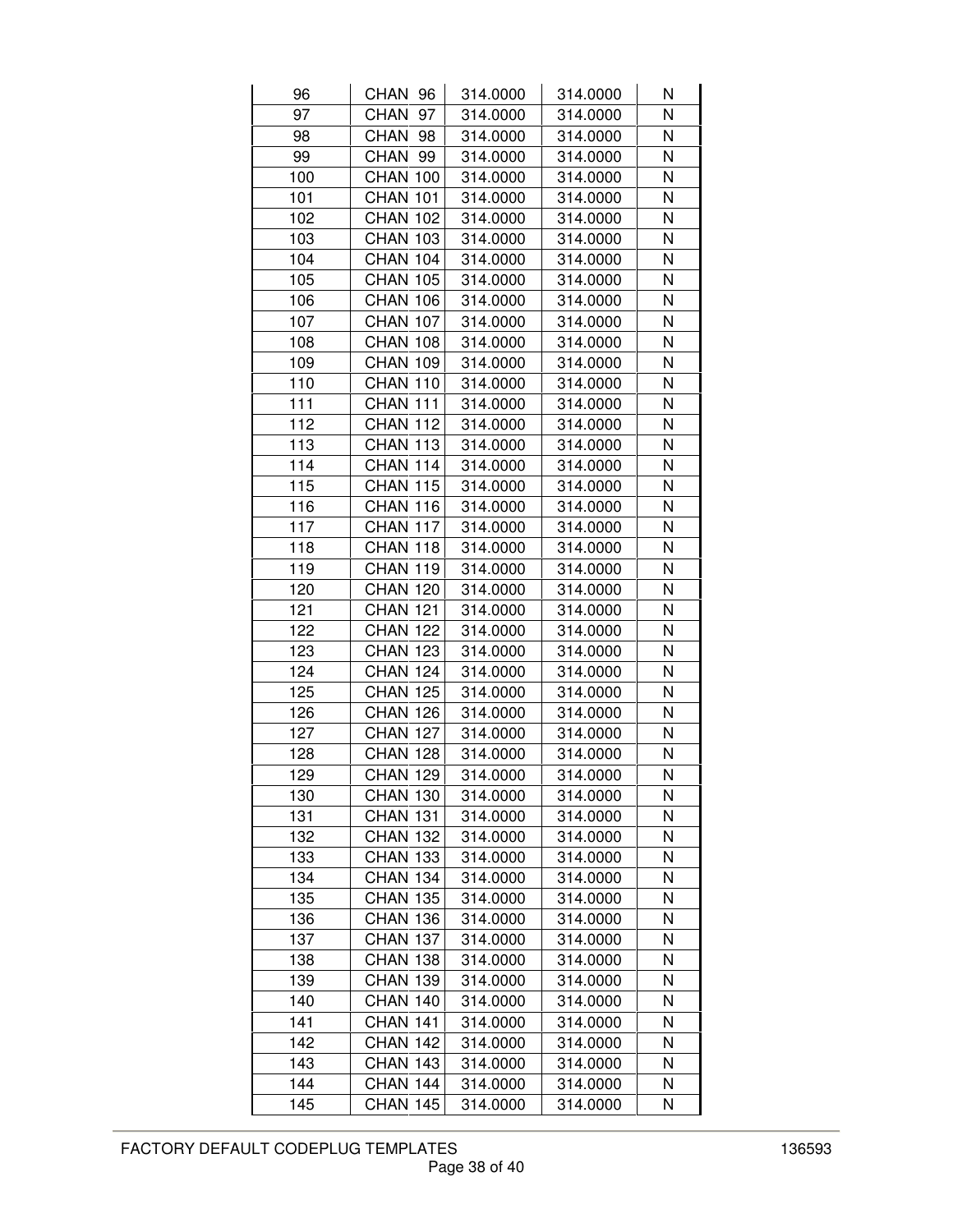| 96 | CHAN 96 | 314.0000 | 314.0000 | N |
|---|---|---|---|---|
| 97 | CHAN 97 | 314.0000 | 314.0000 | N |
| 98 | CHAN 98 | 314.0000 | 314.0000 | N |
| 99 | CHAN 99 | 314.0000 | 314.0000 | N |
| 100 | CHAN 100 | 314.0000 | 314.0000 | N |
| 101 | CHAN 101 | 314.0000 | 314.0000 | N |
| 102 | CHAN 102 | 314.0000 | 314.0000 | N |
| 103 | CHAN 103 | 314.0000 | 314.0000 | N |
| 104 | CHAN 104 | 314.0000 | 314.0000 | N |
| 105 | CHAN 105 | 314.0000 | 314.0000 | N |
| 106 | CHAN 106 | 314.0000 | 314.0000 | N |
| 107 | CHAN 107 | 314.0000 | 314.0000 | N |
| 108 | CHAN 108 | 314.0000 | 314.0000 | N |
| 109 | CHAN 109 | 314.0000 | 314.0000 | N |
| 110 | CHAN 110 | 314.0000 | 314.0000 | N |
| 111 | CHAN 111 | 314.0000 | 314.0000 | N |
| 112 | CHAN 112 | 314.0000 | 314.0000 | N |
| 113 | CHAN 113 | 314.0000 | 314.0000 | N |
| 114 | CHAN 114 | 314.0000 | 314.0000 | N |
| 115 | CHAN 115 | 314.0000 | 314.0000 | N |
| 116 | CHAN 116 | 314.0000 | 314.0000 | N |
| 117 | CHAN 117 | 314.0000 | 314.0000 | N |
| 118 | CHAN 118 | 314.0000 | 314.0000 | N |
| 119 | CHAN 119 | 314.0000 | 314.0000 | N |
| 120 | CHAN 120 | 314.0000 | 314.0000 | N |
| 121 | CHAN 121 | 314.0000 | 314.0000 | N |
| 122 | CHAN 122 | 314.0000 | 314.0000 | N |
| 123 | CHAN 123 | 314.0000 | 314.0000 | N |
| 124 | CHAN 124 | 314.0000 | 314.0000 | N |
| 125 | CHAN 125 | 314.0000 | 314.0000 | N |
| 126 | CHAN 126 | 314.0000 | 314.0000 | N |
| 127 | CHAN 127 | 314.0000 | 314.0000 | N |
| 128 | CHAN 128 | 314.0000 | 314.0000 | N |
| 129 | CHAN 129 | 314.0000 | 314.0000 | N |
| 130 | CHAN 130 | 314.0000 | 314.0000 | N |
| 131 | CHAN 131 | 314.0000 | 314.0000 | N |
| 132 | CHAN 132 | 314.0000 | 314.0000 | N |
| 133 | CHAN 133 | 314.0000 | 314.0000 | N |
| 134 | CHAN 134 | 314.0000 | 314.0000 | N |
| 135 | CHAN 135 | 314.0000 | 314.0000 | N |
| 136 | CHAN 136 | 314.0000 | 314.0000 | N |
| 137 | CHAN 137 | 314.0000 | 314.0000 | N |
| 138 | CHAN 138 | 314.0000 | 314.0000 | N |
| 139 | CHAN 139 | 314.0000 | 314.0000 | N |
| 140 | CHAN 140 | 314.0000 | 314.0000 | N |
| 141 | CHAN 141 | 314.0000 | 314.0000 | N |
| 142 | CHAN 142 | 314.0000 | 314.0000 | N |
| 143 | CHAN 143 | 314.0000 | 314.0000 | N |
| 144 | CHAN 144 | 314.0000 | 314.0000 | N |
| 145 | CHAN 145 | 314.0000 | 314.0000 | N |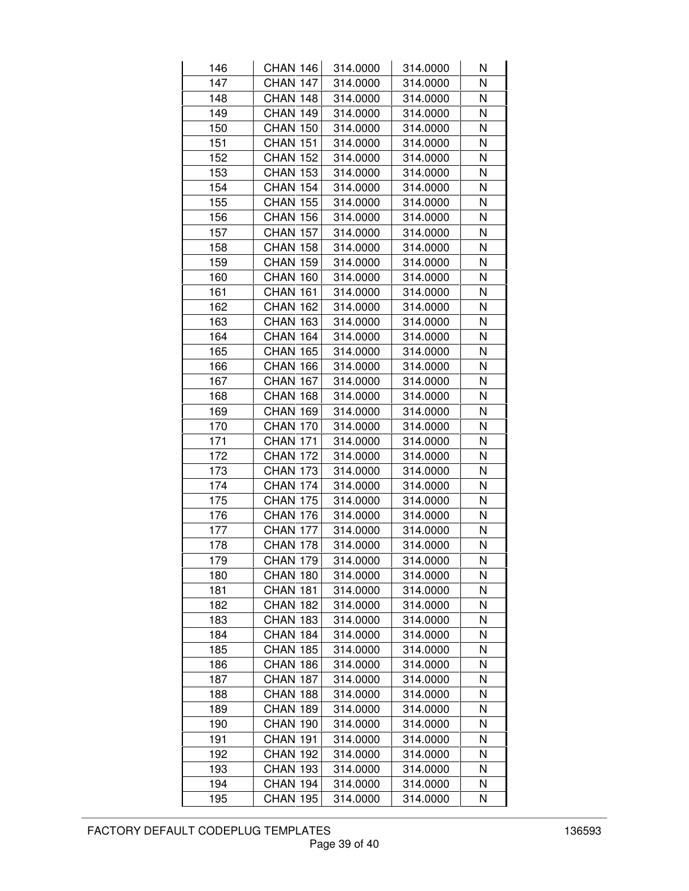| 146 | CHAN 146 | 314.0000 | 314.0000 | N |
|---|---|---|---|---|
| 147 | CHAN 147 | 314.0000 | 314.0000 | N |
| 148 | CHAN 148 | 314.0000 | 314.0000 | N |
| 149 | CHAN 149 | 314.0000 | 314.0000 | N |
| 150 | CHAN 150 | 314.0000 | 314.0000 | N |
| 151 | CHAN 151 | 314.0000 | 314.0000 | N |
| 152 | CHAN 152 | 314.0000 | 314.0000 | N |
| 153 | CHAN 153 | 314.0000 | 314.0000 | N |
| 154 | CHAN 154 | 314.0000 | 314.0000 | N |
| 155 | CHAN 155 | 314.0000 | 314.0000 | N |
| 156 | CHAN 156 | 314.0000 | 314.0000 | N |
| 157 | CHAN 157 | 314.0000 | 314.0000 | N |
| 158 | CHAN 158 | 314.0000 | 314.0000 | N |
| 159 | CHAN 159 | 314.0000 | 314.0000 | N |
| 160 | CHAN 160 | 314.0000 | 314.0000 | N |
| 161 | CHAN 161 | 314.0000 | 314.0000 | N |
| 162 | CHAN 162 | 314.0000 | 314.0000 | N |
| 163 | CHAN 163 | 314.0000 | 314.0000 | N |
| 164 | CHAN 164 | 314.0000 | 314.0000 | N |
| 165 | CHAN 165 | 314.0000 | 314.0000 | N |
| 166 | CHAN 166 | 314.0000 | 314.0000 | N |
| 167 | CHAN 167 | 314.0000 | 314.0000 | N |
| 168 | CHAN 168 | 314.0000 | 314.0000 | N |
| 169 | CHAN 169 | 314.0000 | 314.0000 | N |
| 170 | CHAN 170 | 314.0000 | 314.0000 | N |
| 171 | CHAN 171 | 314.0000 | 314.0000 | N |
| 172 | CHAN 172 | 314.0000 | 314.0000 | N |
| 173 | CHAN 173 | 314.0000 | 314.0000 | N |
| 174 | CHAN 174 | 314.0000 | 314.0000 | N |
| 175 | CHAN 175 | 314.0000 | 314.0000 | N |
| 176 | CHAN 176 | 314.0000 | 314.0000 | N |
| 177 | CHAN 177 | 314.0000 | 314.0000 | N |
| 178 | CHAN 178 | 314.0000 | 314.0000 | N |
| 179 | CHAN 179 | 314.0000 | 314.0000 | N |
| 180 | CHAN 180 | 314.0000 | 314.0000 | N |
| 181 | CHAN 181 | 314.0000 | 314.0000 | N |
| 182 | CHAN 182 | 314.0000 | 314.0000 | N |
| 183 | CHAN 183 | 314.0000 | 314.0000 | N |
| 184 | CHAN 184 | 314.0000 | 314.0000 | N |
| 185 | CHAN 185 | 314.0000 | 314.0000 | N |
| 186 | CHAN 186 | 314.0000 | 314.0000 | N |
| 187 | CHAN 187 | 314.0000 | 314.0000 | N |
| 188 | CHAN 188 | 314.0000 | 314.0000 | N |
| 189 | CHAN 189 | 314.0000 | 314.0000 | N |
| 190 | CHAN 190 | 314.0000 | 314.0000 | N |
| 191 | CHAN 191 | 314.0000 | 314.0000 | N |
| 192 | CHAN 192 | 314.0000 | 314.0000 | N |
| 193 | CHAN 193 | 314.0000 | 314.0000 | N |
| 194 | CHAN 194 | 314.0000 | 314.0000 | N |
| 195 | CHAN 195 | 314.0000 | 314.0000 | N |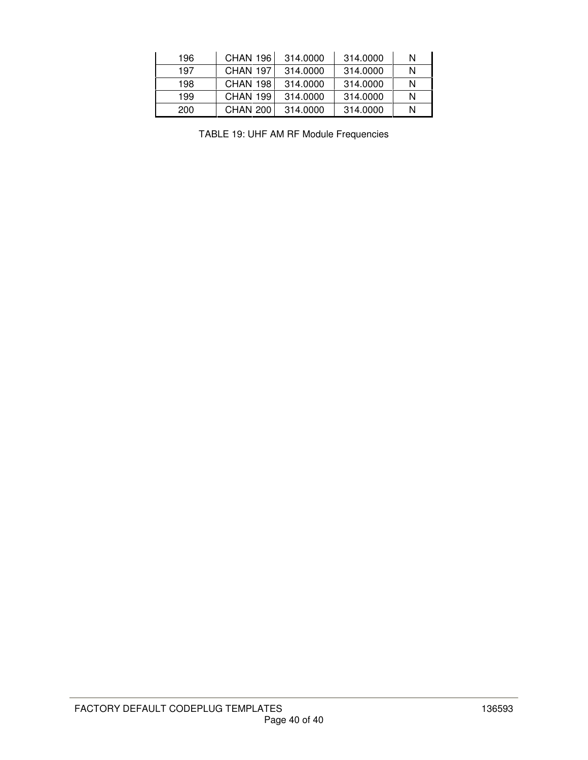| | | | | |
|---|---|---|---|---|
| 196 | CHAN 196 | 314.0000 | 314.0000 | N |
| 197 | CHAN 197 | 314.0000 | 314.0000 | N |
| 198 | CHAN 198 | 314.0000 | 314.0000 | N |
| 199 | CHAN 199 | 314.0000 | 314.0000 | N |
| 200 | CHAN 200 | 314.0000 | 314.0000 | N |

TABLE 19: UHF AM RF Module Frequencies